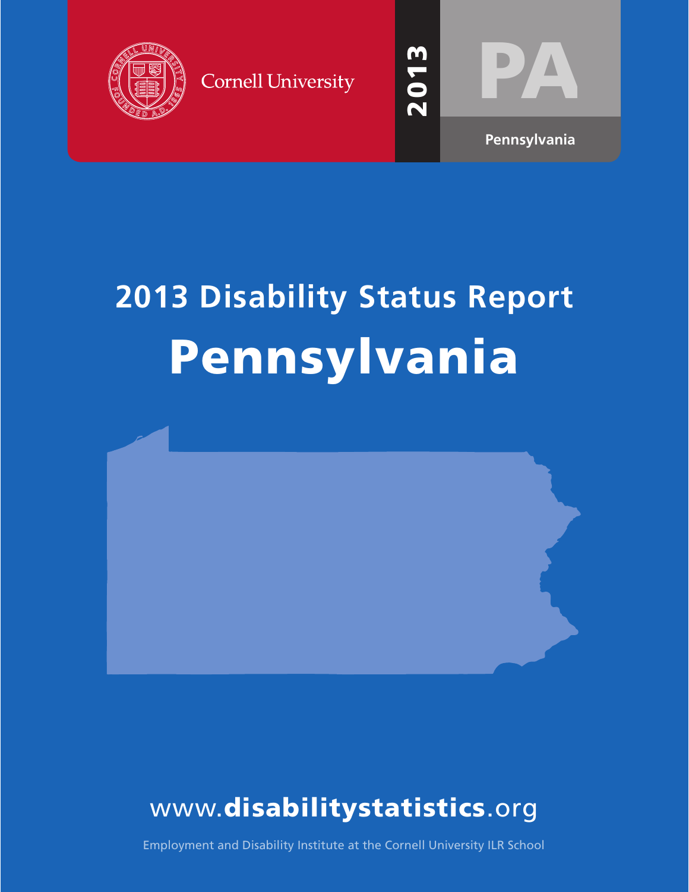Cornell University

2013

PA

Pennsylvania

# 2013 Disability Status Report

# Pennsylvania

www.**disabilitystatistics**.org

Employment and Disability Institute at the Cornell University ILR School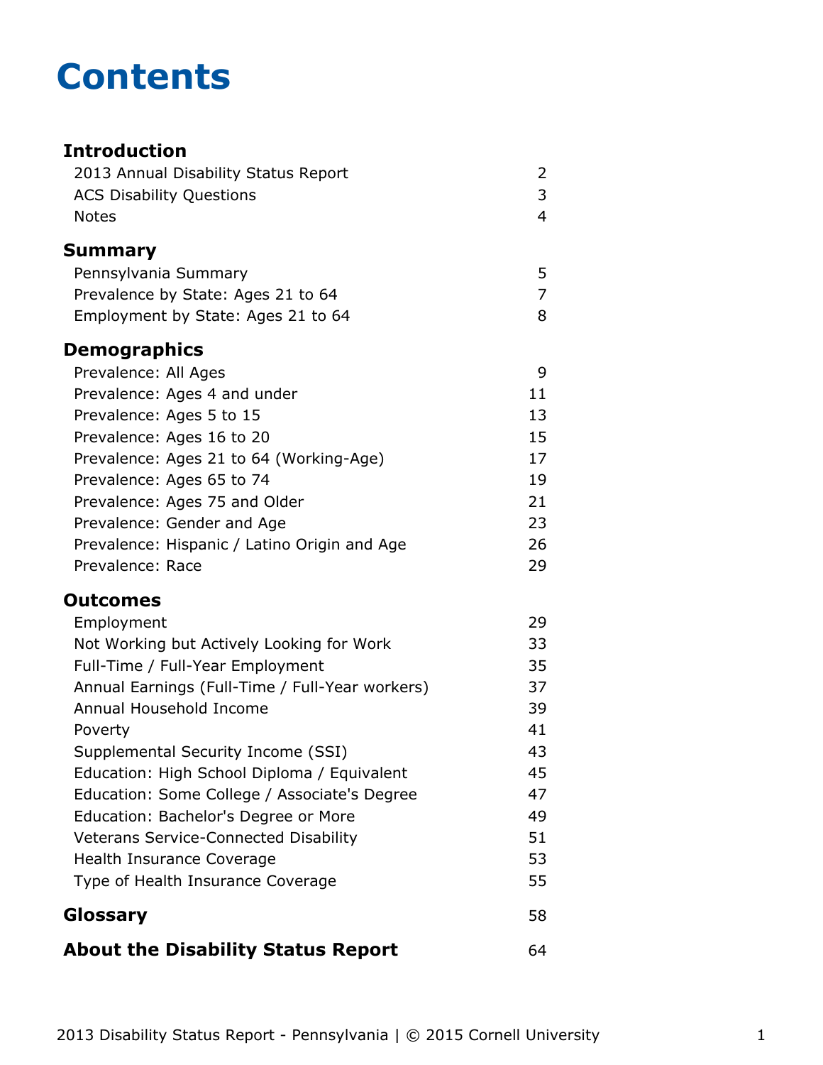# Contents

| | |
|---|---|
| **Introduction** | |
| 2013 Annual Disability Status Report | 2 |
| ACS Disability Questions | 3 |
| Notes | 4 |
| **Summary** | |
| Pennsylvania Summary | 5 |
| Prevalence by State: Ages 21 to 64 | 7 |
| Employment by State: Ages 21 to 64 | 8 |
| **Demographics** | |
| Prevalence: All Ages | 9 |
| Prevalence: Ages 4 and under | 11 |
| Prevalence: Ages 5 to 15 | 13 |
| Prevalence: Ages 16 to 20 | 15 |
| Prevalence: Ages 21 to 64 (Working-Age) | 17 |
| Prevalence: Ages 65 to 74 | 19 |
| Prevalence: Ages 75 and Older | 21 |
| Prevalence: Gender and Age | 23 |
| Prevalence: Hispanic / Latino Origin and Age | 26 |
| Prevalence: Race | 29 |
| **Outcomes** | |
| Employment | 29 |
| Not Working but Actively Looking for Work | 33 |
| Full-Time / Full-Year Employment | 35 |
| Annual Earnings (Full-Time / Full-Year workers) | 37 |
| Annual Household Income | 39 |
| Poverty | 41 |
| Supplemental Security Income (SSI) | 43 |
| Education: High School Diploma / Equivalent | 45 |
| Education: Some College / Associate's Degree | 47 |
| Education: Bachelor's Degree or More | 49 |
| Veterans Service-Connected Disability | 51 |
| Health Insurance Coverage | 53 |
| Type of Health Insurance Coverage | 55 |
| **Glossary** | 58 |
| **About the Disability Status Report** | 64 |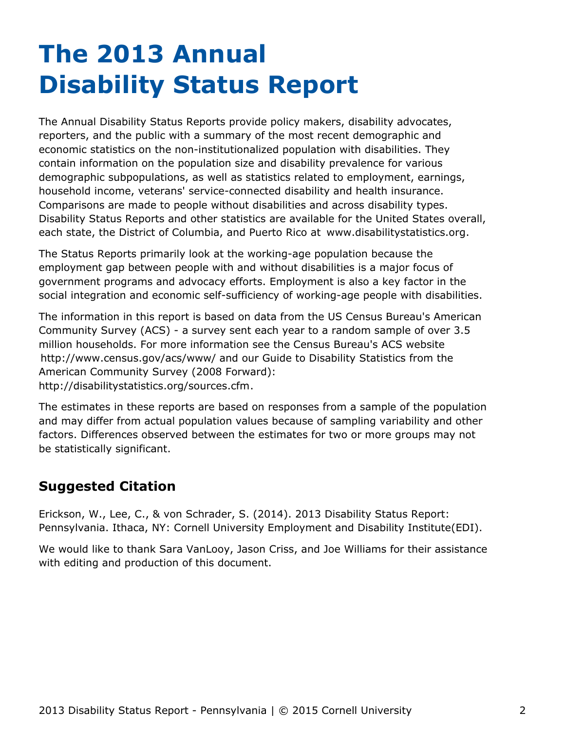# The 2013 Annual Disability Status Report

The Annual Disability Status Reports provide policy makers, disability advocates, reporters, and the public with a summary of the most recent demographic and economic statistics on the non-institutionalized population with disabilities. They contain information on the population size and disability prevalence for various demographic subpopulations, as well as statistics related to employment, earnings, household income, veterans' service-connected disability and health insurance. Comparisons are made to people without disabilities and across disability types. Disability Status Reports and other statistics are available for the United States overall, each state, the District of Columbia, and Puerto Rico at www.disabilitystatistics.org.

The Status Reports primarily look at the working-age population because the employment gap between people with and without disabilities is a major focus of government programs and advocacy efforts. Employment is also a key factor in the social integration and economic self-sufficiency of working-age people with disabilities.

The information in this report is based on data from the US Census Bureau's American Community Survey (ACS) - a survey sent each year to a random sample of over 3.5 million households. For more information see the Census Bureau's ACS website http://www.census.gov/acs/www/ and our Guide to Disability Statistics from the American Community Survey (2008 Forward): http://disabilitystatistics.org/sources.cfm.

The estimates in these reports are based on responses from a sample of the population and may differ from actual population values because of sampling variability and other factors. Differences observed between the estimates for two or more groups may not be statistically significant.

## Suggested Citation

Erickson, W., Lee, C., & von Schrader, S. (2014). 2013 Disability Status Report: Pennsylvania. Ithaca, NY: Cornell University Employment and Disability Institute(EDI).

We would like to thank Sara VanLooy, Jason Criss, and Joe Williams for their assistance with editing and production of this document.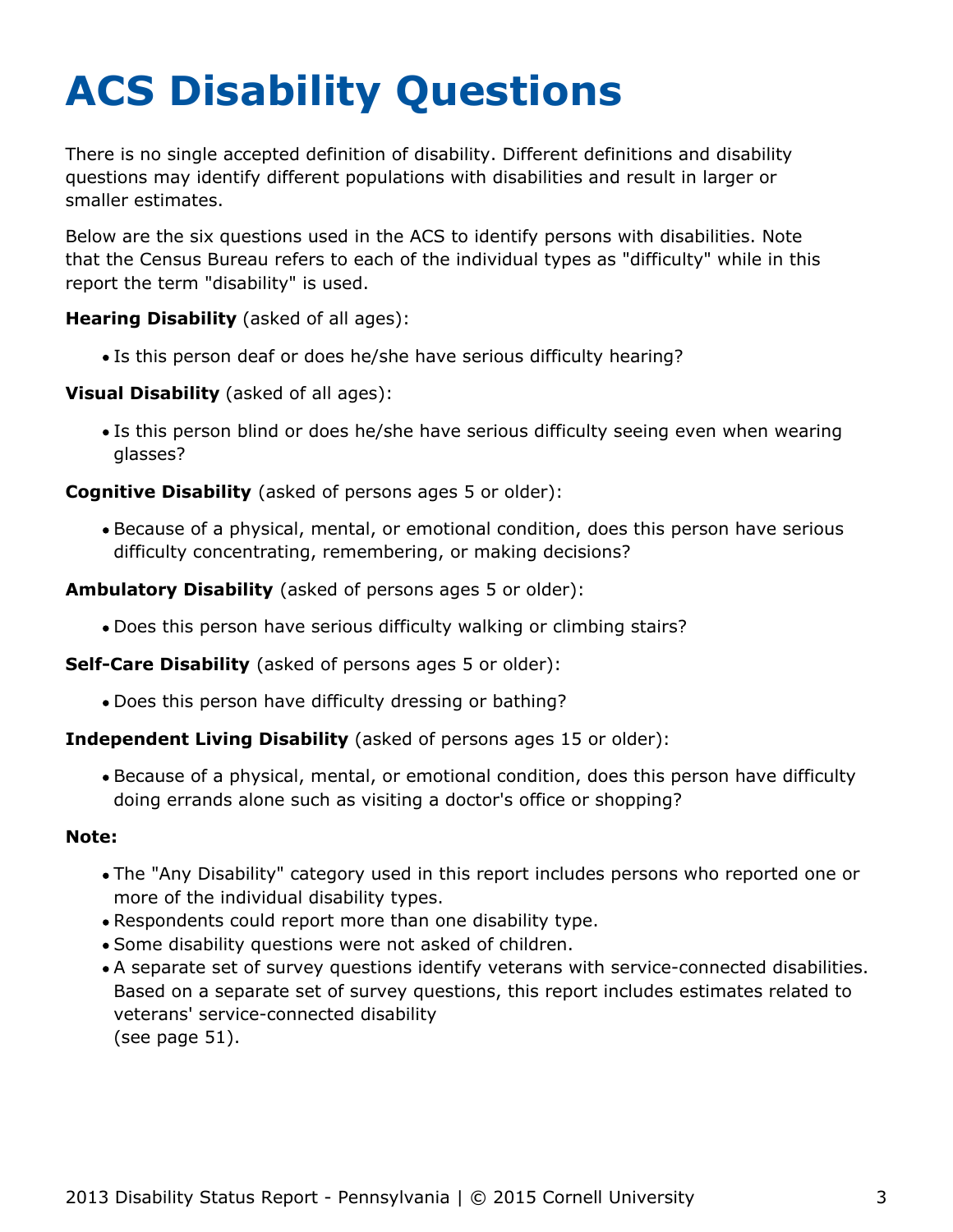# ACS Disability Questions

There is no single accepted definition of disability. Different definitions and disability questions may identify different populations with disabilities and result in larger or smaller estimates.

Below are the six questions used in the ACS to identify persons with disabilities. Note that the Census Bureau refers to each of the individual types as "difficulty" while in this report the term "disability" is used.

**Hearing Disability** (asked of all ages):

- Is this person deaf or does he/she have serious difficulty hearing?

**Visual Disability** (asked of all ages):

- Is this person blind or does he/she have serious difficulty seeing even when wearing glasses?

**Cognitive Disability** (asked of persons ages 5 or older):

- Because of a physical, mental, or emotional condition, does this person have serious difficulty concentrating, remembering, or making decisions?

**Ambulatory Disability** (asked of persons ages 5 or older):

- Does this person have serious difficulty walking or climbing stairs?

**Self-Care Disability** (asked of persons ages 5 or older):

- Does this person have difficulty dressing or bathing?

**Independent Living Disability** (asked of persons ages 15 or older):

- Because of a physical, mental, or emotional condition, does this person have difficulty doing errands alone such as visiting a doctor's office or shopping?

**Note:**

- The "Any Disability" category used in this report includes persons who reported one or more of the individual disability types.
- Respondents could report more than one disability type.
- Some disability questions were not asked of children.
- A separate set of survey questions identify veterans with service-connected disabilities. Based on a separate set of survey questions, this report includes estimates related to veterans' service-connected disability (see page 51).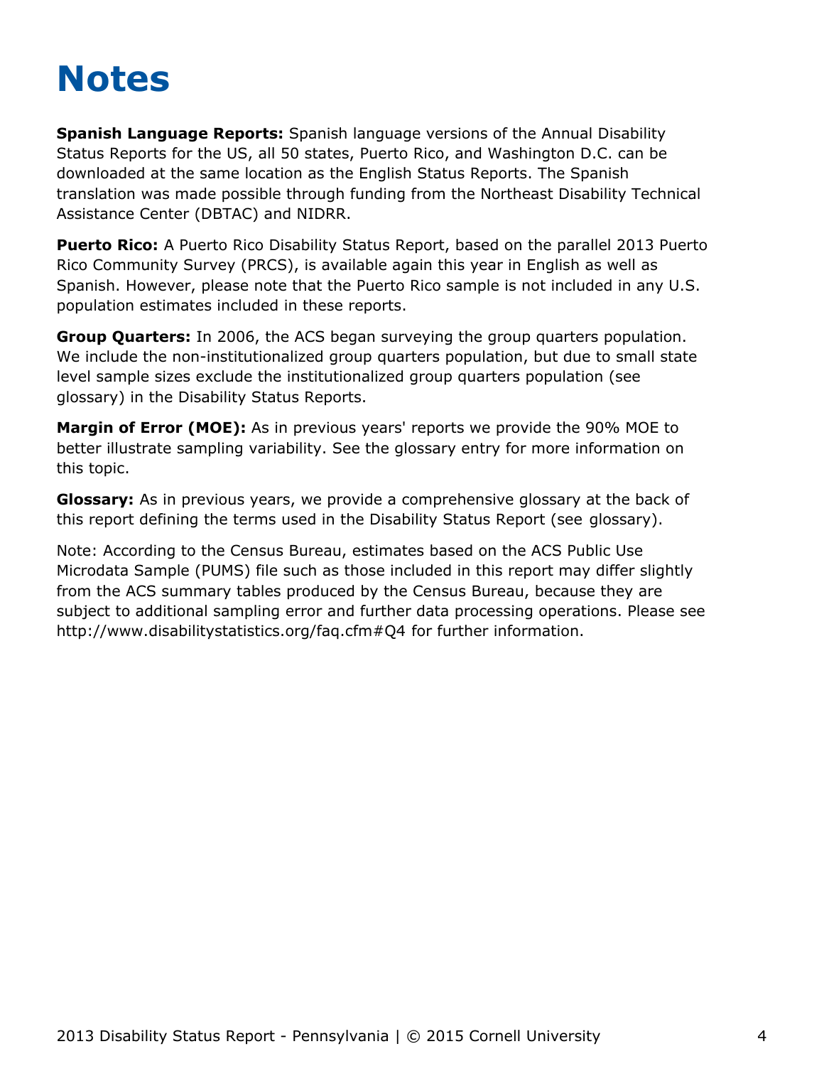# Notes

**Spanish Language Reports:** Spanish language versions of the Annual Disability Status Reports for the US, all 50 states, Puerto Rico, and Washington D.C. can be downloaded at the same location as the English Status Reports. The Spanish translation was made possible through funding from the Northeast Disability Technical Assistance Center (DBTAC) and NIDRR.

**Puerto Rico:** A Puerto Rico Disability Status Report, based on the parallel 2013 Puerto Rico Community Survey (PRCS), is available again this year in English as well as Spanish. However, please note that the Puerto Rico sample is not included in any U.S. population estimates included in these reports.

**Group Quarters:** In 2006, the ACS began surveying the group quarters population. We include the non-institutionalized group quarters population, but due to small state level sample sizes exclude the institutionalized group quarters population (see glossary) in the Disability Status Reports.

**Margin of Error (MOE):** As in previous years' reports we provide the 90% MOE to better illustrate sampling variability. See the glossary entry for more information on this topic.

**Glossary:** As in previous years, we provide a comprehensive glossary at the back of this report defining the terms used in the Disability Status Report (see glossary).

Note: According to the Census Bureau, estimates based on the ACS Public Use Microdata Sample (PUMS) file such as those included in this report may differ slightly from the ACS summary tables produced by the Census Bureau, because they are subject to additional sampling error and further data processing operations. Please see http://www.disabilitystatistics.org/faq.cfm#Q4 for further information.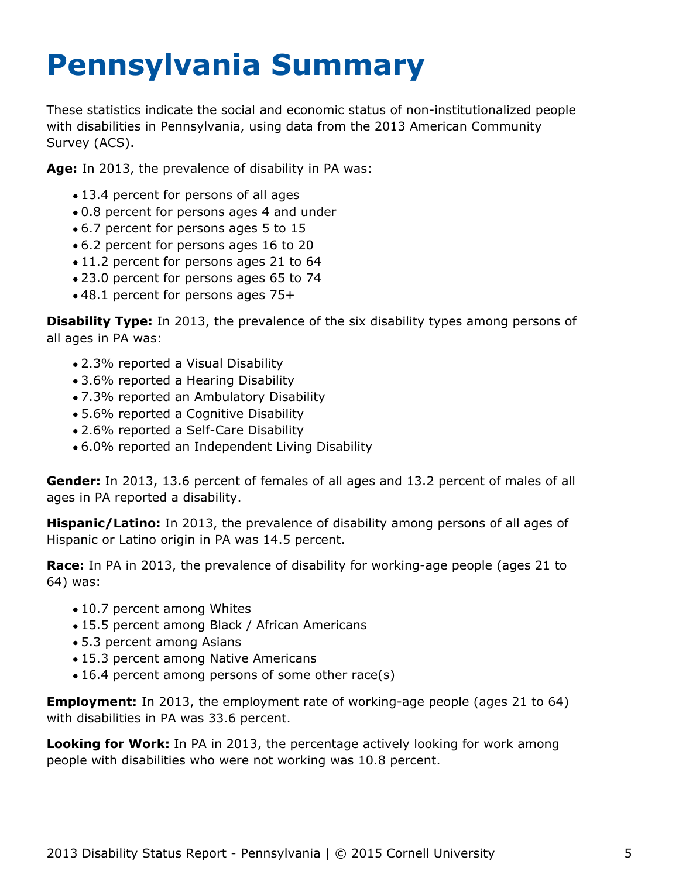# Pennsylvania Summary

These statistics indicate the social and economic status of non-institutionalized people with disabilities in Pennsylvania, using data from the 2013 American Community Survey (ACS).

**Age:** In 2013, the prevalence of disability in PA was:

- 13.4 percent for persons of all ages
- 0.8 percent for persons ages 4 and under
- 6.7 percent for persons ages 5 to 15
- 6.2 percent for persons ages 16 to 20
- 11.2 percent for persons ages 21 to 64
- 23.0 percent for persons ages 65 to 74
- 48.1 percent for persons ages 75+

**Disability Type:** In 2013, the prevalence of the six disability types among persons of all ages in PA was:

- 2.3% reported a Visual Disability
- 3.6% reported a Hearing Disability
- 7.3% reported an Ambulatory Disability
- 5.6% reported a Cognitive Disability
- 2.6% reported a Self-Care Disability
- 6.0% reported an Independent Living Disability

**Gender:** In 2013, 13.6 percent of females of all ages and 13.2 percent of males of all ages in PA reported a disability.

**Hispanic/Latino:** In 2013, the prevalence of disability among persons of all ages of Hispanic or Latino origin in PA was 14.5 percent.

**Race:** In PA in 2013, the prevalence of disability for working-age people (ages 21 to 64) was:

- 10.7 percent among Whites
- 15.5 percent among Black / African Americans
- 5.3 percent among Asians
- 15.3 percent among Native Americans
- 16.4 percent among persons of some other race(s)

**Employment:** In 2013, the employment rate of working-age people (ages 21 to 64) with disabilities in PA was 33.6 percent.

**Looking for Work:** In PA in 2013, the percentage actively looking for work among people with disabilities who were not working was 10.8 percent.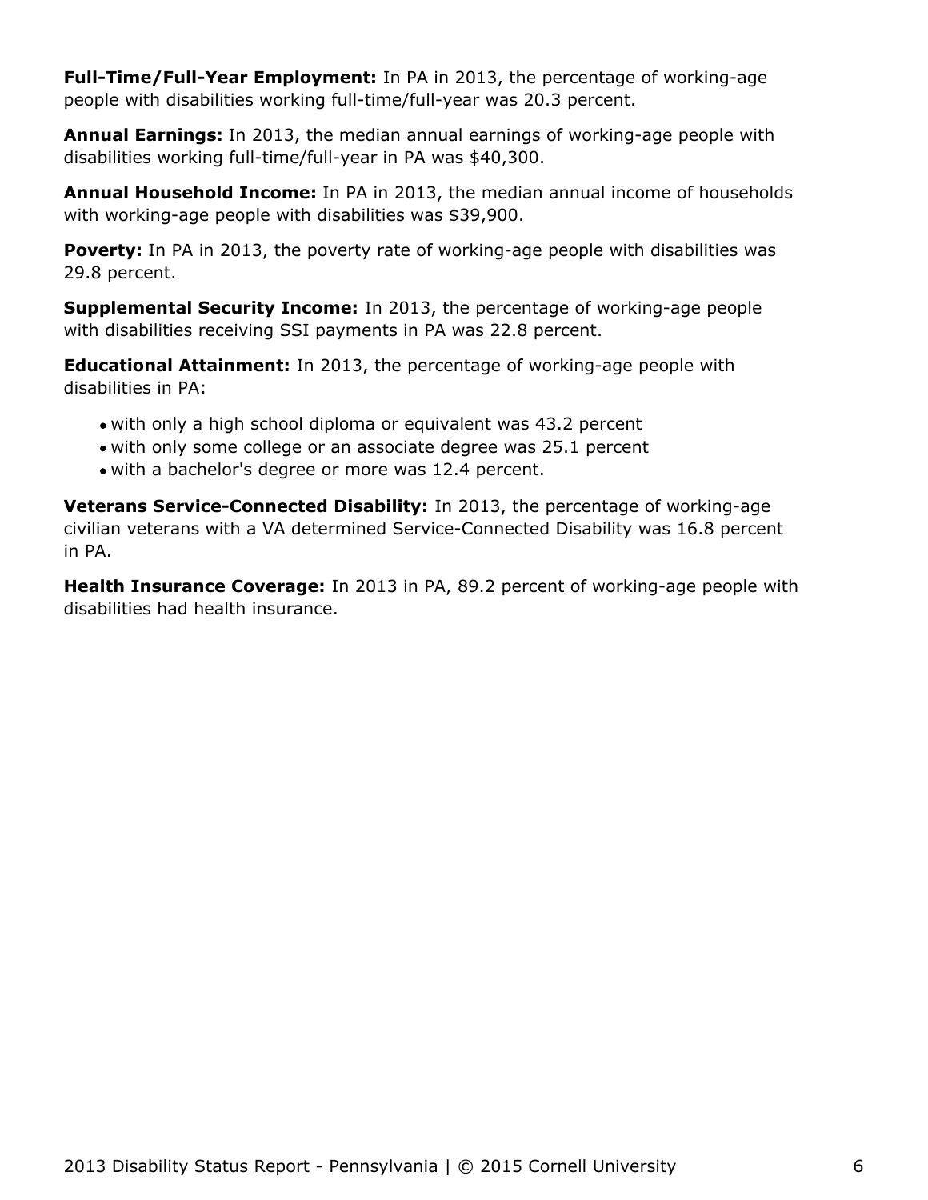**Full-Time/Full-Year Employment:** In PA in 2013, the percentage of working-age people with disabilities working full-time/full-year was 20.3 percent.

**Annual Earnings:** In 2013, the median annual earnings of working-age people with disabilities working full-time/full-year in PA was $40,300.

**Annual Household Income:** In PA in 2013, the median annual income of households with working-age people with disabilities was $39,900.

**Poverty:** In PA in 2013, the poverty rate of working-age people with disabilities was 29.8 percent.

**Supplemental Security Income:** In 2013, the percentage of working-age people with disabilities receiving SSI payments in PA was 22.8 percent.

**Educational Attainment:** In 2013, the percentage of working-age people with disabilities in PA:

- with only a high school diploma or equivalent was 43.2 percent
- with only some college or an associate degree was 25.1 percent
- with a bachelor's degree or more was 12.4 percent.

**Veterans Service-Connected Disability:** In 2013, the percentage of working-age civilian veterans with a VA determined Service-Connected Disability was 16.8 percent in PA.

**Health Insurance Coverage:** In 2013 in PA, 89.2 percent of working-age people with disabilities had health insurance.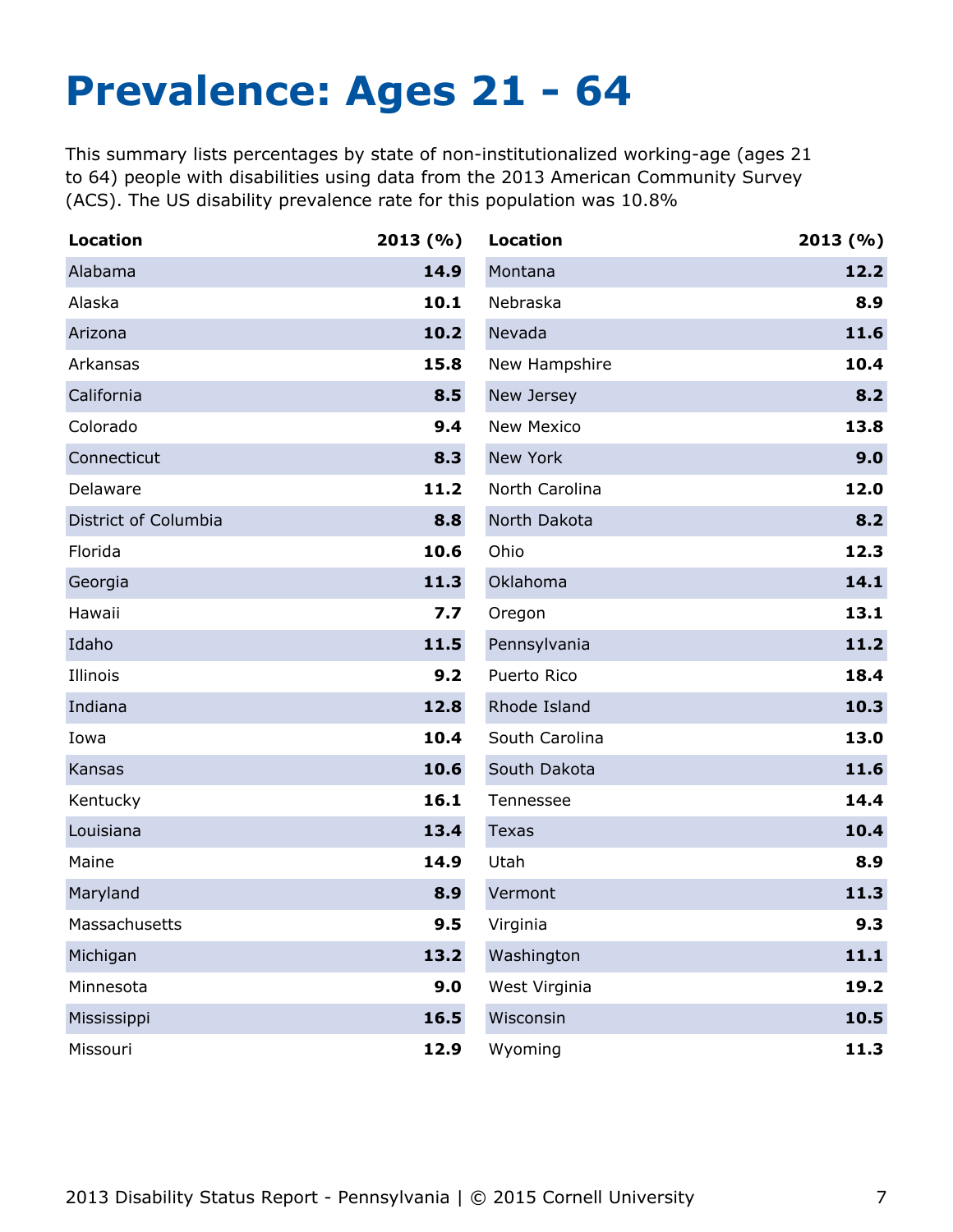# Prevalence: Ages 21 - 64

This summary lists percentages by state of non-institutionalized working-age (ages 21 to 64) people with disabilities using data from the 2013 American Community Survey (ACS). The US disability prevalence rate for this population was 10.8%

| Location | 2013 (%) |
|---|---|
| Alabama | **14.9** |
| Alaska | **10.1** |
| Arizona | **10.2** |
| Arkansas | **15.8** |
| California | **8.5** |
| Colorado | **9.4** |
| Connecticut | **8.3** |
| Delaware | **11.2** |
| District of Columbia | **8.8** |
| Florida | **10.6** |
| Georgia | **11.3** |
| Hawaii | **7.7** |
| Idaho | **11.5** |
| Illinois | **9.2** |
| Indiana | **12.8** |
| Iowa | **10.4** |
| Kansas | **10.6** |
| Kentucky | **16.1** |
| Louisiana | **13.4** |
| Maine | **14.9** |
| Maryland | **8.9** |
| Massachusetts | **9.5** |
| Michigan | **13.2** |
| Minnesota | **9.0** |
| Mississippi | **16.5** |
| Missouri | **12.9** |
| Montana | **12.2** |
| Nebraska | **8.9** |
| Nevada | **11.6** |
| New Hampshire | **10.4** |
| New Jersey | **8.2** |
| New Mexico | **13.8** |
| New York | **9.0** |
| North Carolina | **12.0** |
| North Dakota | **8.2** |
| Ohio | **12.3** |
| Oklahoma | **14.1** |
| Oregon | **13.1** |
| Pennsylvania | **11.2** |
| Puerto Rico | **18.4** |
| Rhode Island | **10.3** |
| South Carolina | **13.0** |
| South Dakota | **11.6** |
| Tennessee | **14.4** |
| Texas | **10.4** |
| Utah | **8.9** |
| Vermont | **11.3** |
| Virginia | **9.3** |
| Washington | **11.1** |
| West Virginia | **19.2** |
| Wisconsin | **10.5** |
| Wyoming | **11.3** |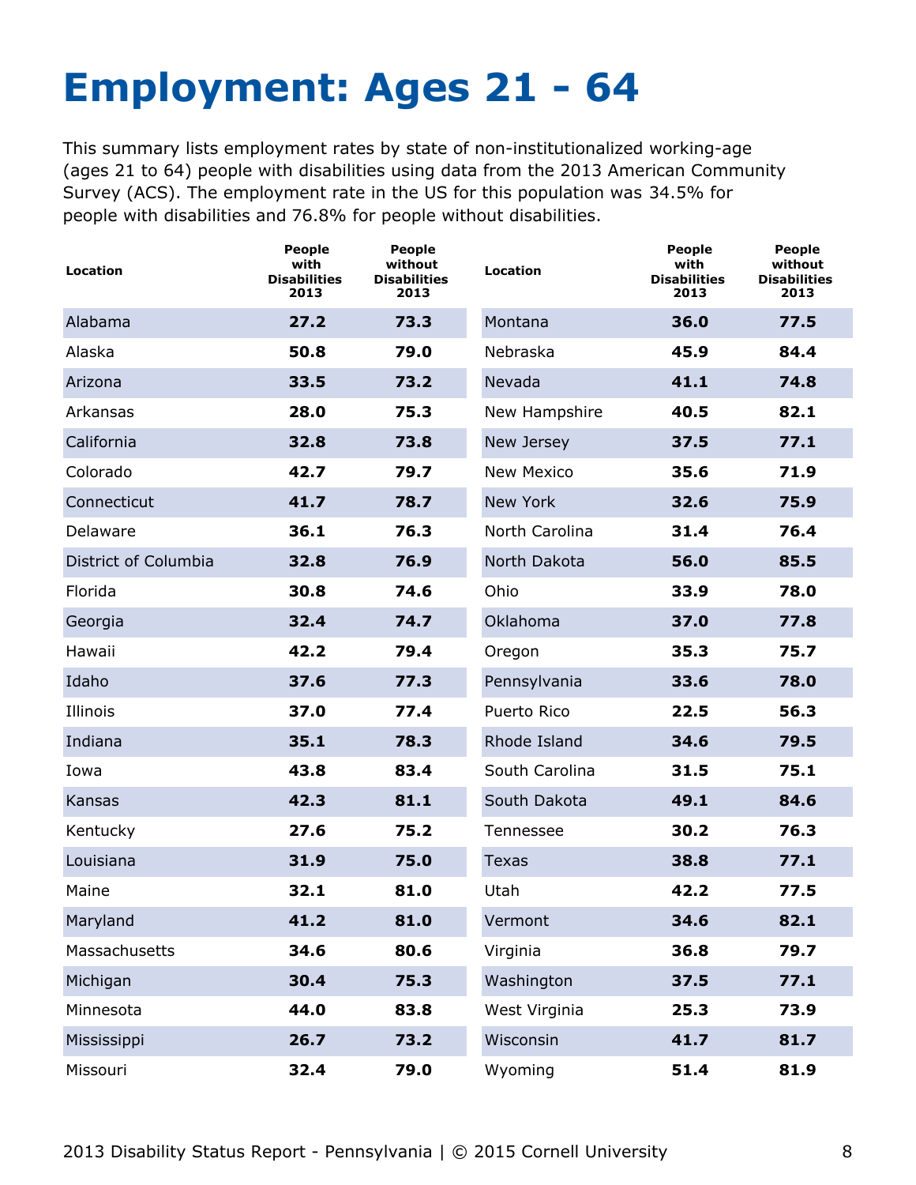# Employment: Ages 21 - 64

This summary lists employment rates by state of non-institutionalized working-age (ages 21 to 64) people with disabilities using data from the 2013 American Community Survey (ACS). The employment rate in the US for this population was 34.5% for people with disabilities and 76.8% for people without disabilities.

| Location | People with Disabilities 2013 | People without Disabilities 2013 |
|---|---|---|
| Alabama | **27.2** | **73.3** |
| Alaska | **50.8** | **79.0** |
| Arizona | **33.5** | **73.2** |
| Arkansas | **28.0** | **75.3** |
| California | **32.8** | **73.8** |
| Colorado | **42.7** | **79.7** |
| Connecticut | **41.7** | **78.7** |
| Delaware | **36.1** | **76.3** |
| District of Columbia | **32.8** | **76.9** |
| Florida | **30.8** | **74.6** |
| Georgia | **32.4** | **74.7** |
| Hawaii | **42.2** | **79.4** |
| Idaho | **37.6** | **77.3** |
| Illinois | **37.0** | **77.4** |
| Indiana | **35.1** | **78.3** |
| Iowa | **43.8** | **83.4** |
| Kansas | **42.3** | **81.1** |
| Kentucky | **27.6** | **75.2** |
| Louisiana | **31.9** | **75.0** |
| Maine | **32.1** | **81.0** |
| Maryland | **41.2** | **81.0** |
| Massachusetts | **34.6** | **80.6** |
| Michigan | **30.4** | **75.3** |
| Minnesota | **44.0** | **83.8** |
| Mississippi | **26.7** | **73.2** |
| Missouri | **32.4** | **79.0** |
| Montana | **36.0** | **77.5** |
| Nebraska | **45.9** | **84.4** |
| Nevada | **41.1** | **74.8** |
| New Hampshire | **40.5** | **82.1** |
| New Jersey | **37.5** | **77.1** |
| New Mexico | **35.6** | **71.9** |
| New York | **32.6** | **75.9** |
| North Carolina | **31.4** | **76.4** |
| North Dakota | **56.0** | **85.5** |
| Ohio | **33.9** | **78.0** |
| Oklahoma | **37.0** | **77.8** |
| Oregon | **35.3** | **75.7** |
| Pennsylvania | **33.6** | **78.0** |
| Puerto Rico | **22.5** | **56.3** |
| Rhode Island | **34.6** | **79.5** |
| South Carolina | **31.5** | **75.1** |
| South Dakota | **49.1** | **84.6** |
| Tennessee | **30.2** | **76.3** |
| Texas | **38.8** | **77.1** |
| Utah | **42.2** | **77.5** |
| Vermont | **34.6** | **82.1** |
| Virginia | **36.8** | **79.7** |
| Washington | **37.5** | **77.1** |
| West Virginia | **25.3** | **73.9** |
| Wisconsin | **41.7** | **81.7** |
| Wyoming | **51.4** | **81.9** |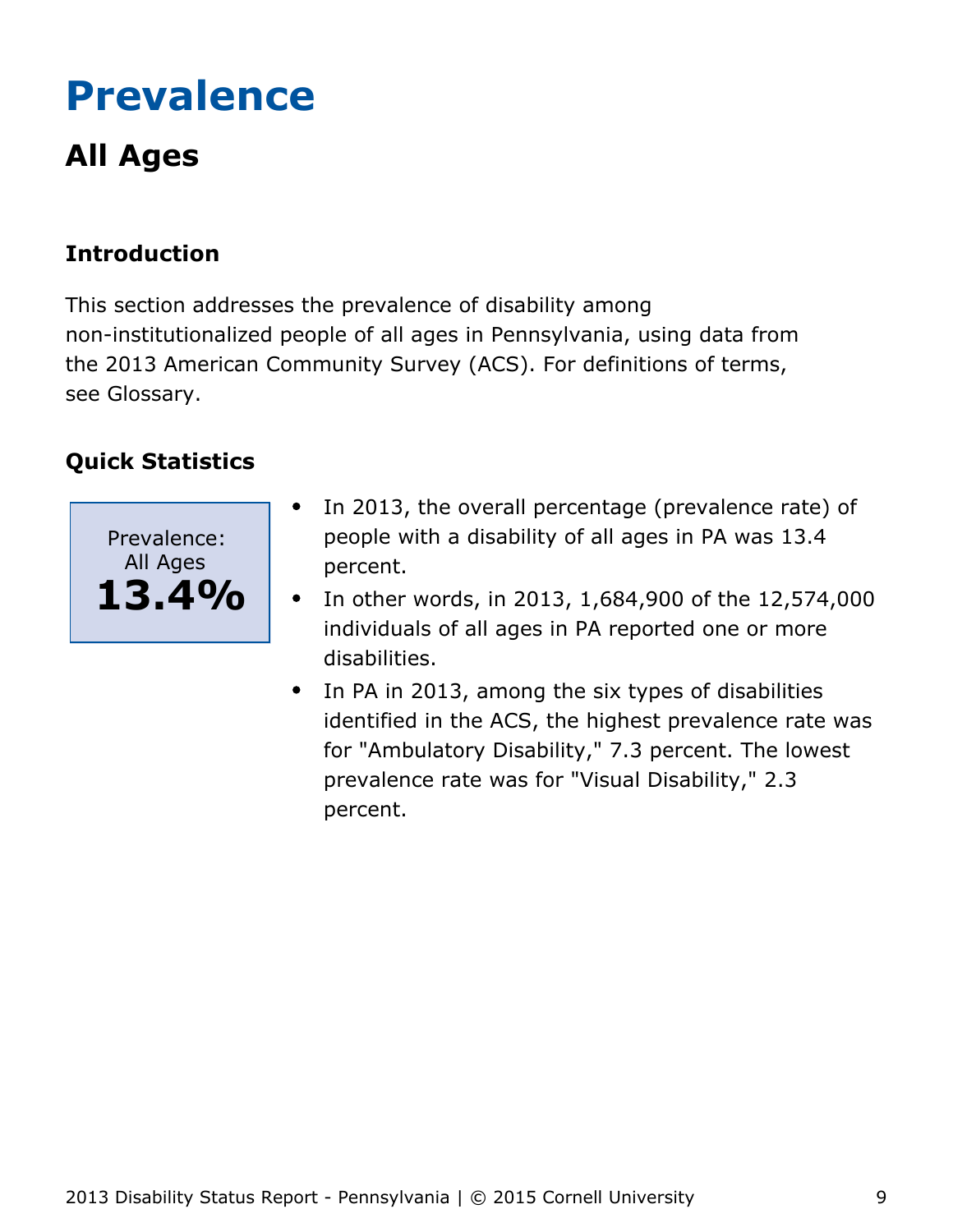# Prevalence

## All Ages

### Introduction

This section addresses the prevalence of disability among non-institutionalized people of all ages in Pennsylvania, using data from the 2013 American Community Survey (ACS). For definitions of terms, see Glossary.

### Quick Statistics

Prevalence: All Ages
**13.4%**

- In 2013, the overall percentage (prevalence rate) of people with a disability of all ages in PA was 13.4 percent.
- In other words, in 2013, 1,684,900 of the 12,574,000 individuals of all ages in PA reported one or more disabilities.
- In PA in 2013, among the six types of disabilities identified in the ACS, the highest prevalence rate was for "Ambulatory Disability," 7.3 percent. The lowest prevalence rate was for "Visual Disability," 2.3 percent.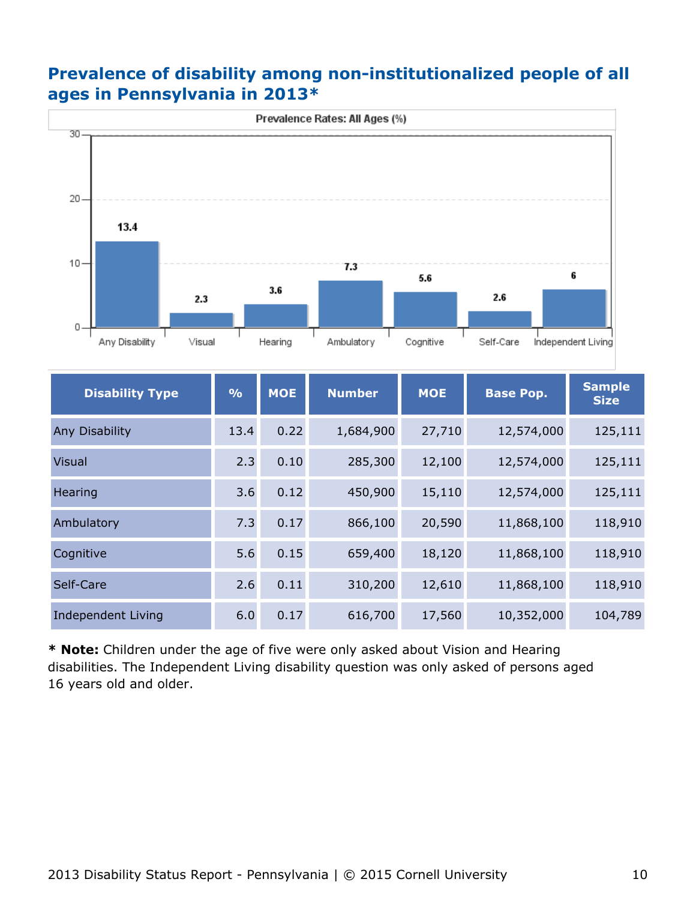## Prevalence of disability among non-institutionalized people of all ages in Pennsylvania in 2013*

Prevalence Rates: All Ages (%)

| Disability Type | % | MOE | Number | MOE | Base Pop. | Sample Size |
|---|---|---|---|---|---|---|
| Any Disability | 13.4 | 0.22 | 1,684,900 | 27,710 | 12,574,000 | 125,111 |
| Visual | 2.3 | 0.10 | 285,300 | 12,100 | 12,574,000 | 125,111 |
| Hearing | 3.6 | 0.12 | 450,900 | 15,110 | 12,574,000 | 125,111 |
| Ambulatory | 7.3 | 0.17 | 866,100 | 20,590 | 11,868,100 | 118,910 |
| Cognitive | 5.6 | 0.15 | 659,400 | 18,120 | 11,868,100 | 118,910 |
| Self-Care | 2.6 | 0.11 | 310,200 | 12,610 | 11,868,100 | 118,910 |
| Independent Living | 6.0 | 0.17 | 616,700 | 17,560 | 10,352,000 | 104,789 |

**\* Note:** Children under the age of five were only asked about Vision and Hearing disabilities. The Independent Living disability question was only asked of persons aged 16 years old and older.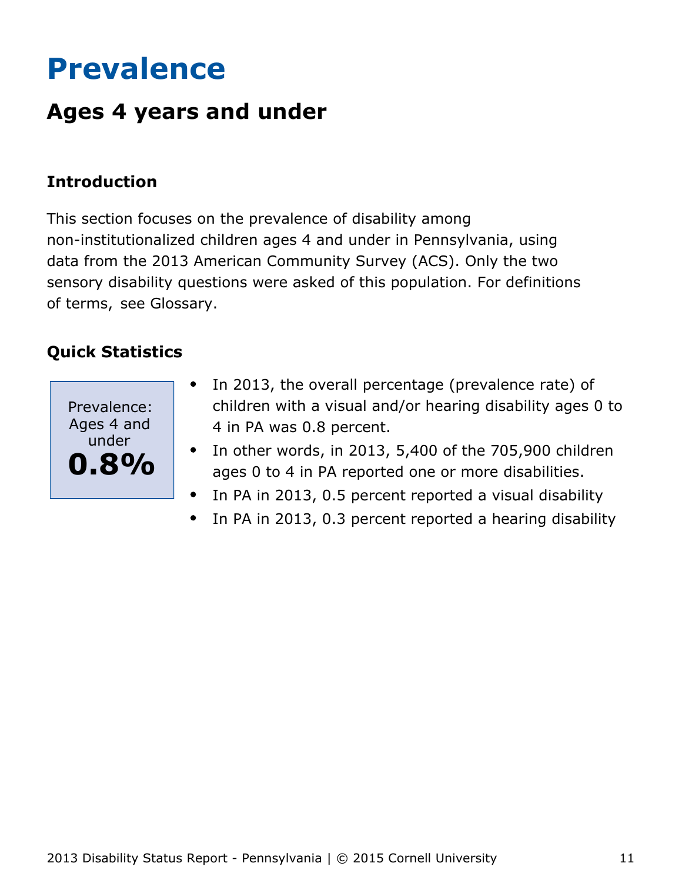# Prevalence

## Ages 4 years and under

### Introduction

This section focuses on the prevalence of disability among non-institutionalized children ages 4 and under in Pennsylvania, using data from the 2013 American Community Survey (ACS). Only the two sensory disability questions were asked of this population. For definitions of terms, see Glossary.

### Quick Statistics

Prevalence: Ages 4 and under
**0.8%**

- In 2013, the overall percentage (prevalence rate) of children with a visual and/or hearing disability ages 0 to 4 in PA was 0.8 percent.
- In other words, in 2013, 5,400 of the 705,900 children ages 0 to 4 in PA reported one or more disabilities.
- In PA in 2013, 0.5 percent reported a visual disability
- In PA in 2013, 0.3 percent reported a hearing disability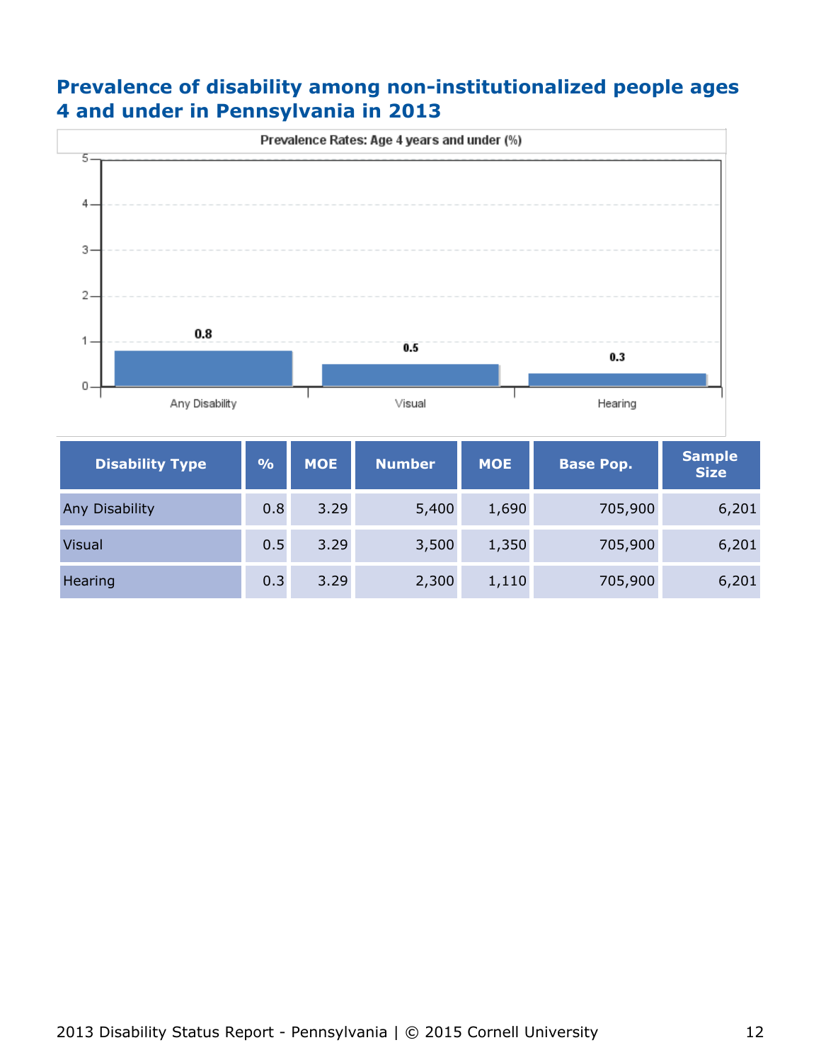## Prevalence of disability among non-institutionalized people ages 4 and under in Pennsylvania in 2013

| Disability Type | % | MOE | Number | MOE | Base Pop. | Sample Size |
|---|---|---|---|---|---|---|
| Any Disability | 0.8 | 3.29 | 5,400 | 1,690 | 705,900 | 6,201 |
| Visual | 0.5 | 3.29 | 3,500 | 1,350 | 705,900 | 6,201 |
| Hearing | 0.3 | 3.29 | 2,300 | 1,110 | 705,900 | 6,201 |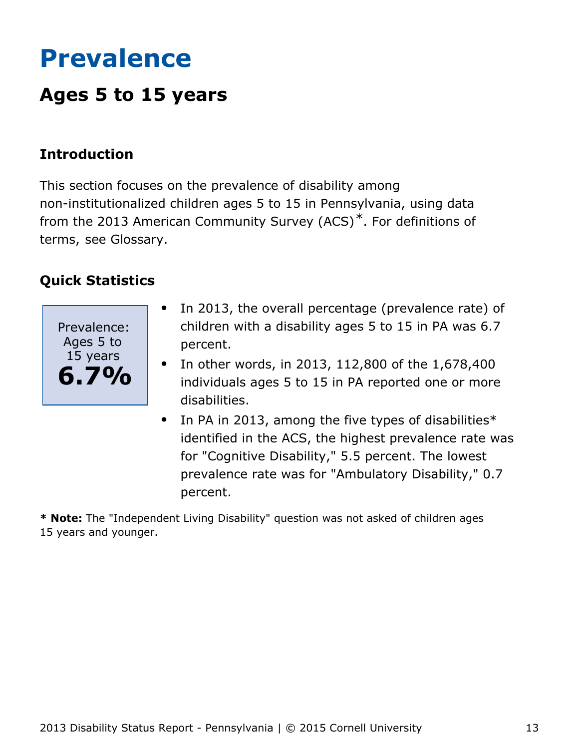# Prevalence

## Ages 5 to 15 years

### Introduction

This section focuses on the prevalence of disability among non-institutionalized children ages 5 to 15 in Pennsylvania, using data from the 2013 American Community Survey (ACS)*. For definitions of terms, see Glossary.

### Quick Statistics

Prevalence: Ages 5 to 15 years
**6.7%**

- In 2013, the overall percentage (prevalence rate) of children with a disability ages 5 to 15 in PA was 6.7 percent.
- In other words, in 2013, 112,800 of the 1,678,400 individuals ages 5 to 15 in PA reported one or more disabilities.
- In PA in 2013, among the five types of disabilities* identified in the ACS, the highest prevalence rate was for "Cognitive Disability," 5.5 percent. The lowest prevalence rate was for "Ambulatory Disability," 0.7 percent.

**\* Note:** The "Independent Living Disability" question was not asked of children ages 15 years and younger.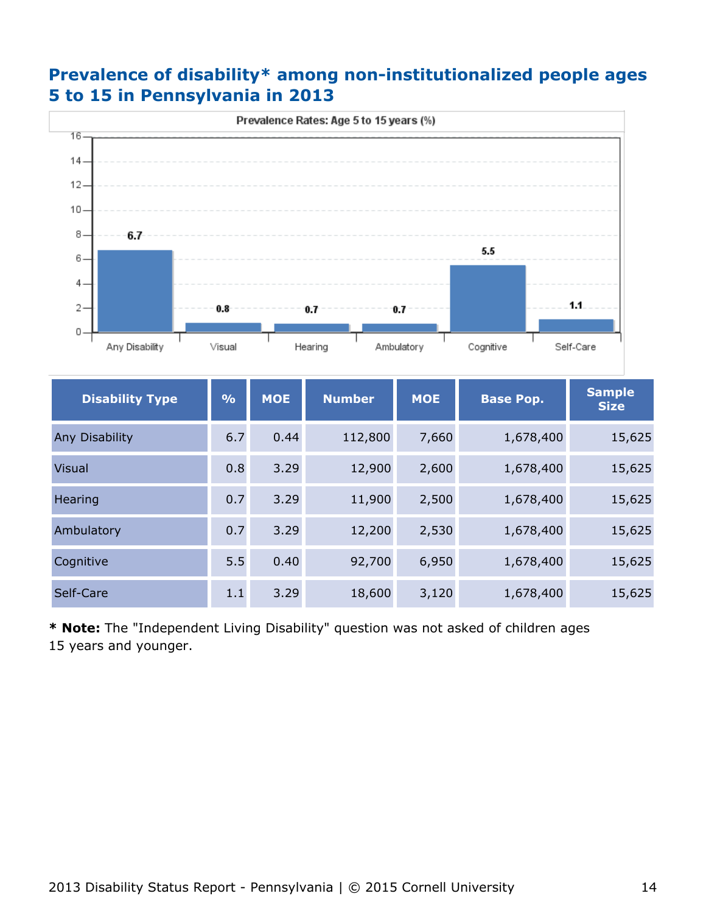## Prevalence of disability* among non-institutionalized people ages 5 to 15 in Pennsylvania in 2013

Prevalence Rates: Age 5 to 15 years (%)

| Disability Type | % | MOE | Number | MOE | Base Pop. | Sample Size |
|---|---|---|---|---|---|---|
| Any Disability | 6.7 | 0.44 | 112,800 | 7,660 | 1,678,400 | 15,625 |
| Visual | 0.8 | 3.29 | 12,900 | 2,600 | 1,678,400 | 15,625 |
| Hearing | 0.7 | 3.29 | 11,900 | 2,500 | 1,678,400 | 15,625 |
| Ambulatory | 0.7 | 3.29 | 12,200 | 2,530 | 1,678,400 | 15,625 |
| Cognitive | 5.5 | 0.40 | 92,700 | 6,950 | 1,678,400 | 15,625 |
| Self-Care | 1.1 | 3.29 | 18,600 | 3,120 | 1,678,400 | 15,625 |

**\* Note:** The "Independent Living Disability" question was not asked of children ages 15 years and younger.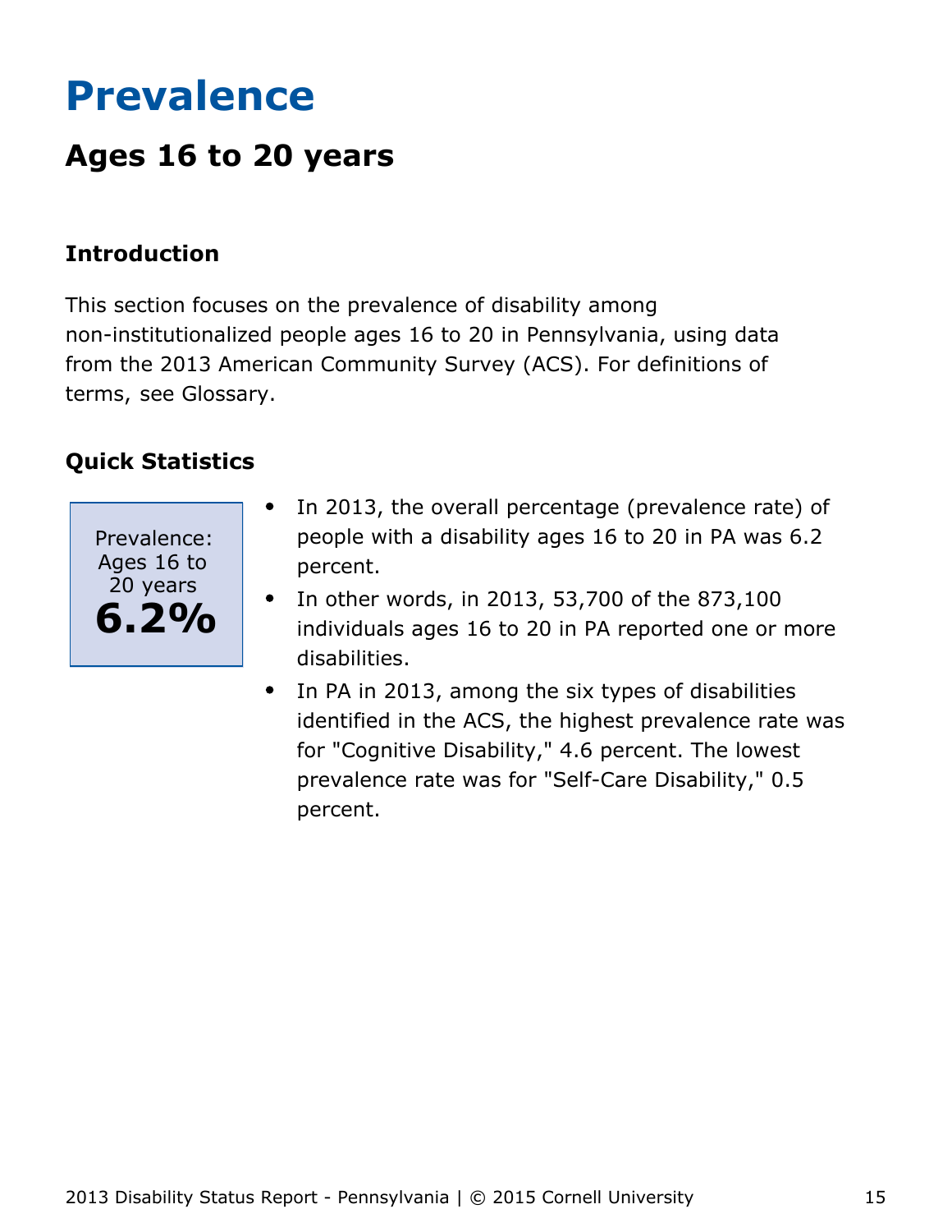# Prevalence

## Ages 16 to 20 years

### Introduction

This section focuses on the prevalence of disability among non-institutionalized people ages 16 to 20 in Pennsylvania, using data from the 2013 American Community Survey (ACS). For definitions of terms, see Glossary.

### Quick Statistics

Prevalence: Ages 16 to 20 years
**6.2%**

- In 2013, the overall percentage (prevalence rate) of people with a disability ages 16 to 20 in PA was 6.2 percent.
- In other words, in 2013, 53,700 of the 873,100 individuals ages 16 to 20 in PA reported one or more disabilities.
- In PA in 2013, among the six types of disabilities identified in the ACS, the highest prevalence rate was for "Cognitive Disability," 4.6 percent. The lowest prevalence rate was for "Self-Care Disability," 0.5 percent.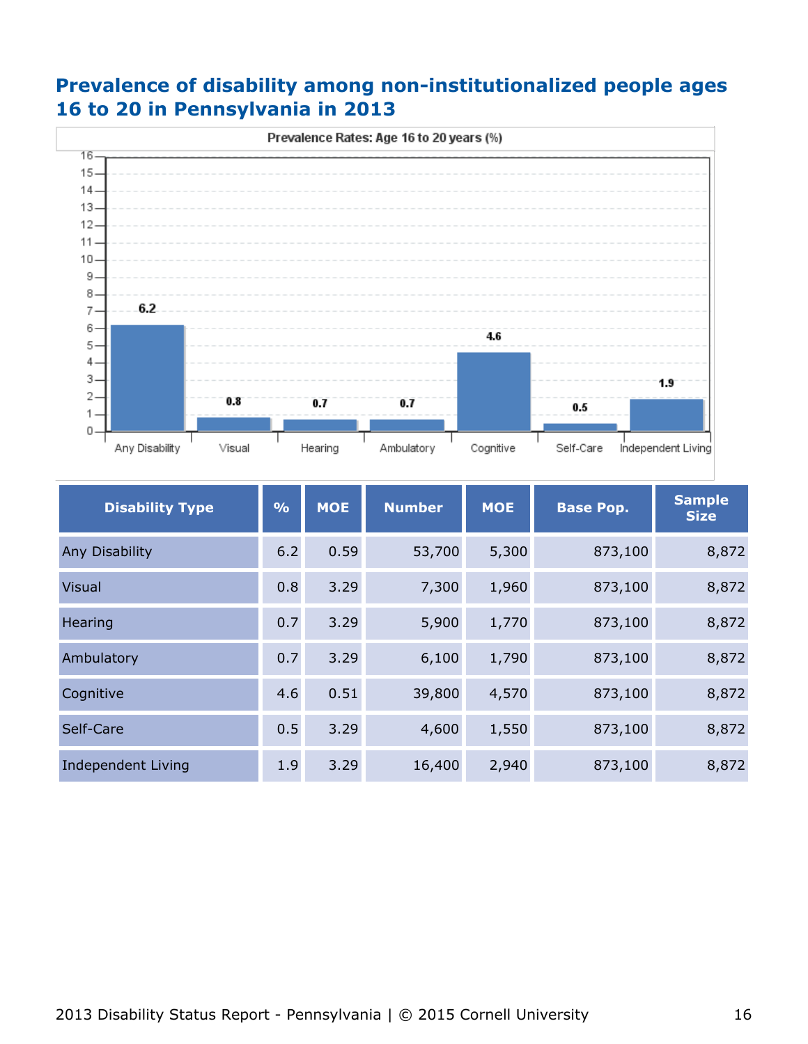## Prevalence of disability among non-institutionalized people ages 16 to 20 in Pennsylvania in 2013

Prevalence Rates: Age 16 to 20 years (%)

| Disability Type | % | MOE | Number | MOE | Base Pop. | Sample Size |
|---|---|---|---|---|---|---|
| Any Disability | 6.2 | 0.59 | 53,700 | 5,300 | 873,100 | 8,872 |
| Visual | 0.8 | 3.29 | 7,300 | 1,960 | 873,100 | 8,872 |
| Hearing | 0.7 | 3.29 | 5,900 | 1,770 | 873,100 | 8,872 |
| Ambulatory | 0.7 | 3.29 | 6,100 | 1,790 | 873,100 | 8,872 |
| Cognitive | 4.6 | 0.51 | 39,800 | 4,570 | 873,100 | 8,872 |
| Self-Care | 0.5 | 3.29 | 4,600 | 1,550 | 873,100 | 8,872 |
| Independent Living | 1.9 | 3.29 | 16,400 | 2,940 | 873,100 | 8,872 |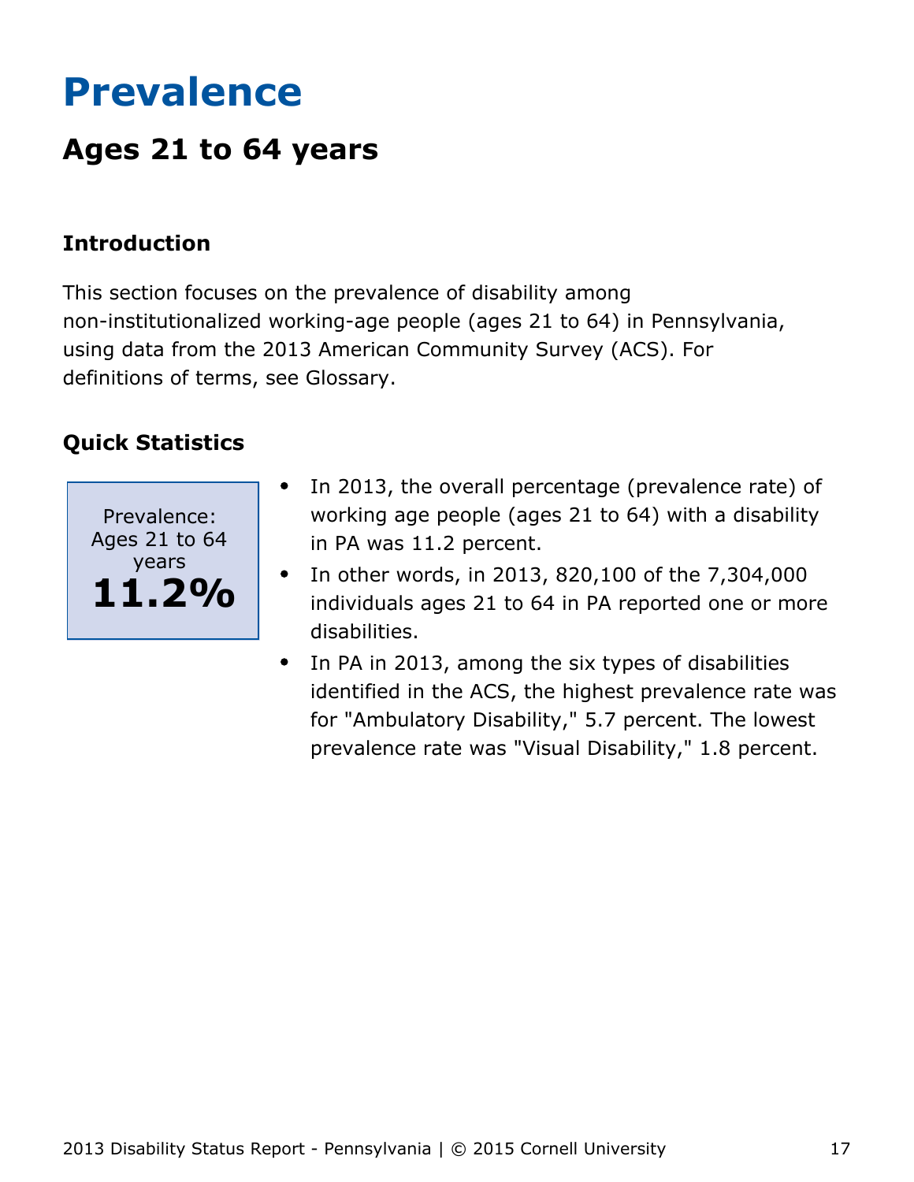# Prevalence

## Ages 21 to 64 years

### Introduction

This section focuses on the prevalence of disability among non-institutionalized working-age people (ages 21 to 64) in Pennsylvania, using data from the 2013 American Community Survey (ACS). For definitions of terms, see Glossary.

### Quick Statistics

Prevalence: Ages 21 to 64 years

**11.2%**

- In 2013, the overall percentage (prevalence rate) of working age people (ages 21 to 64) with a disability in PA was 11.2 percent.
- In other words, in 2013, 820,100 of the 7,304,000 individuals ages 21 to 64 in PA reported one or more disabilities.
- In PA in 2013, among the six types of disabilities identified in the ACS, the highest prevalence rate was for "Ambulatory Disability," 5.7 percent. The lowest prevalence rate was "Visual Disability," 1.8 percent.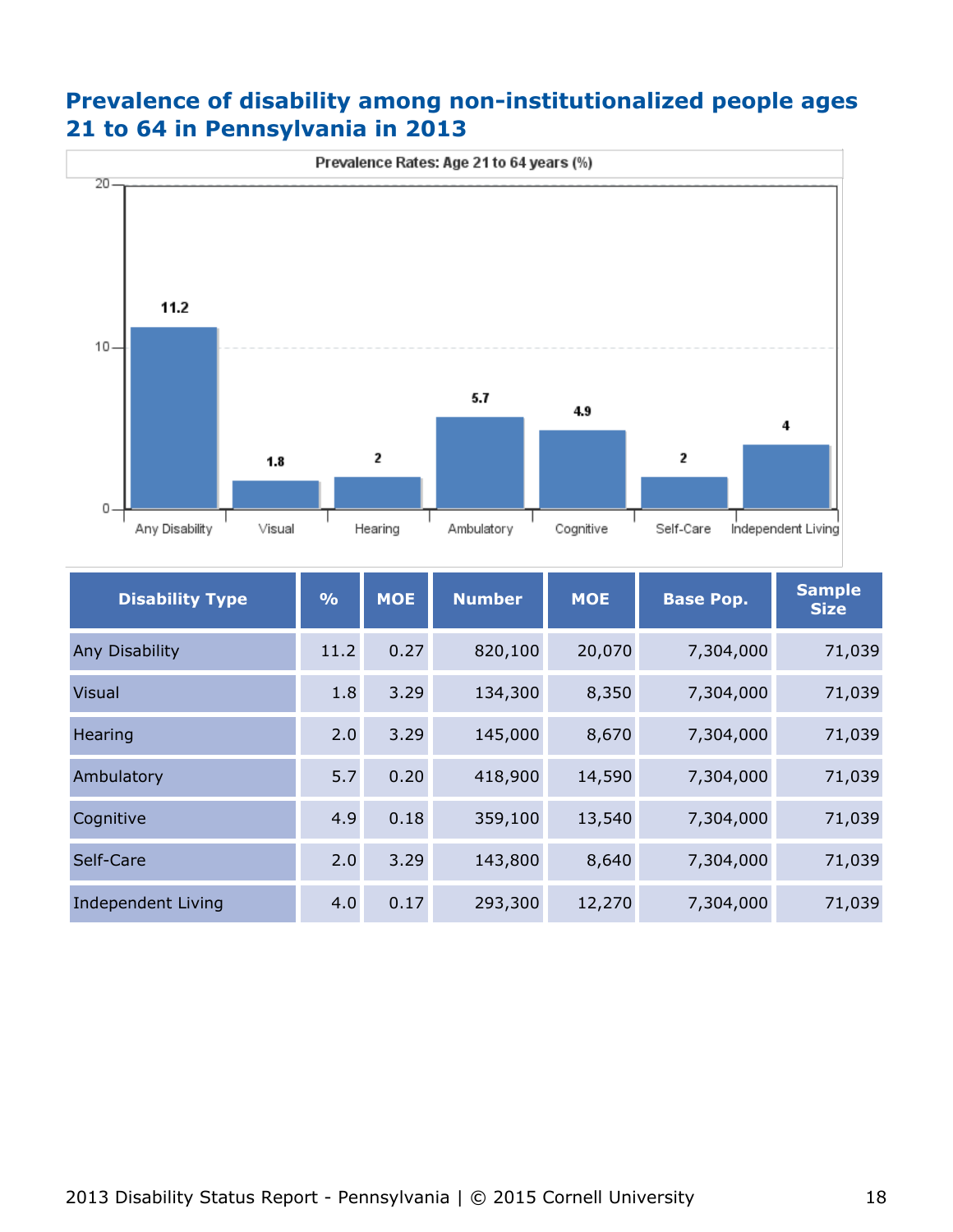# Prevalence of disability among non-institutionalized people ages 21 to 64 in Pennsylvania in 2013

Prevalence Rates: Age 21 to 64 years (%)

| Disability Type | % | MOE | Number | MOE | Base Pop. | Sample Size |
|---|---|---|---|---|---|---|
| Any Disability | 11.2 | 0.27 | 820,100 | 20,070 | 7,304,000 | 71,039 |
| Visual | 1.8 | 3.29 | 134,300 | 8,350 | 7,304,000 | 71,039 |
| Hearing | 2.0 | 3.29 | 145,000 | 8,670 | 7,304,000 | 71,039 |
| Ambulatory | 5.7 | 0.20 | 418,900 | 14,590 | 7,304,000 | 71,039 |
| Cognitive | 4.9 | 0.18 | 359,100 | 13,540 | 7,304,000 | 71,039 |
| Self-Care | 2.0 | 3.29 | 143,800 | 8,640 | 7,304,000 | 71,039 |
| Independent Living | 4.0 | 0.17 | 293,300 | 12,270 | 7,304,000 | 71,039 |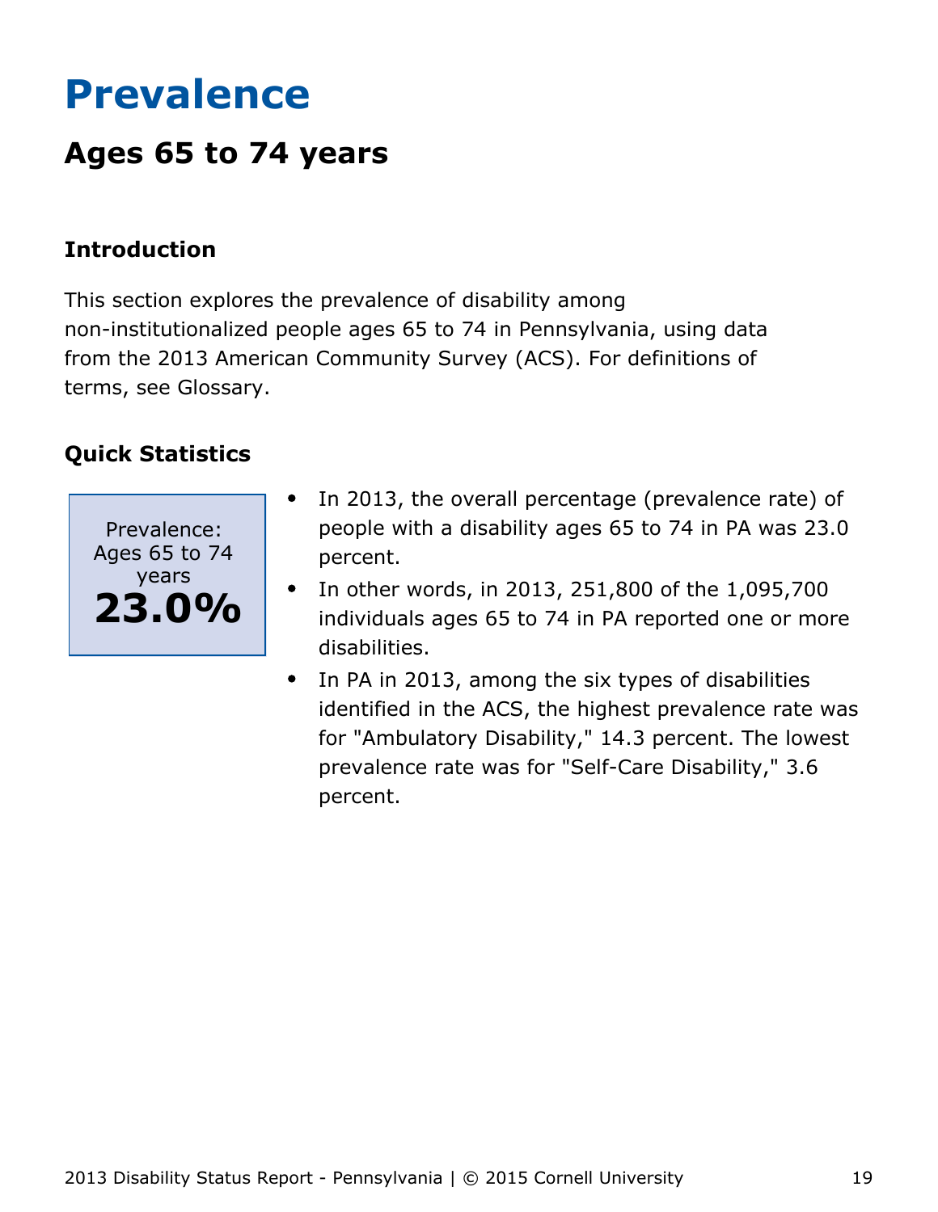# Prevalence

## Ages 65 to 74 years

### Introduction

This section explores the prevalence of disability among non-institutionalized people ages 65 to 74 in Pennsylvania, using data from the 2013 American Community Survey (ACS). For definitions of terms, see Glossary.

### Quick Statistics

Prevalence: Ages 65 to 74 years
**23.0%**

- In 2013, the overall percentage (prevalence rate) of people with a disability ages 65 to 74 in PA was 23.0 percent.
- In other words, in 2013, 251,800 of the 1,095,700 individuals ages 65 to 74 in PA reported one or more disabilities.
- In PA in 2013, among the six types of disabilities identified in the ACS, the highest prevalence rate was for "Ambulatory Disability," 14.3 percent. The lowest prevalence rate was for "Self-Care Disability," 3.6 percent.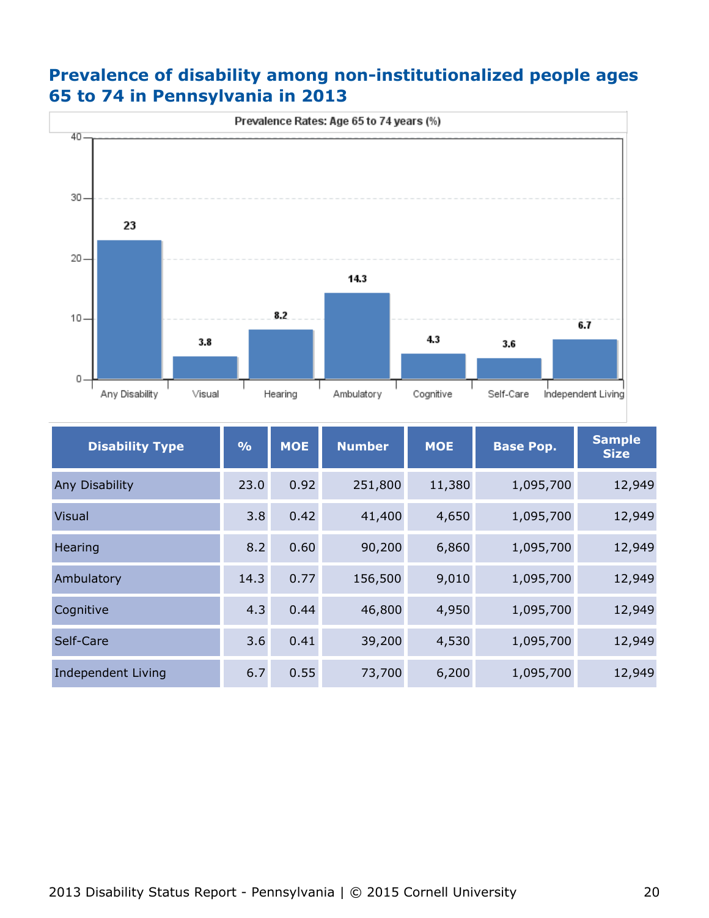# Prevalence of disability among non-institutionalized people ages 65 to 74 in Pennsylvania in 2013

| Disability Type | % | MOE | Number | MOE | Base Pop. | Sample Size |
|---|---|---|---|---|---|---|
| Any Disability | 23.0 | 0.92 | 251,800 | 11,380 | 1,095,700 | 12,949 |
| Visual | 3.8 | 0.42 | 41,400 | 4,650 | 1,095,700 | 12,949 |
| Hearing | 8.2 | 0.60 | 90,200 | 6,860 | 1,095,700 | 12,949 |
| Ambulatory | 14.3 | 0.77 | 156,500 | 9,010 | 1,095,700 | 12,949 |
| Cognitive | 4.3 | 0.44 | 46,800 | 4,950 | 1,095,700 | 12,949 |
| Self-Care | 3.6 | 0.41 | 39,200 | 4,530 | 1,095,700 | 12,949 |
| Independent Living | 6.7 | 0.55 | 73,700 | 6,200 | 1,095,700 | 12,949 |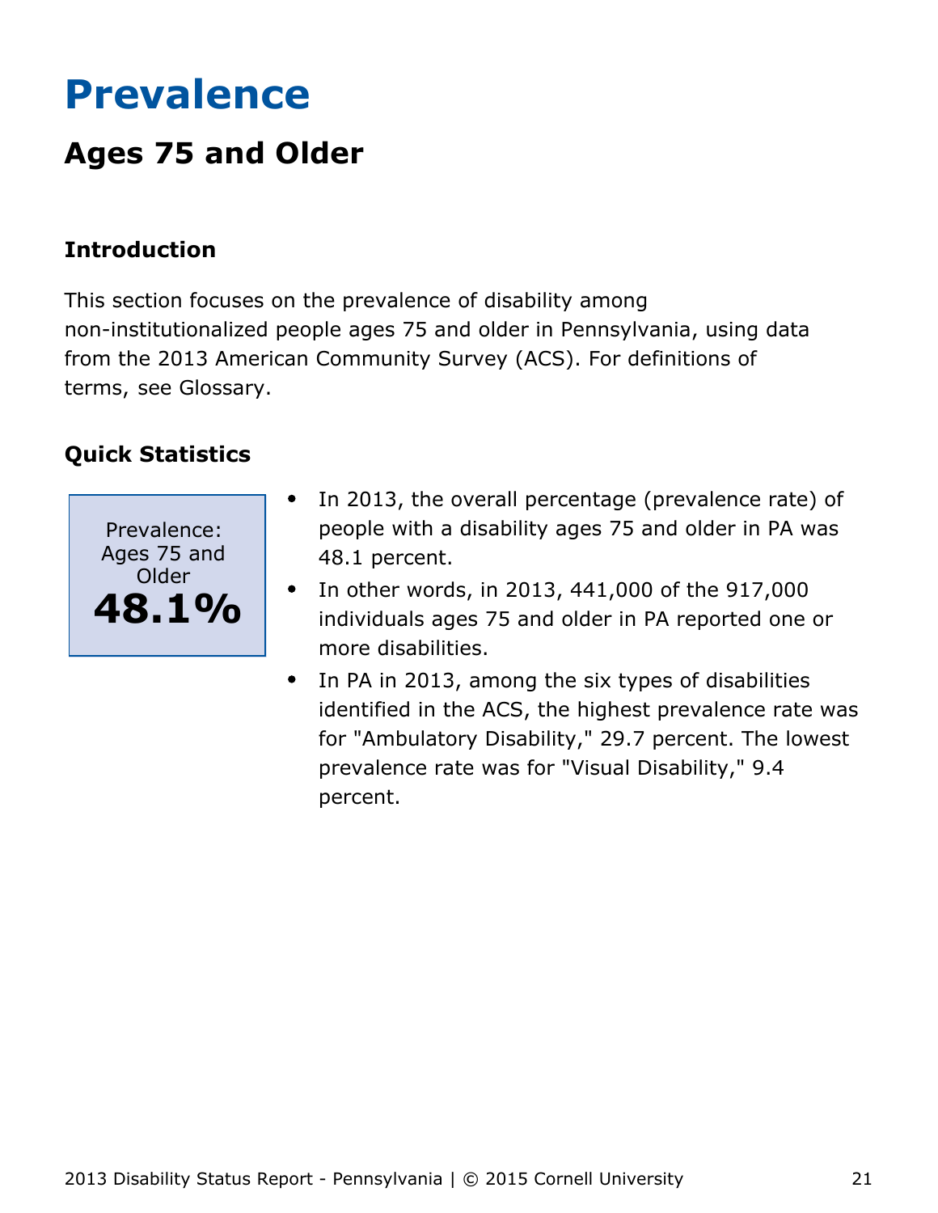# Prevalence

## Ages 75 and Older

### Introduction

This section focuses on the prevalence of disability among non-institutionalized people ages 75 and older in Pennsylvania, using data from the 2013 American Community Survey (ACS). For definitions of terms, see Glossary.

### Quick Statistics

Prevalence: Ages 75 and Older
**48.1%**

- In 2013, the overall percentage (prevalence rate) of people with a disability ages 75 and older in PA was 48.1 percent.
- In other words, in 2013, 441,000 of the 917,000 individuals ages 75 and older in PA reported one or more disabilities.
- In PA in 2013, among the six types of disabilities identified in the ACS, the highest prevalence rate was for "Ambulatory Disability," 29.7 percent. The lowest prevalence rate was for "Visual Disability," 9.4 percent.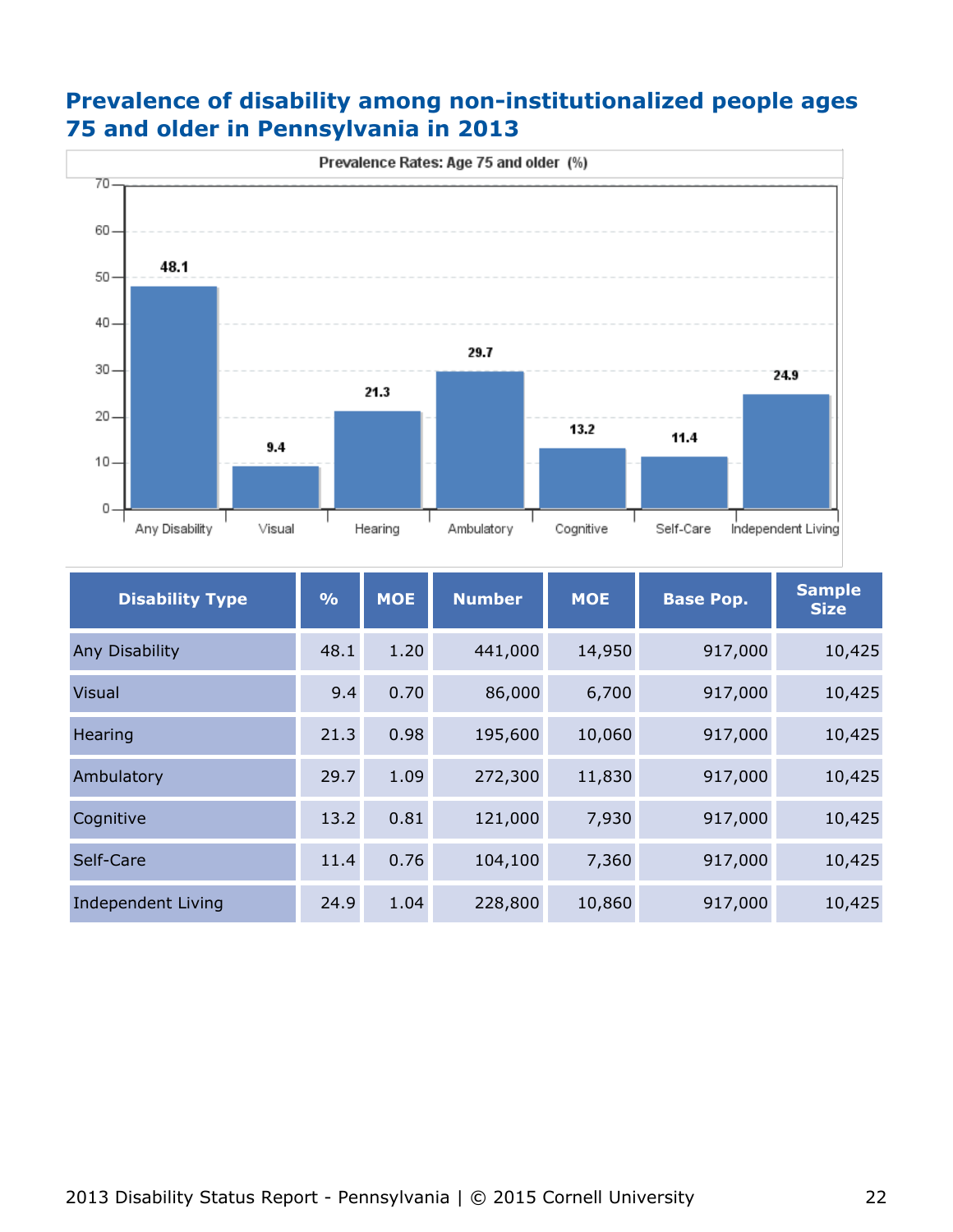## Prevalence of disability among non-institutionalized people ages 75 and older in Pennsylvania in 2013

Prevalence Rates: Age 75 and older (%)

| Disability Type | % | MOE | Number | MOE | Base Pop. | Sample Size |
|---|---|---|---|---|---|---|
| Any Disability | 48.1 | 1.20 | 441,000 | 14,950 | 917,000 | 10,425 |
| Visual | 9.4 | 0.70 | 86,000 | 6,700 | 917,000 | 10,425 |
| Hearing | 21.3 | 0.98 | 195,600 | 10,060 | 917,000 | 10,425 |
| Ambulatory | 29.7 | 1.09 | 272,300 | 11,830 | 917,000 | 10,425 |
| Cognitive | 13.2 | 0.81 | 121,000 | 7,930 | 917,000 | 10,425 |
| Self-Care | 11.4 | 0.76 | 104,100 | 7,360 | 917,000 | 10,425 |
| Independent Living | 24.9 | 1.04 | 228,800 | 10,860 | 917,000 | 10,425 |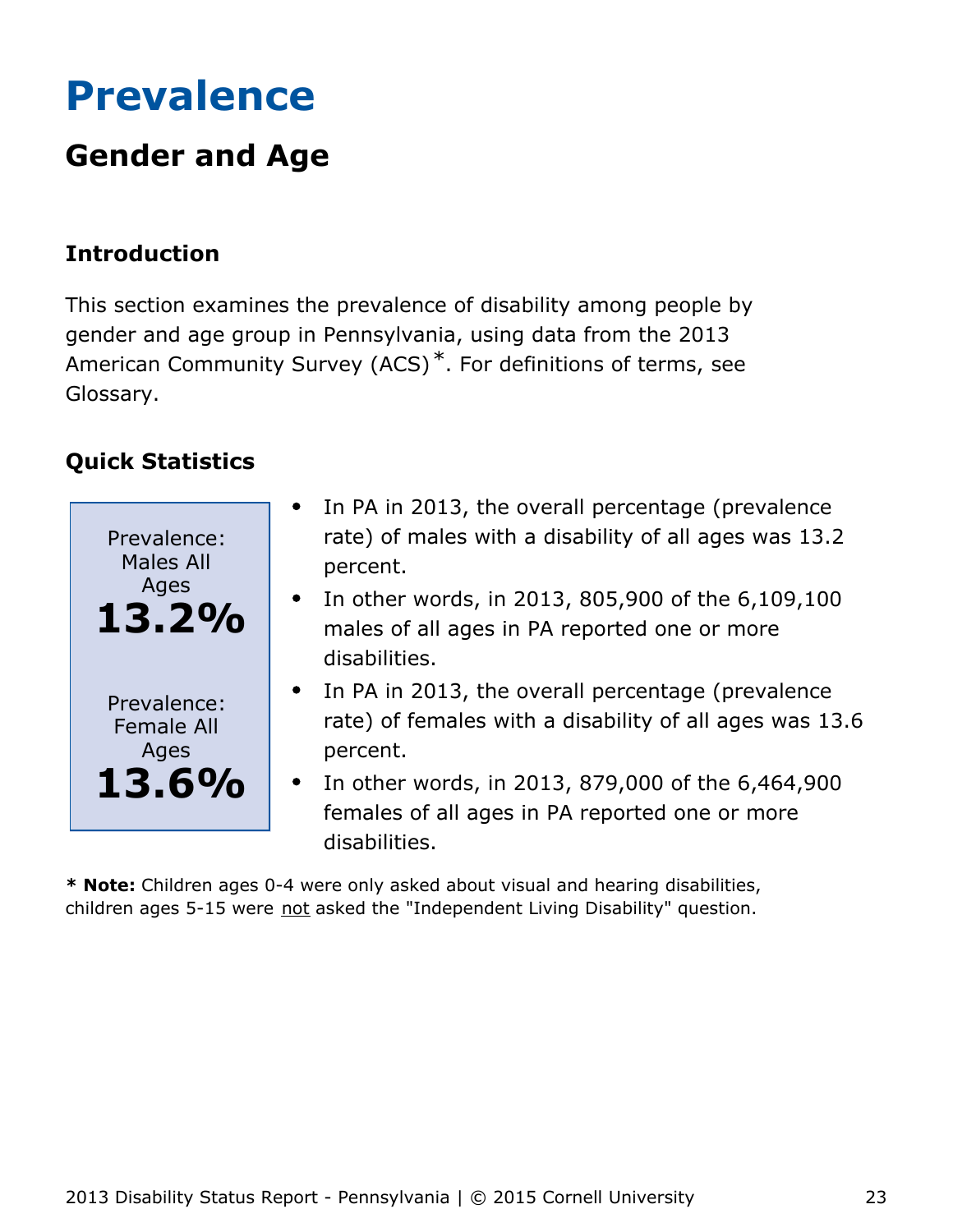# Prevalence

## Gender and Age

### Introduction

This section examines the prevalence of disability among people by gender and age group in Pennsylvania, using data from the 2013 American Community Survey (ACS)*. For definitions of terms, see Glossary.

### Quick Statistics

Prevalence: Males All Ages
**13.2%**

Prevalence: Female All Ages
**13.6%**

- In PA in 2013, the overall percentage (prevalence rate) of males with a disability of all ages was 13.2 percent.
- In other words, in 2013, 805,900 of the 6,109,100 males of all ages in PA reported one or more disabilities.
- In PA in 2013, the overall percentage (prevalence rate) of females with a disability of all ages was 13.6 percent.
- In other words, in 2013, 879,000 of the 6,464,900 females of all ages in PA reported one or more disabilities.

**\* Note:** Children ages 0-4 were only asked about visual and hearing disabilities, children ages 5-15 were not asked the "Independent Living Disability" question.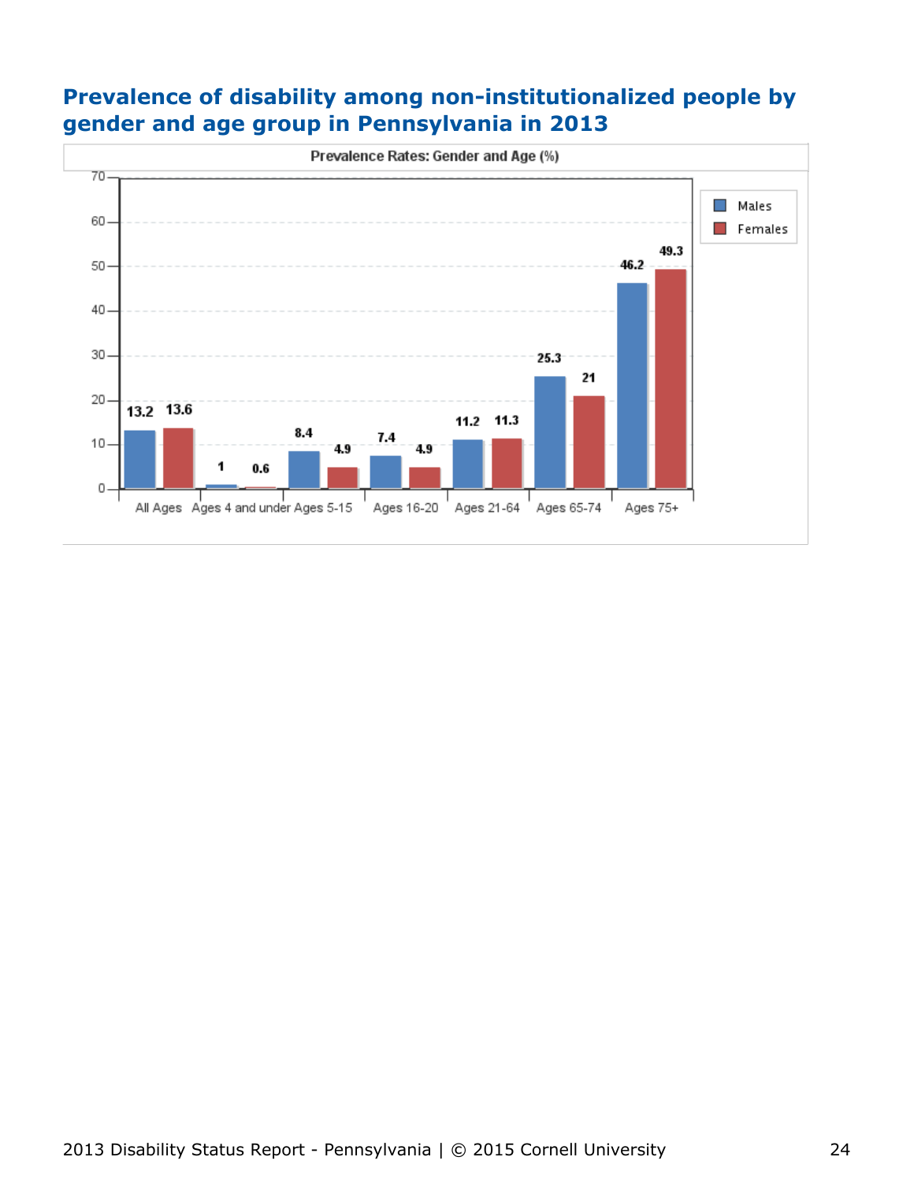## Prevalence of disability among non-institutionalized people by gender and age group in Pennsylvania in 2013

Prevalence Rates: Gender and Age (%)

| Age Group | Males | Females |
|---|---|---|
| All Ages | 13.2 | 13.6 |
| Ages 4 and under | 1 | 0.6 |
| Ages 5-15 | 8.4 | 4.9 |
| Ages 16-20 | 7.4 | 4.9 |
| Ages 21-64 | 11.2 | 11.3 |
| Ages 65-74 | 25.3 | 21 |
| Ages 75+ | 46.2 | 49.3 |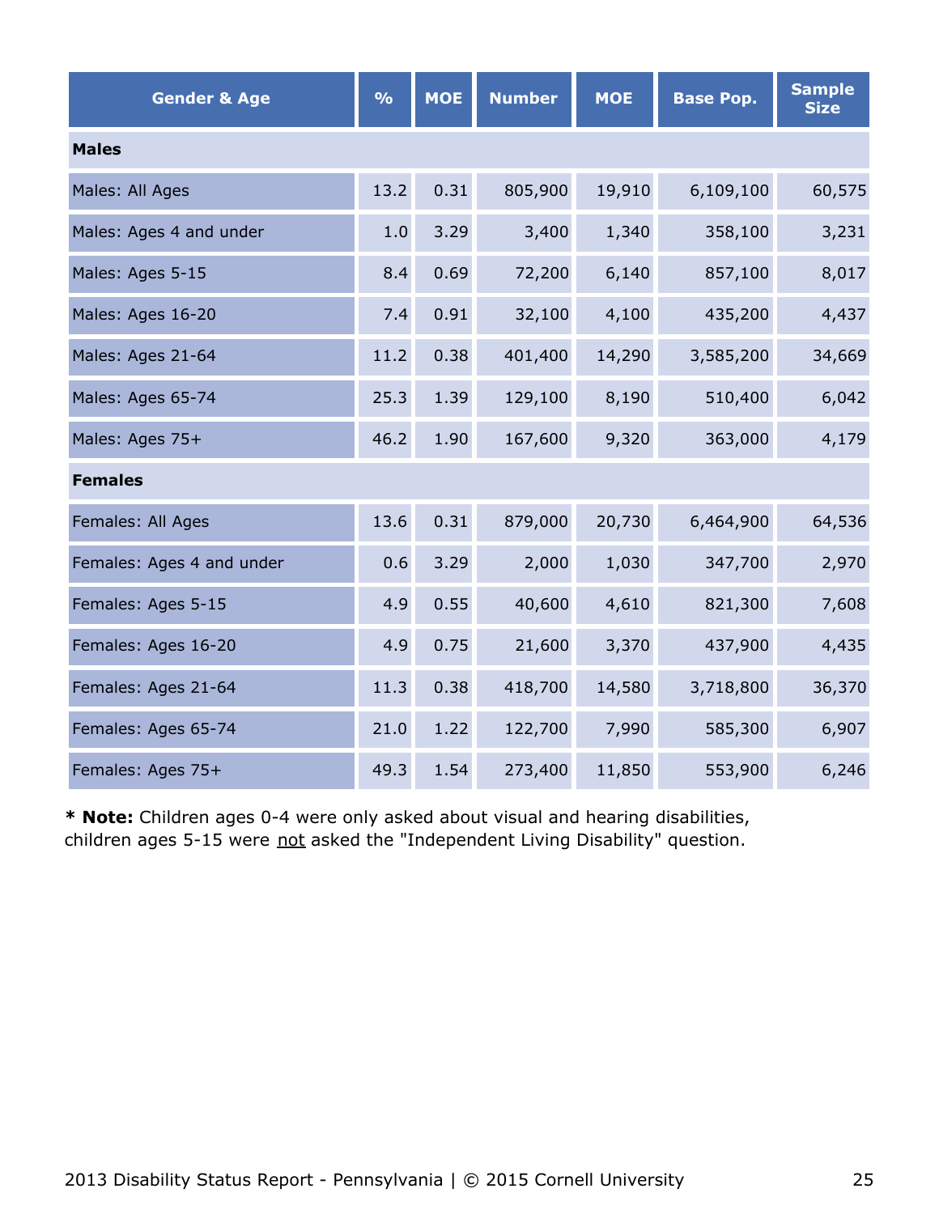| Gender & Age | % | MOE | Number | MOE | Base Pop. | Sample Size |
|---|---|---|---|---|---|---|
| **Males** | | | | | | |
| Males: All Ages | 13.2 | 0.31 | 805,900 | 19,910 | 6,109,100 | 60,575 |
| Males: Ages 4 and under | 1.0 | 3.29 | 3,400 | 1,340 | 358,100 | 3,231 |
| Males: Ages 5-15 | 8.4 | 0.69 | 72,200 | 6,140 | 857,100 | 8,017 |
| Males: Ages 16-20 | 7.4 | 0.91 | 32,100 | 4,100 | 435,200 | 4,437 |
| Males: Ages 21-64 | 11.2 | 0.38 | 401,400 | 14,290 | 3,585,200 | 34,669 |
| Males: Ages 65-74 | 25.3 | 1.39 | 129,100 | 8,190 | 510,400 | 6,042 |
| Males: Ages 75+ | 46.2 | 1.90 | 167,600 | 9,320 | 363,000 | 4,179 |
| **Females** | | | | | | |
| Females: All Ages | 13.6 | 0.31 | 879,000 | 20,730 | 6,464,900 | 64,536 |
| Females: Ages 4 and under | 0.6 | 3.29 | 2,000 | 1,030 | 347,700 | 2,970 |
| Females: Ages 5-15 | 4.9 | 0.55 | 40,600 | 4,610 | 821,300 | 7,608 |
| Females: Ages 16-20 | 4.9 | 0.75 | 21,600 | 3,370 | 437,900 | 4,435 |
| Females: Ages 21-64 | 11.3 | 0.38 | 418,700 | 14,580 | 3,718,800 | 36,370 |
| Females: Ages 65-74 | 21.0 | 1.22 | 122,700 | 7,990 | 585,300 | 6,907 |
| Females: Ages 75+ | 49.3 | 1.54 | 273,400 | 11,850 | 553,900 | 6,246 |

* **Note:** Children ages 0-4 were only asked about visual and hearing disabilities, children ages 5-15 were not asked the "Independent Living Disability" question.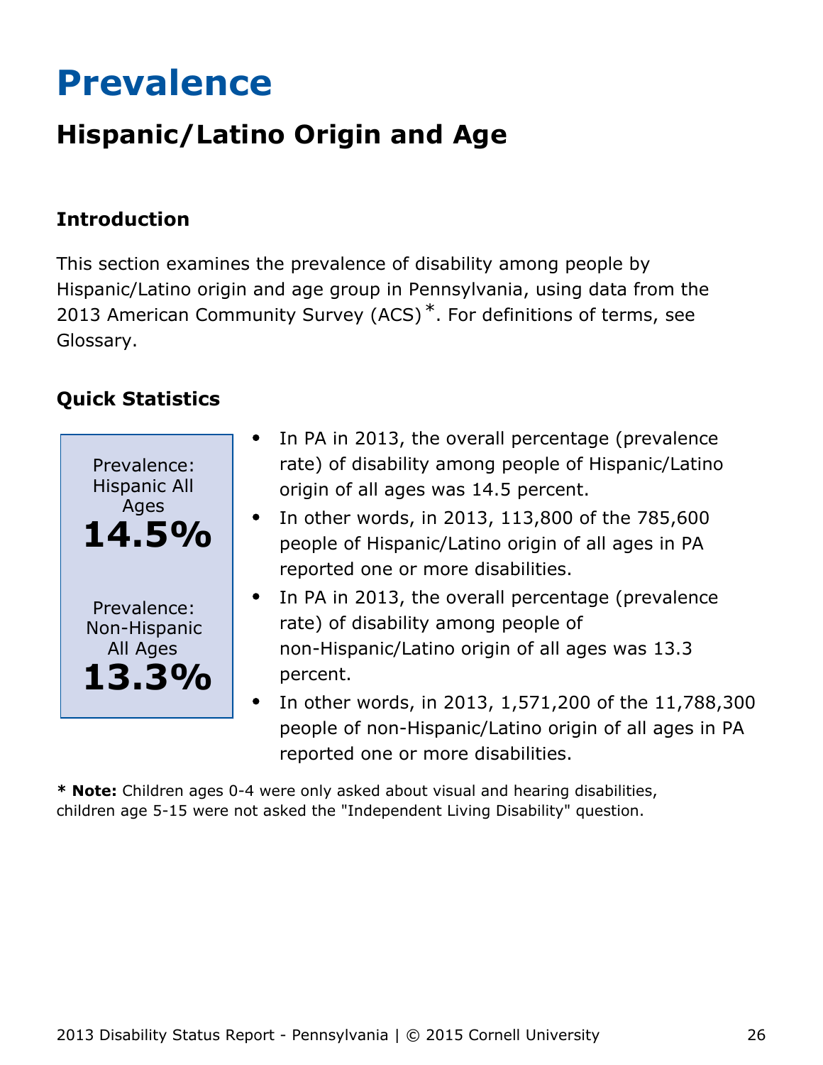# Prevalence

## Hispanic/Latino Origin and Age

### Introduction

This section examines the prevalence of disability among people by Hispanic/Latino origin and age group in Pennsylvania, using data from the 2013 American Community Survey (ACS) *. For definitions of terms, see Glossary.

### Quick Statistics

Prevalence: Hispanic All Ages
**14.5%**

Prevalence: Non-Hispanic All Ages
**13.3%**

- In PA in 2013, the overall percentage (prevalence rate) of disability among people of Hispanic/Latino origin of all ages was 14.5 percent.
- In other words, in 2013, 113,800 of the 785,600 people of Hispanic/Latino origin of all ages in PA reported one or more disabilities.
- In PA in 2013, the overall percentage (prevalence rate) of disability among people of non-Hispanic/Latino origin of all ages was 13.3 percent.
- In other words, in 2013, 1,571,200 of the 11,788,300 people of non-Hispanic/Latino origin of all ages in PA reported one or more disabilities.

**\* Note:** Children ages 0-4 were only asked about visual and hearing disabilities, children age 5-15 were not asked the "Independent Living Disability" question.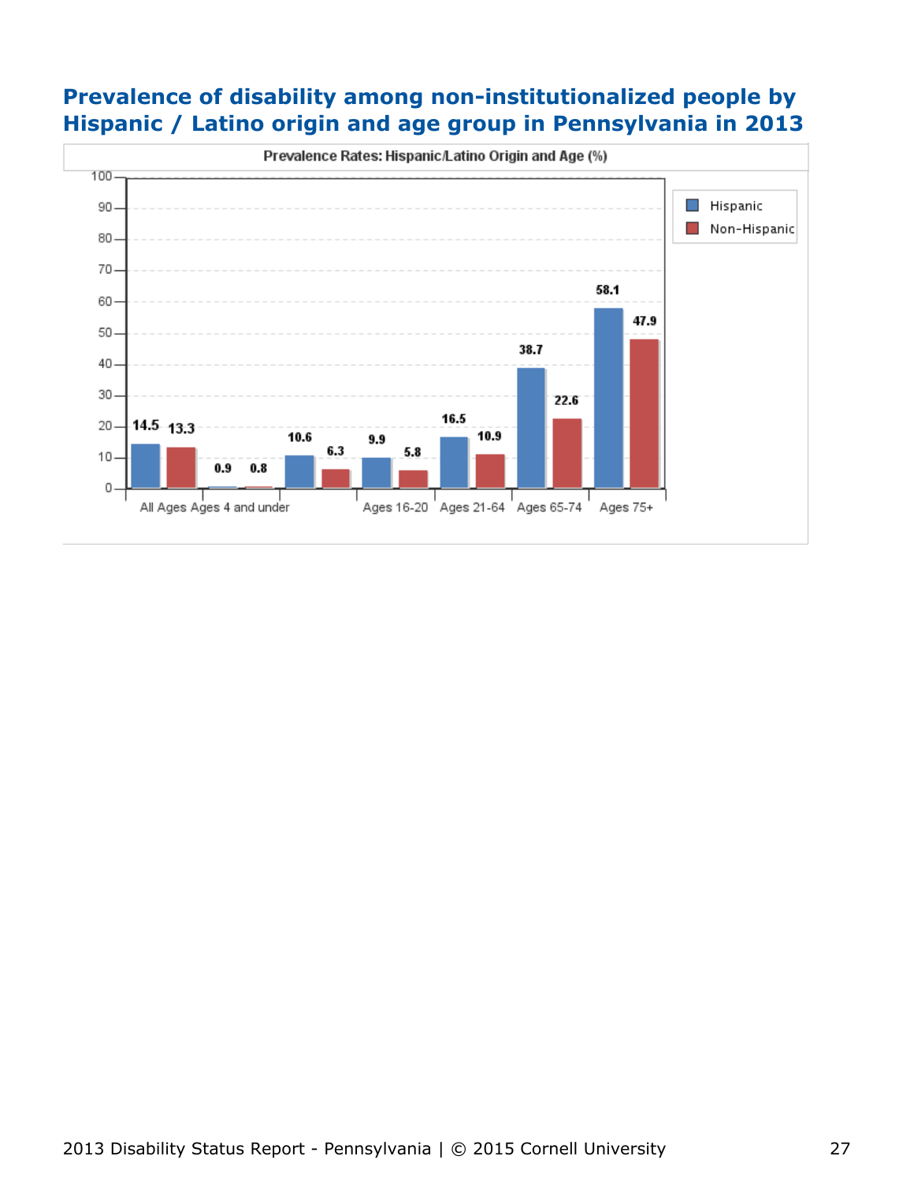## Prevalence of disability among non-institutionalized people by Hispanic / Latino origin and age group in Pennsylvania in 2013

Prevalence Rates: Hispanic/Latino Origin and Age (%)

| Age Group | Hispanic | Non-Hispanic |
|---|---|---|
| All Ages | 14.5 | 13.3 |
| Ages 4 and under | 0.9 | 0.8 |
| | 10.6 | 6.3 |
| Ages 16-20 | 9.9 | 5.8 |
| Ages 21-64 | 16.5 | 10.9 |
| Ages 65-74 | 38.7 | 22.6 |
| Ages 75+ | 58.1 | 47.9 |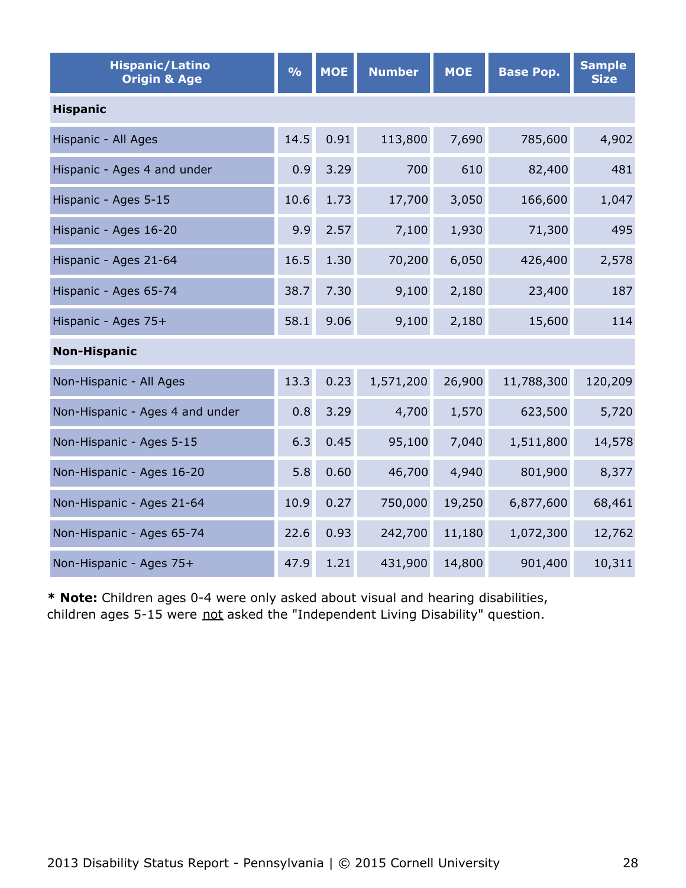| Hispanic/Latino Origin & Age | % | MOE | Number | MOE | Base Pop. | Sample Size |
|---|---|---|---|---|---|---|
| **Hispanic** | | | | | | |
| Hispanic - All Ages | 14.5 | 0.91 | 113,800 | 7,690 | 785,600 | 4,902 |
| Hispanic - Ages 4 and under | 0.9 | 3.29 | 700 | 610 | 82,400 | 481 |
| Hispanic - Ages 5-15 | 10.6 | 1.73 | 17,700 | 3,050 | 166,600 | 1,047 |
| Hispanic - Ages 16-20 | 9.9 | 2.57 | 7,100 | 1,930 | 71,300 | 495 |
| Hispanic - Ages 21-64 | 16.5 | 1.30 | 70,200 | 6,050 | 426,400 | 2,578 |
| Hispanic - Ages 65-74 | 38.7 | 7.30 | 9,100 | 2,180 | 23,400 | 187 |
| Hispanic - Ages 75+ | 58.1 | 9.06 | 9,100 | 2,180 | 15,600 | 114 |
| **Non-Hispanic** | | | | | | |
| Non-Hispanic - All Ages | 13.3 | 0.23 | 1,571,200 | 26,900 | 11,788,300 | 120,209 |
| Non-Hispanic - Ages 4 and under | 0.8 | 3.29 | 4,700 | 1,570 | 623,500 | 5,720 |
| Non-Hispanic - Ages 5-15 | 6.3 | 0.45 | 95,100 | 7,040 | 1,511,800 | 14,578 |
| Non-Hispanic - Ages 16-20 | 5.8 | 0.60 | 46,700 | 4,940 | 801,900 | 8,377 |
| Non-Hispanic - Ages 21-64 | 10.9 | 0.27 | 750,000 | 19,250 | 6,877,600 | 68,461 |
| Non-Hispanic - Ages 65-74 | 22.6 | 0.93 | 242,700 | 11,180 | 1,072,300 | 12,762 |
| Non-Hispanic - Ages 75+ | 47.9 | 1.21 | 431,900 | 14,800 | 901,400 | 10,311 |

* **Note:** Children ages 0-4 were only asked about visual and hearing disabilities, children ages 5-15 were not asked the "Independent Living Disability" question.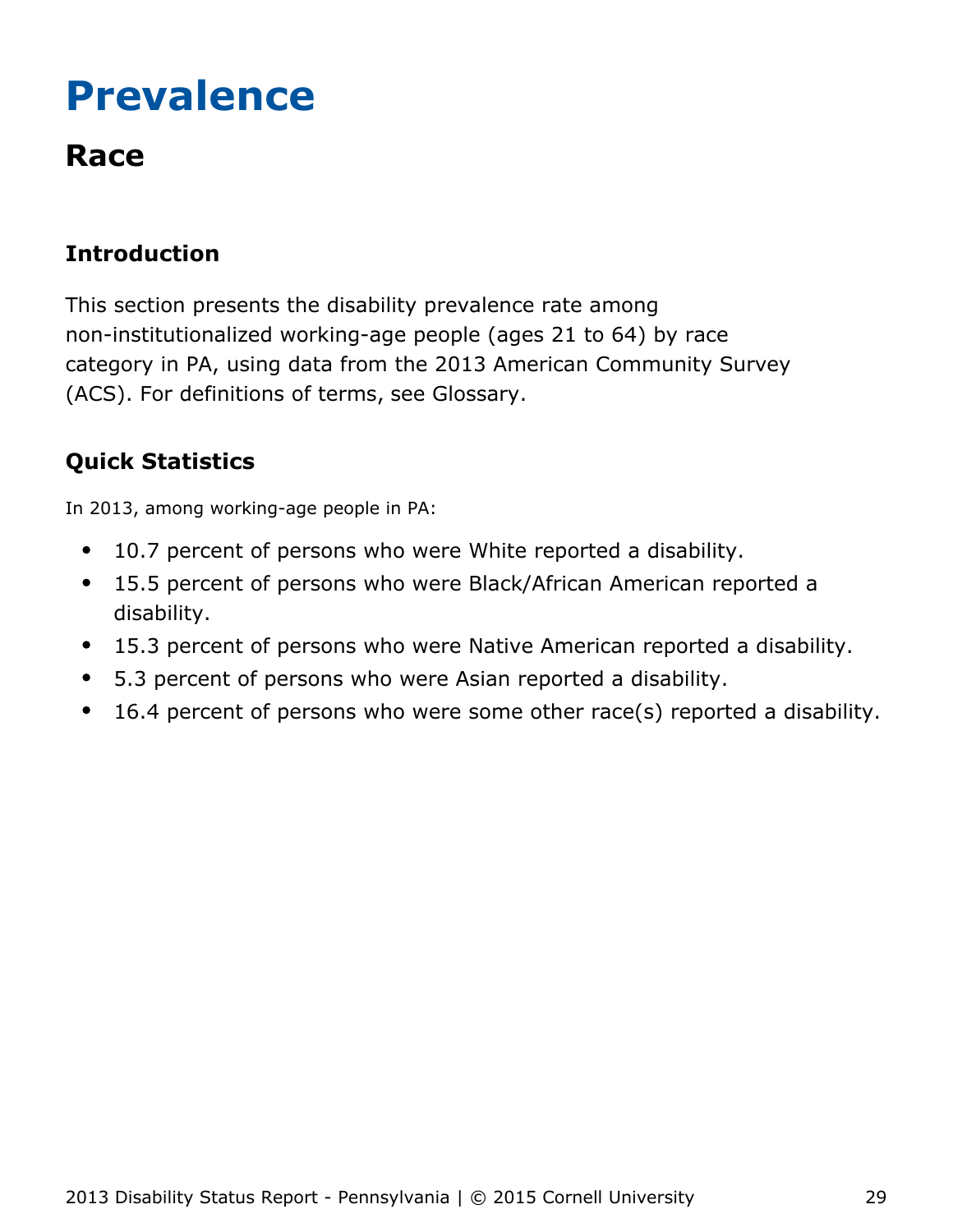# Prevalence

## Race

### Introduction

This section presents the disability prevalence rate among non-institutionalized working-age people (ages 21 to 64) by race category in PA, using data from the 2013 American Community Survey (ACS). For definitions of terms, see Glossary.

### Quick Statistics

In 2013, among working-age people in PA:

- 10.7 percent of persons who were White reported a disability.
- 15.5 percent of persons who were Black/African American reported a disability.
- 15.3 percent of persons who were Native American reported a disability.
- 5.3 percent of persons who were Asian reported a disability.
- 16.4 percent of persons who were some other race(s) reported a disability.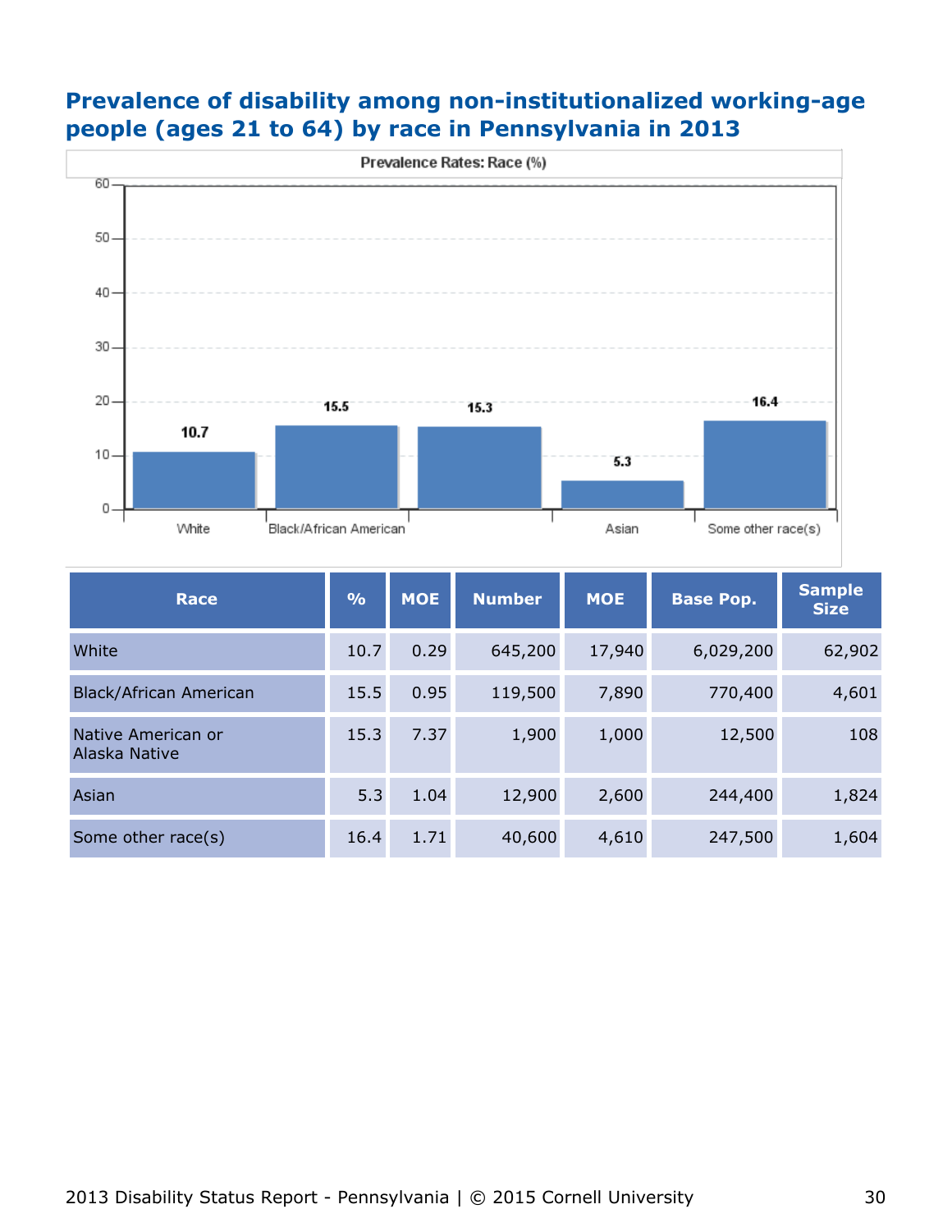## Prevalence of disability among non-institutionalized working-age people (ages 21 to 64) by race in Pennsylvania in 2013

Prevalence Rates: Race (%)

| Race | % | MOE | Number | MOE | Base Pop. | Sample Size |
|---|---|---|---|---|---|---|
| White | 10.7 | 0.29 | 645,200 | 17,940 | 6,029,200 | 62,902 |
| Black/African American | 15.5 | 0.95 | 119,500 | 7,890 | 770,400 | 4,601 |
| Native American or Alaska Native | 15.3 | 7.37 | 1,900 | 1,000 | 12,500 | 108 |
| Asian | 5.3 | 1.04 | 12,900 | 2,600 | 244,400 | 1,824 |
| Some other race(s) | 16.4 | 1.71 | 40,600 | 4,610 | 247,500 | 1,604 |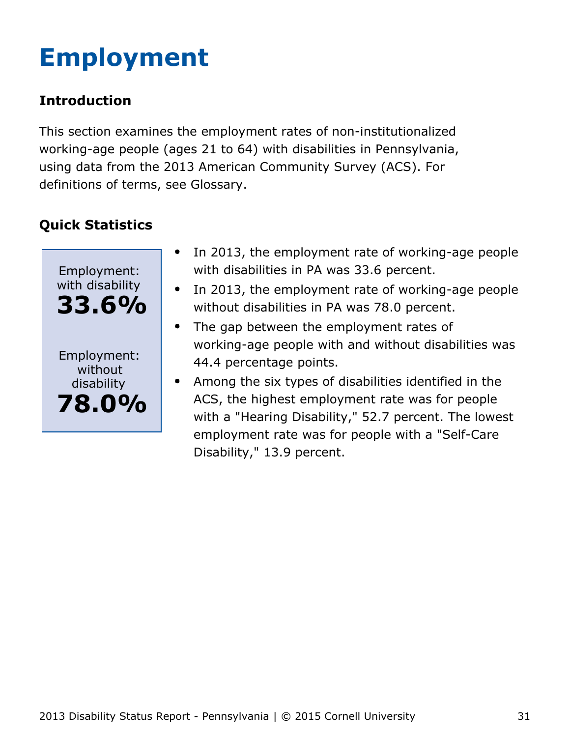# Employment

## Introduction

This section examines the employment rates of non-institutionalized working-age people (ages 21 to 64) with disabilities in Pennsylvania, using data from the 2013 American Community Survey (ACS). For definitions of terms, see Glossary.

## Quick Statistics

Employment: with disability
**33.6%**

Employment: without disability
**78.0%**

- In 2013, the employment rate of working-age people with disabilities in PA was 33.6 percent.
- In 2013, the employment rate of working-age people without disabilities in PA was 78.0 percent.
- The gap between the employment rates of working-age people with and without disabilities was 44.4 percentage points.
- Among the six types of disabilities identified in the ACS, the highest employment rate was for people with a "Hearing Disability," 52.7 percent. The lowest employment rate was for people with a "Self-Care Disability," 13.9 percent.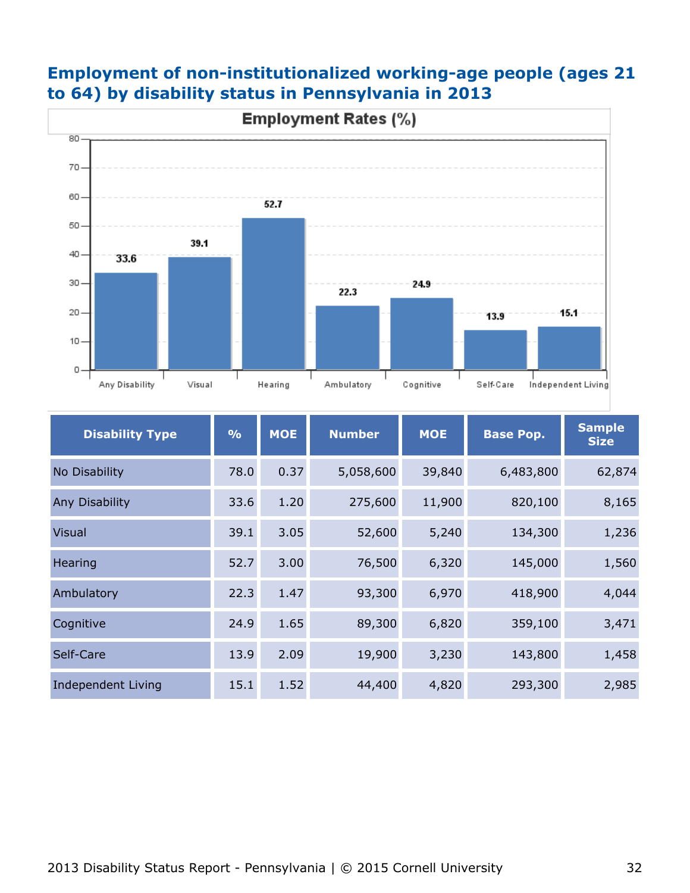## Employment of non-institutionalized working-age people (ages 21 to 64) by disability status in Pennsylvania in 2013

| Disability Type | % | MOE | Number | MOE | Base Pop. | Sample Size |
|---|---|---|---|---|---|---|
| No Disability | 78.0 | 0.37 | 5,058,600 | 39,840 | 6,483,800 | 62,874 |
| Any Disability | 33.6 | 1.20 | 275,600 | 11,900 | 820,100 | 8,165 |
| Visual | 39.1 | 3.05 | 52,600 | 5,240 | 134,300 | 1,236 |
| Hearing | 52.7 | 3.00 | 76,500 | 6,320 | 145,000 | 1,560 |
| Ambulatory | 22.3 | 1.47 | 93,300 | 6,970 | 418,900 | 4,044 |
| Cognitive | 24.9 | 1.65 | 89,300 | 6,820 | 359,100 | 3,471 |
| Self-Care | 13.9 | 2.09 | 19,900 | 3,230 | 143,800 | 1,458 |
| Independent Living | 15.1 | 1.52 | 44,400 | 4,820 | 293,300 | 2,985 |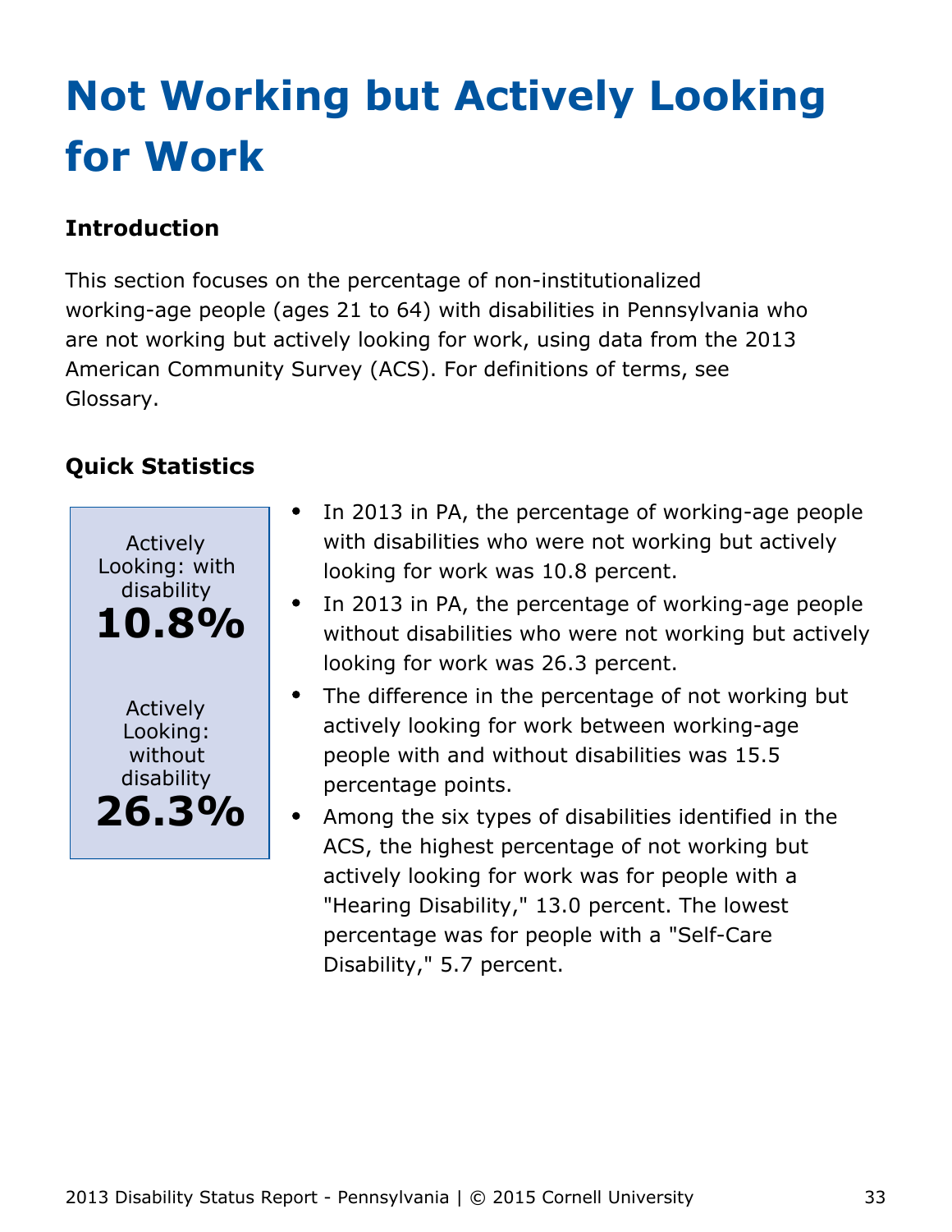# Not Working but Actively Looking for Work

### Introduction

This section focuses on the percentage of non-institutionalized working-age people (ages 21 to 64) with disabilities in Pennsylvania who are not working but actively looking for work, using data from the 2013 American Community Survey (ACS). For definitions of terms, see Glossary.

### Quick Statistics

Actively Looking: with disability
**10.8%**

Actively Looking: without disability
**26.3%**

- In 2013 in PA, the percentage of working-age people with disabilities who were not working but actively looking for work was 10.8 percent.
- In 2013 in PA, the percentage of working-age people without disabilities who were not working but actively looking for work was 26.3 percent.
- The difference in the percentage of not working but actively looking for work between working-age people with and without disabilities was 15.5 percentage points.
- Among the six types of disabilities identified in the ACS, the highest percentage of not working but actively looking for work was for people with a "Hearing Disability," 13.0 percent. The lowest percentage was for people with a "Self-Care Disability," 5.7 percent.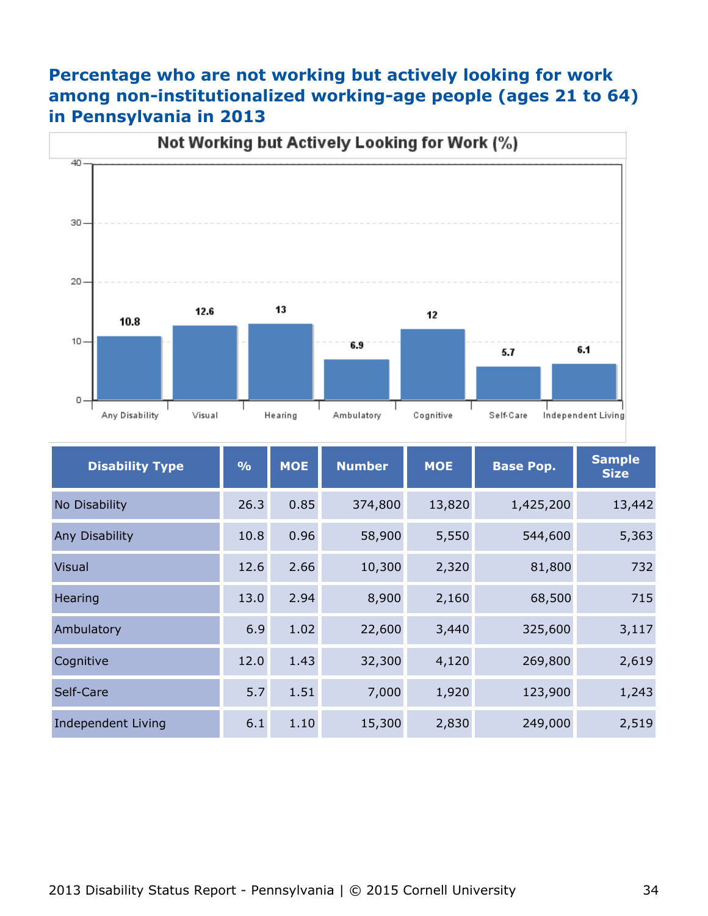## Percentage who are not working but actively looking for work among non-institutionalized working-age people (ages 21 to 64) in Pennsylvania in 2013

Not Working but Actively Looking for Work (%)

| Disability Type | % | MOE | Number | MOE | Base Pop. | Sample Size |
|---|---|---|---|---|---|---|
| No Disability | 26.3 | 0.85 | 374,800 | 13,820 | 1,425,200 | 13,442 |
| Any Disability | 10.8 | 0.96 | 58,900 | 5,550 | 544,600 | 5,363 |
| Visual | 12.6 | 2.66 | 10,300 | 2,320 | 81,800 | 732 |
| Hearing | 13.0 | 2.94 | 8,900 | 2,160 | 68,500 | 715 |
| Ambulatory | 6.9 | 1.02 | 22,600 | 3,440 | 325,600 | 3,117 |
| Cognitive | 12.0 | 1.43 | 32,300 | 4,120 | 269,800 | 2,619 |
| Self-Care | 5.7 | 1.51 | 7,000 | 1,920 | 123,900 | 1,243 |
| Independent Living | 6.1 | 1.10 | 15,300 | 2,830 | 249,000 | 2,519 |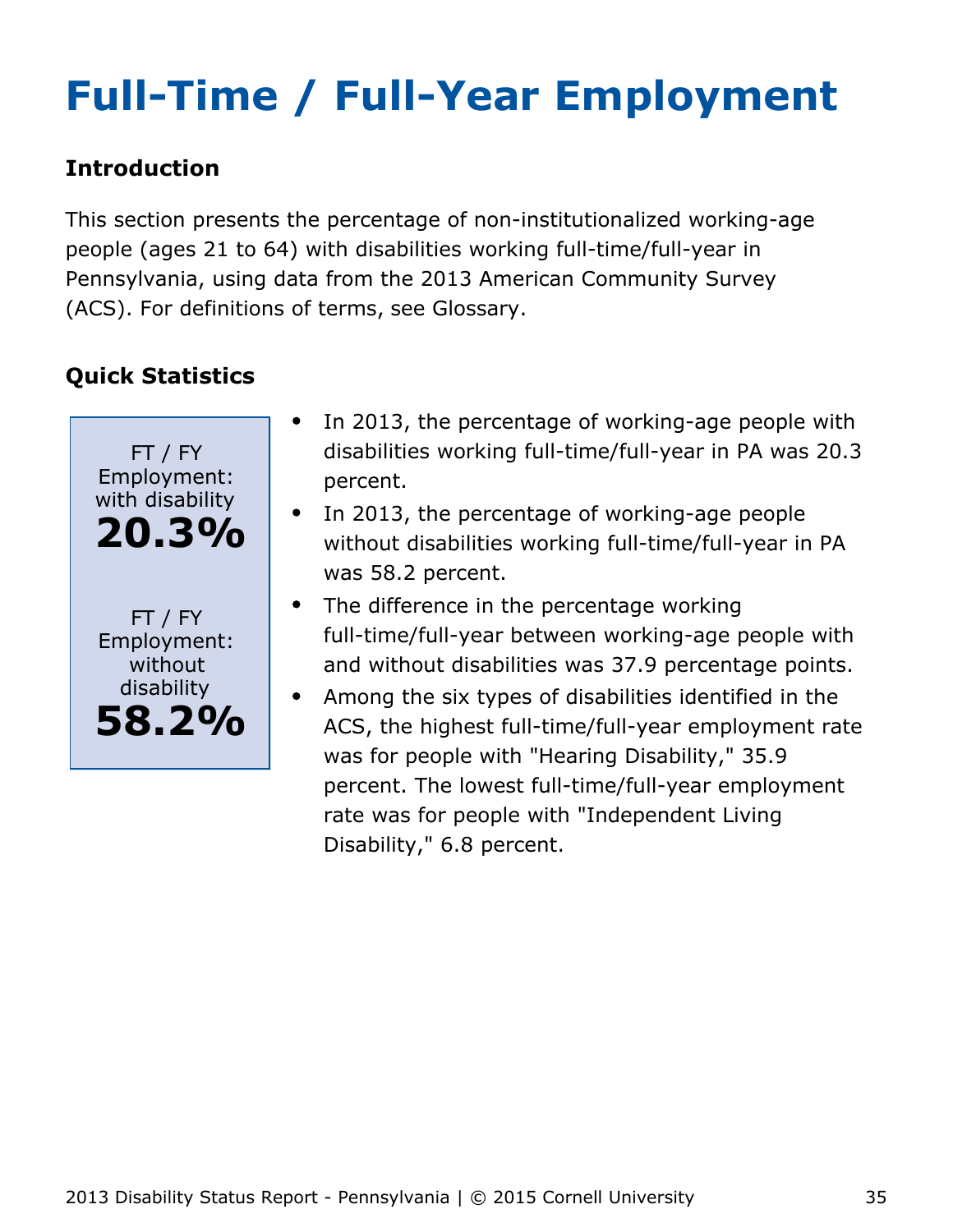# Full-Time / Full-Year Employment

### Introduction

This section presents the percentage of non-institutionalized working-age people (ages 21 to 64) with disabilities working full-time/full-year in Pennsylvania, using data from the 2013 American Community Survey (ACS). For definitions of terms, see Glossary.

### Quick Statistics

FT / FY Employment: with disability
**20.3%**

FT / FY Employment: without disability
**58.2%**

- In 2013, the percentage of working-age people with disabilities working full-time/full-year in PA was 20.3 percent.
- In 2013, the percentage of working-age people without disabilities working full-time/full-year in PA was 58.2 percent.
- The difference in the percentage working full-time/full-year between working-age people with and without disabilities was 37.9 percentage points.
- Among the six types of disabilities identified in the ACS, the highest full-time/full-year employment rate was for people with "Hearing Disability," 35.9 percent. The lowest full-time/full-year employment rate was for people with "Independent Living Disability," 6.8 percent.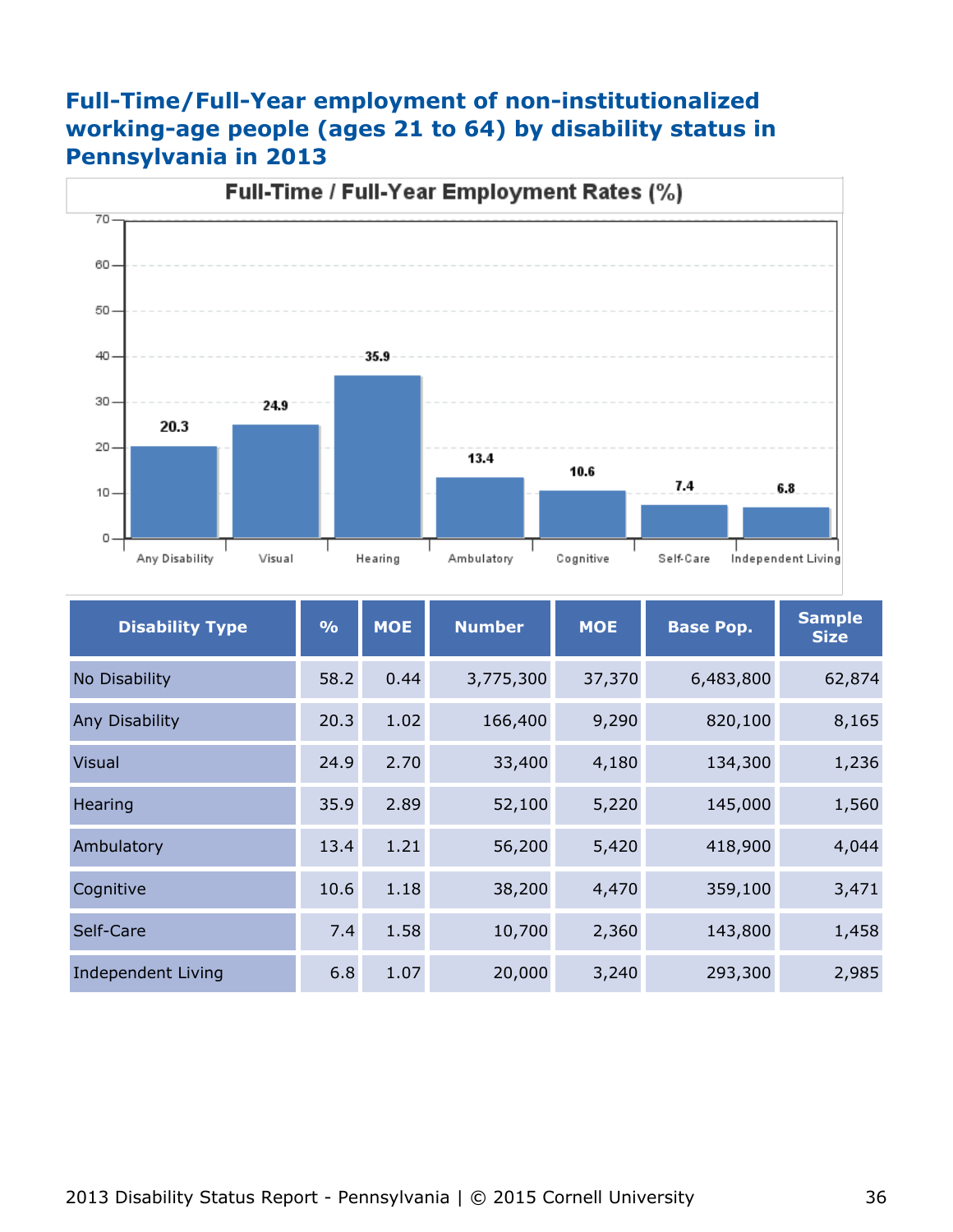## Full-Time/Full-Year employment of non-institutionalized working-age people (ages 21 to 64) by disability status in Pennsylvania in 2013

**Full-Time / Full-Year Employment Rates (%)**

| Disability Type | % |
|---|---|
| Any Disability | 20.3 |
| Visual | 24.9 |
| Hearing | 35.9 |
| Ambulatory | 13.4 |
| Cognitive | 10.6 |
| Self-Care | 7.4 |
| Independent Living | 6.8 |

| Disability Type | % | MOE | Number | MOE | Base Pop. | Sample Size |
|---|---|---|---|---|---|---|
| No Disability | 58.2 | 0.44 | 3,775,300 | 37,370 | 6,483,800 | 62,874 |
| Any Disability | 20.3 | 1.02 | 166,400 | 9,290 | 820,100 | 8,165 |
| Visual | 24.9 | 2.70 | 33,400 | 4,180 | 134,300 | 1,236 |
| Hearing | 35.9 | 2.89 | 52,100 | 5,220 | 145,000 | 1,560 |
| Ambulatory | 13.4 | 1.21 | 56,200 | 5,420 | 418,900 | 4,044 |
| Cognitive | 10.6 | 1.18 | 38,200 | 4,470 | 359,100 | 3,471 |
| Self-Care | 7.4 | 1.58 | 10,700 | 2,360 | 143,800 | 1,458 |
| Independent Living | 6.8 | 1.07 | 20,000 | 3,240 | 293,300 | 2,985 |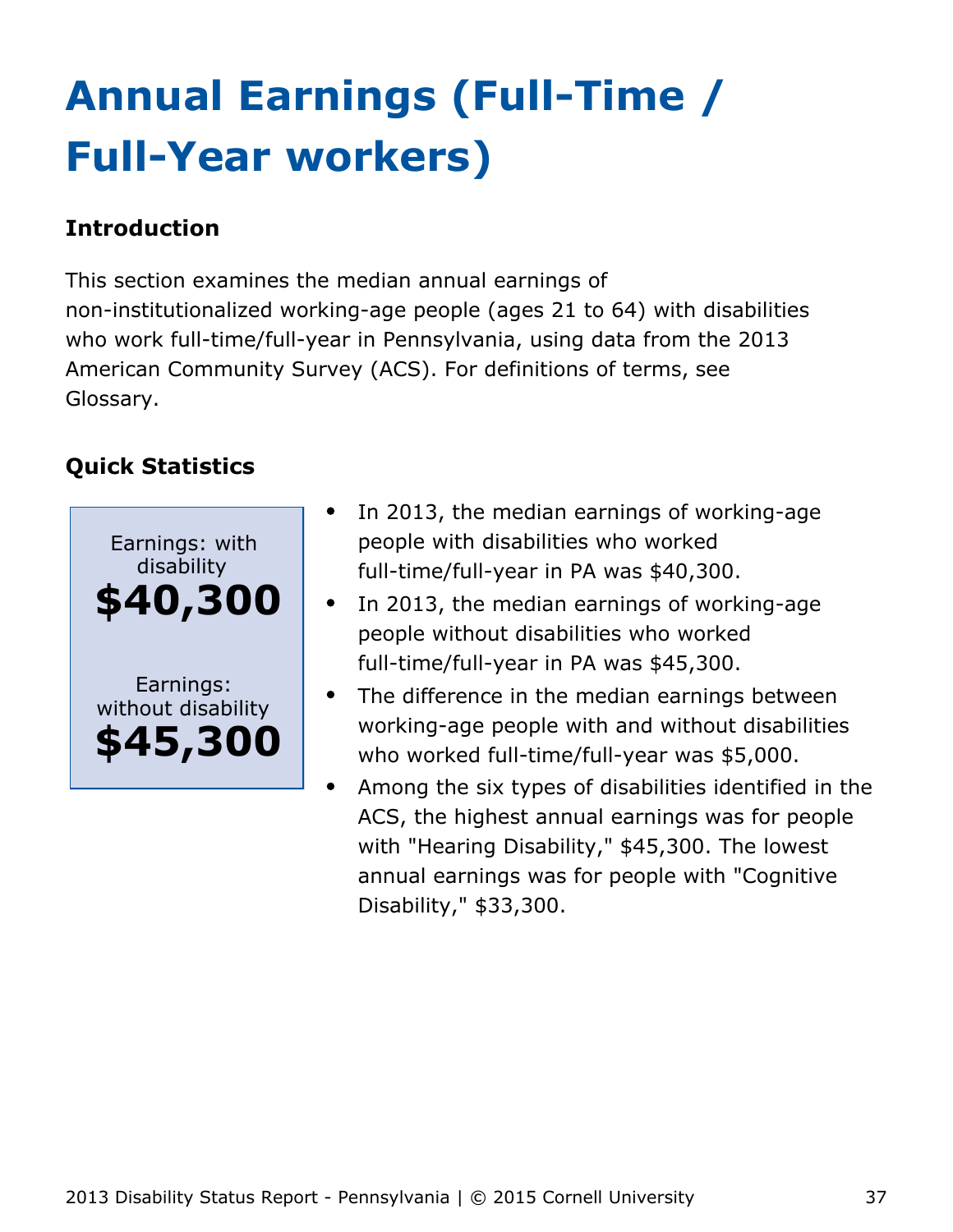# Annual Earnings (Full-Time / Full-Year workers)

## Introduction

This section examines the median annual earnings of non-institutionalized working-age people (ages 21 to 64) with disabilities who work full-time/full-year in Pennsylvania, using data from the 2013 American Community Survey (ACS). For definitions of terms, see Glossary.

## Quick Statistics

Earnings: with disability
**$40,300**

Earnings: without disability
**$45,300**

- In 2013, the median earnings of working-age people with disabilities who worked full-time/full-year in PA was $40,300.
- In 2013, the median earnings of working-age people without disabilities who worked full-time/full-year in PA was $45,300.
- The difference in the median earnings between working-age people with and without disabilities who worked full-time/full-year was $5,000.
- Among the six types of disabilities identified in the ACS, the highest annual earnings was for people with "Hearing Disability," $45,300. The lowest annual earnings was for people with "Cognitive Disability," $33,300.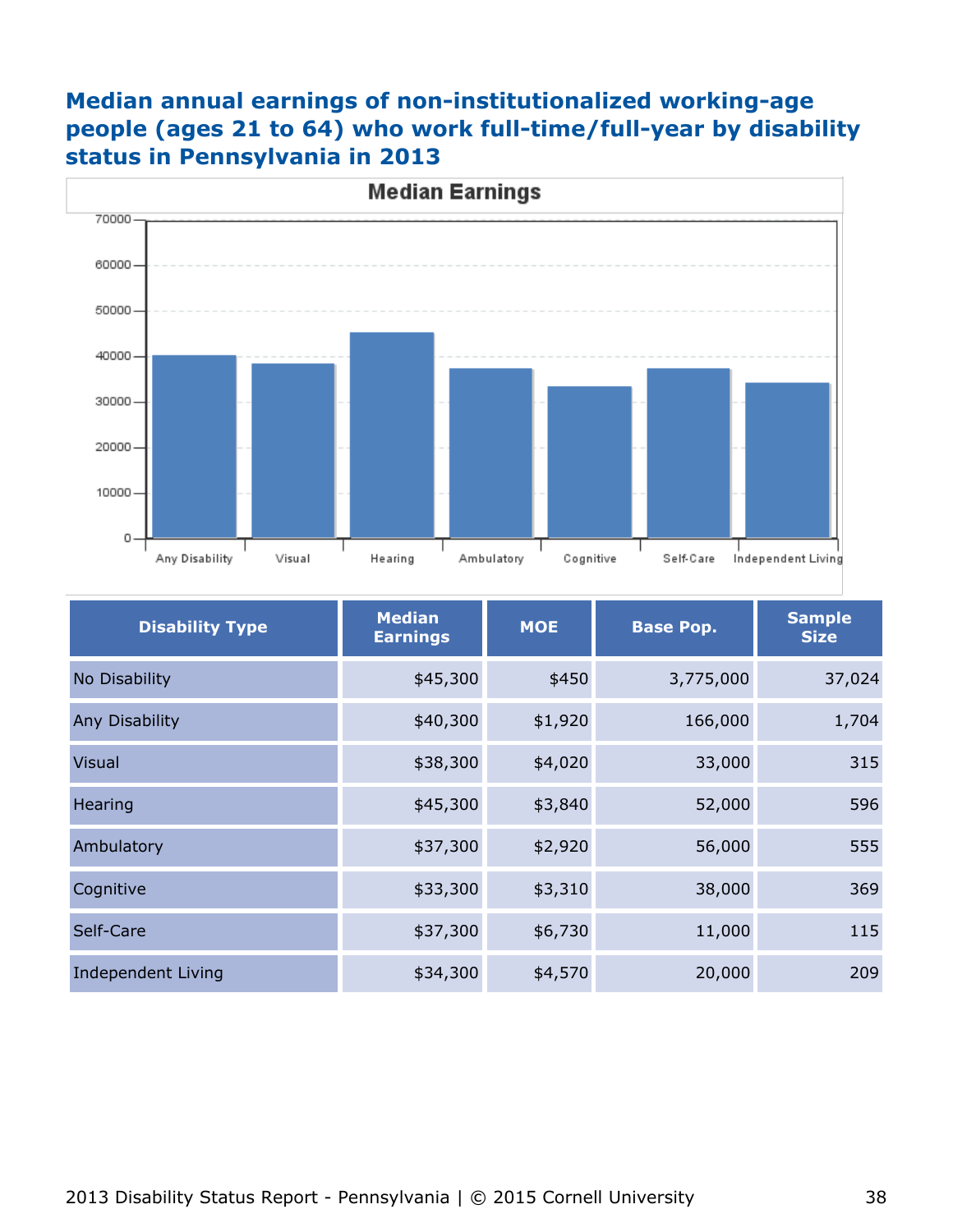## Median annual earnings of non-institutionalized working-age people (ages 21 to 64) who work full-time/full-year by disability status in Pennsylvania in 2013

| Disability Type | Median Earnings | MOE | Base Pop. | Sample Size |
|---|---|---|---|---|
| No Disability | $45,300 | $450 | 3,775,000 | 37,024 |
| Any Disability | $40,300 | $1,920 | 166,000 | 1,704 |
| Visual | $38,300 | $4,020 | 33,000 | 315 |
| Hearing | $45,300 | $3,840 | 52,000 | 596 |
| Ambulatory | $37,300 | $2,920 | 56,000 | 555 |
| Cognitive | $33,300 | $3,310 | 38,000 | 369 |
| Self-Care | $37,300 | $6,730 | 11,000 | 115 |
| Independent Living | $34,300 | $4,570 | 20,000 | 209 |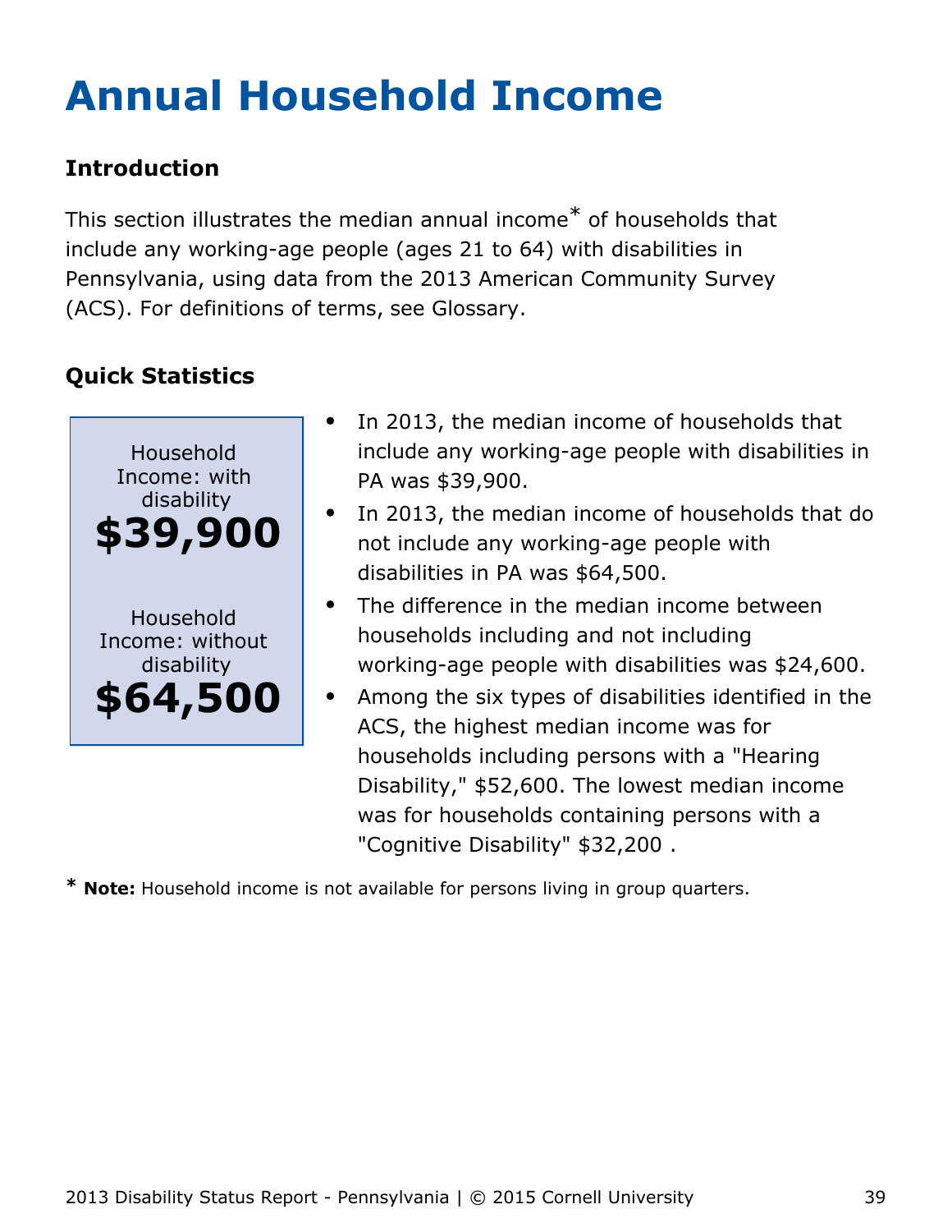# Annual Household Income

## Introduction

This section illustrates the median annual income* of households that include any working-age people (ages 21 to 64) with disabilities in Pennsylvania, using data from the 2013 American Community Survey (ACS). For definitions of terms, see Glossary.

## Quick Statistics

Household Income: with disability
**$39,900**

Household Income: without disability
**$64,500**

- In 2013, the median income of households that include any working-age people with disabilities in PA was $39,900.
- In 2013, the median income of households that do not include any working-age people with disabilities in PA was $64,500.
- The difference in the median income between households including and not including working-age people with disabilities was $24,600.
- Among the six types of disabilities identified in the ACS, the highest median income was for households including persons with a "Hearing Disability," $52,600. The lowest median income was for households containing persons with a "Cognitive Disability" $32,200 .

**\* Note:** Household income is not available for persons living in group quarters.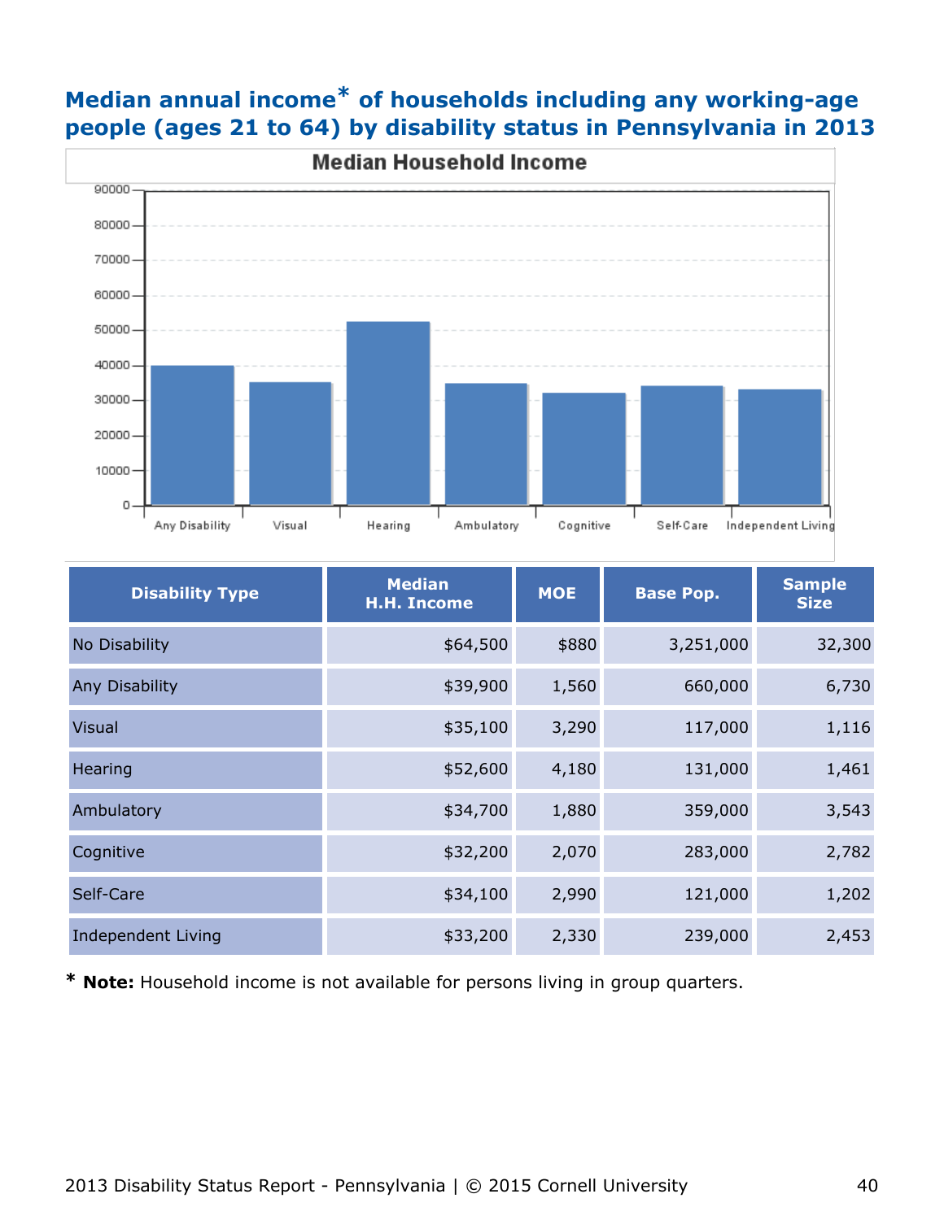## Median annual income* of households including any working-age people (ages 21 to 64) by disability status in Pennsylvania in 2013

| Disability Type | Median H.H. Income | MOE | Base Pop. | Sample Size |
|---|---|---|---|---|
| No Disability | $64,500 | $880 | 3,251,000 | 32,300 |
| Any Disability | $39,900 | 1,560 | 660,000 | 6,730 |
| Visual | $35,100 | 3,290 | 117,000 | 1,116 |
| Hearing | $52,600 | 4,180 | 131,000 | 1,461 |
| Ambulatory | $34,700 | 1,880 | 359,000 | 3,543 |
| Cognitive | $32,200 | 2,070 | 283,000 | 2,782 |
| Self-Care | $34,100 | 2,990 | 121,000 | 1,202 |
| Independent Living | $33,200 | 2,330 | 239,000 | 2,453 |

* **Note:** Household income is not available for persons living in group quarters.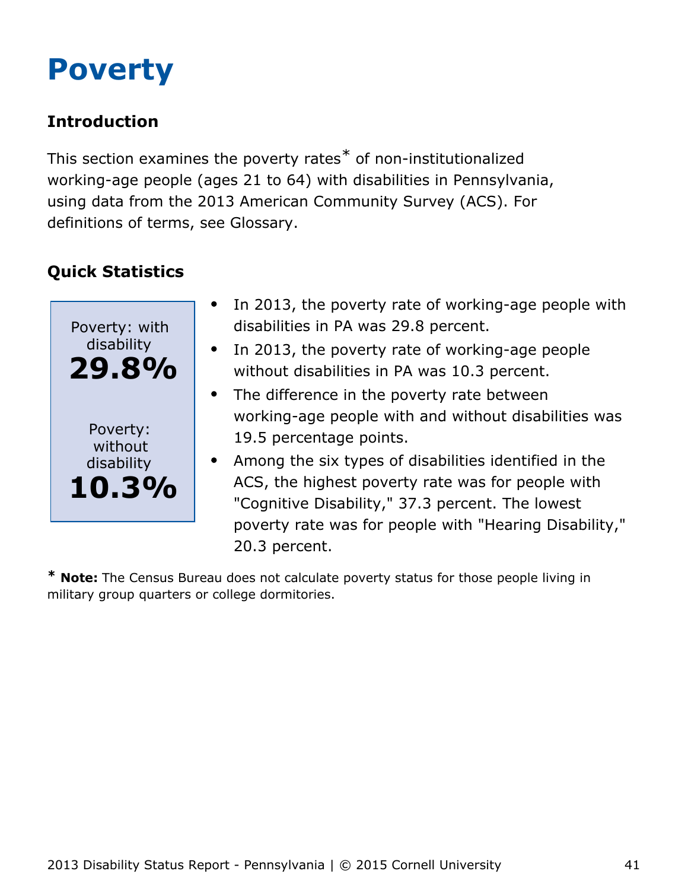# Poverty

## Introduction

This section examines the poverty rates* of non-institutionalized working-age people (ages 21 to 64) with disabilities in Pennsylvania, using data from the 2013 American Community Survey (ACS). For definitions of terms, see Glossary.

## Quick Statistics

Poverty: with disability
**29.8%**

Poverty: without disability
**10.3%**

- In 2013, the poverty rate of working-age people with disabilities in PA was 29.8 percent.
- In 2013, the poverty rate of working-age people without disabilities in PA was 10.3 percent.
- The difference in the poverty rate between working-age people with and without disabilities was 19.5 percentage points.
- Among the six types of disabilities identified in the ACS, the highest poverty rate was for people with "Cognitive Disability," 37.3 percent. The lowest poverty rate was for people with "Hearing Disability," 20.3 percent.

* **Note:** The Census Bureau does not calculate poverty status for those people living in military group quarters or college dormitories.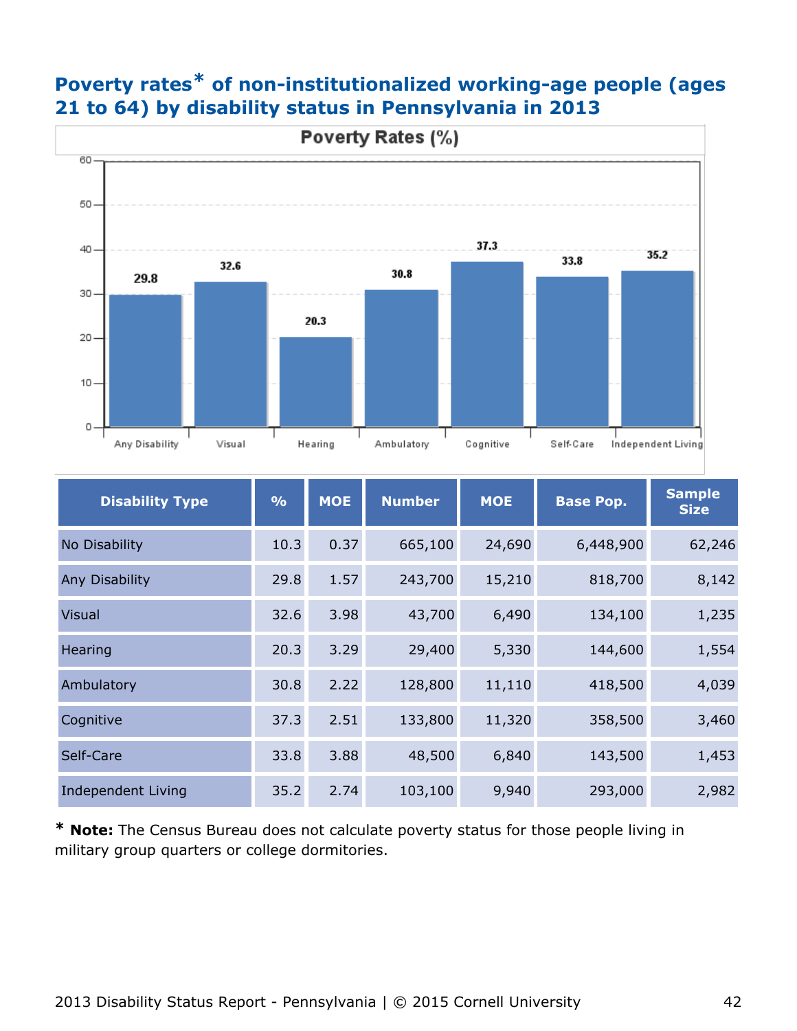## Poverty rates* of non-institutionalized working-age people (ages 21 to 64) by disability status in Pennsylvania in 2013

**Poverty Rates (%)**

| Any Disability | Visual | Hearing | Ambulatory | Cognitive | Self-Care | Independent Living |
|---|---|---|---|---|---|---|
| 29.8 | 32.6 | 20.3 | 30.8 | 37.3 | 33.8 | 35.2 |

| Disability Type | % | MOE | Number | MOE | Base Pop. | Sample Size |
|---|---|---|---|---|---|---|
| No Disability | 10.3 | 0.37 | 665,100 | 24,690 | 6,448,900 | 62,246 |
| Any Disability | 29.8 | 1.57 | 243,700 | 15,210 | 818,700 | 8,142 |
| Visual | 32.6 | 3.98 | 43,700 | 6,490 | 134,100 | 1,235 |
| Hearing | 20.3 | 3.29 | 29,400 | 5,330 | 144,600 | 1,554 |
| Ambulatory | 30.8 | 2.22 | 128,800 | 11,110 | 418,500 | 4,039 |
| Cognitive | 37.3 | 2.51 | 133,800 | 11,320 | 358,500 | 3,460 |
| Self-Care | 33.8 | 3.88 | 48,500 | 6,840 | 143,500 | 1,453 |
| Independent Living | 35.2 | 2.74 | 103,100 | 9,940 | 293,000 | 2,982 |

* **Note:** The Census Bureau does not calculate poverty status for those people living in military group quarters or college dormitories.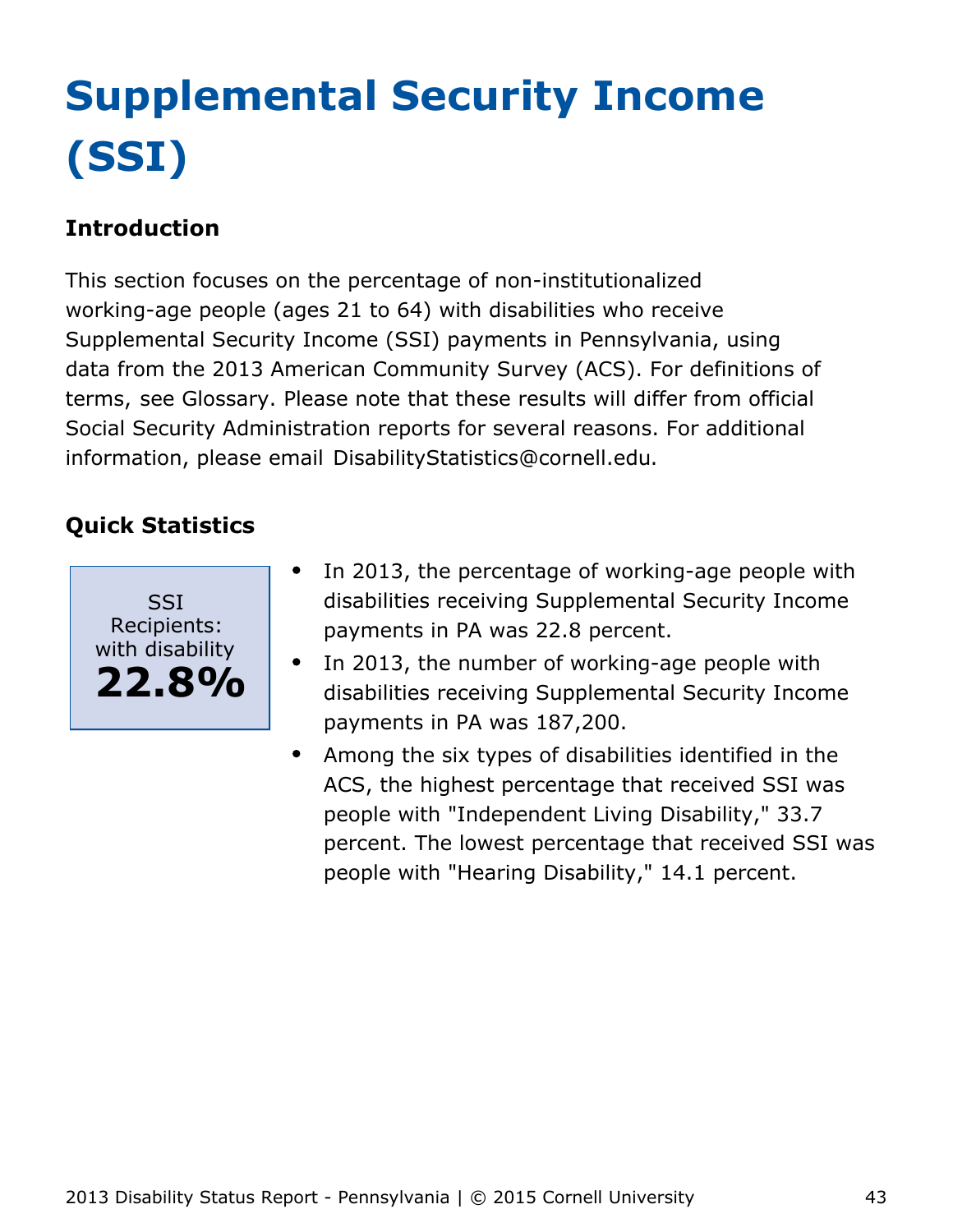# Supplemental Security Income (SSI)

## Introduction

This section focuses on the percentage of non-institutionalized working-age people (ages 21 to 64) with disabilities who receive Supplemental Security Income (SSI) payments in Pennsylvania, using data from the 2013 American Community Survey (ACS). For definitions of terms, see Glossary. Please note that these results will differ from official Social Security Administration reports for several reasons. For additional information, please email DisabilityStatistics@cornell.edu.

## Quick Statistics

SSI Recipients: with disability
**22.8%**

- In 2013, the percentage of working-age people with disabilities receiving Supplemental Security Income payments in PA was 22.8 percent.
- In 2013, the number of working-age people with disabilities receiving Supplemental Security Income payments in PA was 187,200.
- Among the six types of disabilities identified in the ACS, the highest percentage that received SSI was people with "Independent Living Disability," 33.7 percent. The lowest percentage that received SSI was people with "Hearing Disability," 14.1 percent.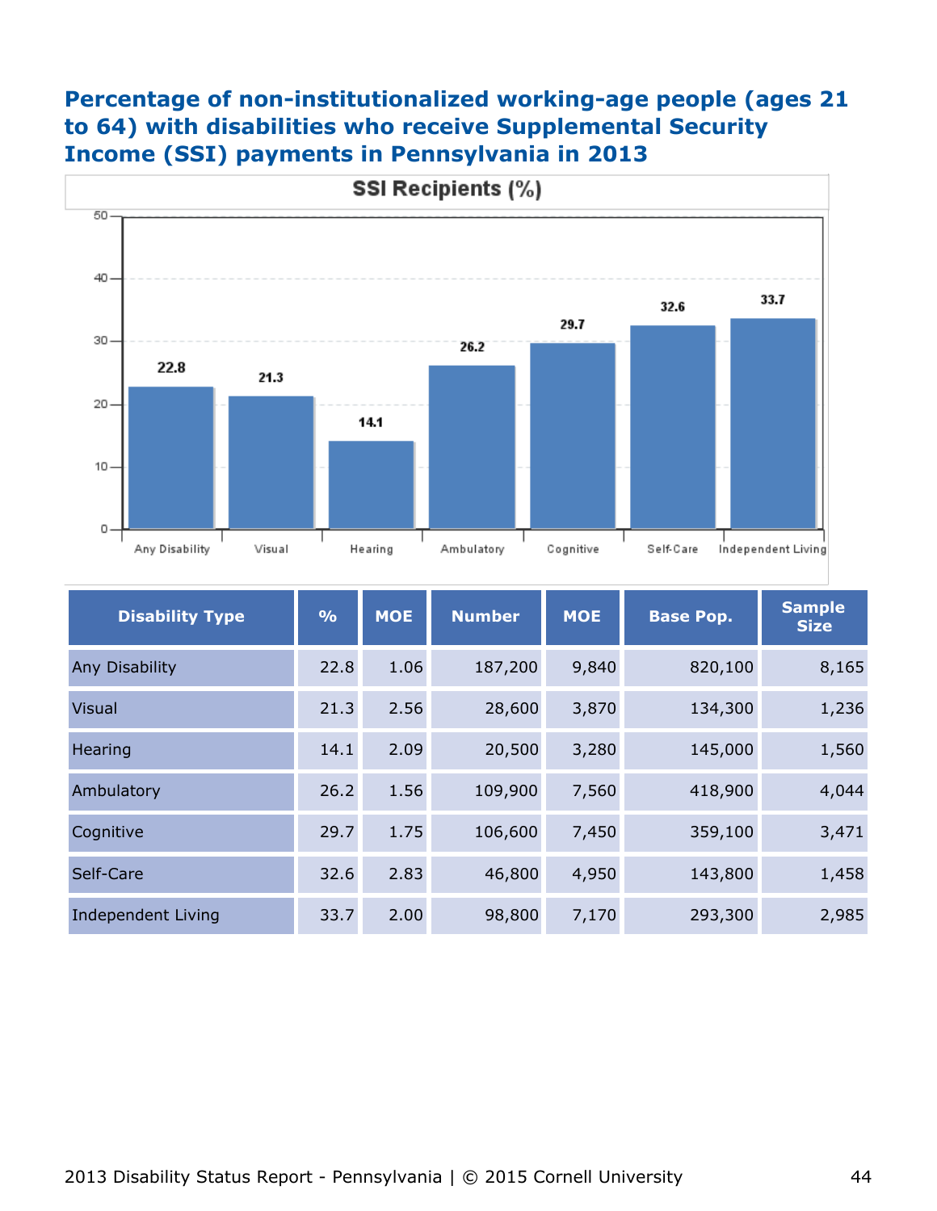## Percentage of non-institutionalized working-age people (ages 21 to 64) with disabilities who receive Supplemental Security Income (SSI) payments in Pennsylvania in 2013

| Disability Type | % | MOE | Number | MOE | Base Pop. | Sample Size |
|---|---|---|---|---|---|---|
| Any Disability | 22.8 | 1.06 | 187,200 | 9,840 | 820,100 | 8,165 |
| Visual | 21.3 | 2.56 | 28,600 | 3,870 | 134,300 | 1,236 |
| Hearing | 14.1 | 2.09 | 20,500 | 3,280 | 145,000 | 1,560 |
| Ambulatory | 26.2 | 1.56 | 109,900 | 7,560 | 418,900 | 4,044 |
| Cognitive | 29.7 | 1.75 | 106,600 | 7,450 | 359,100 | 3,471 |
| Self-Care | 32.6 | 2.83 | 46,800 | 4,950 | 143,800 | 1,458 |
| Independent Living | 33.7 | 2.00 | 98,800 | 7,170 | 293,300 | 2,985 |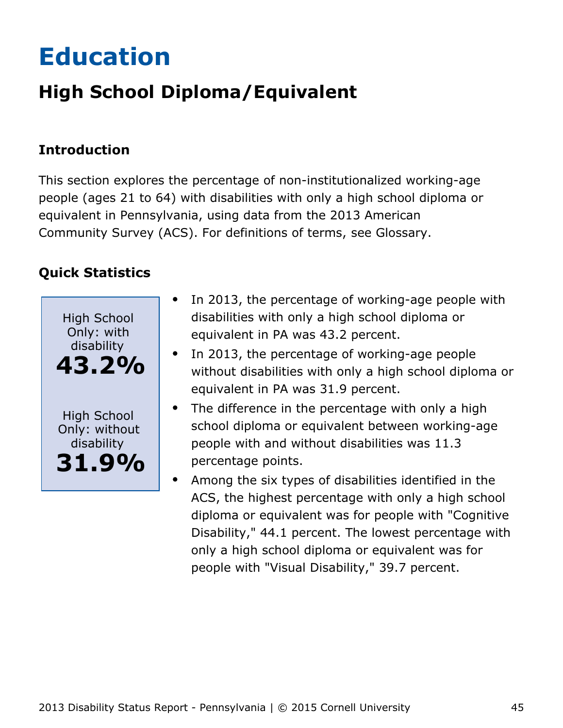# Education

## High School Diploma/Equivalent

### Introduction

This section explores the percentage of non-institutionalized working-age people (ages 21 to 64) with disabilities with only a high school diploma or equivalent in Pennsylvania, using data from the 2013 American Community Survey (ACS). For definitions of terms, see Glossary.

### Quick Statistics

High School Only: with disability
**43.2%**

High School Only: without disability
**31.9%**

- In 2013, the percentage of working-age people with disabilities with only a high school diploma or equivalent in PA was 43.2 percent.
- In 2013, the percentage of working-age people without disabilities with only a high school diploma or equivalent in PA was 31.9 percent.
- The difference in the percentage with only a high school diploma or equivalent between working-age people with and without disabilities was 11.3 percentage points.
- Among the six types of disabilities identified in the ACS, the highest percentage with only a high school diploma or equivalent was for people with "Cognitive Disability," 44.1 percent. The lowest percentage with only a high school diploma or equivalent was for people with "Visual Disability," 39.7 percent.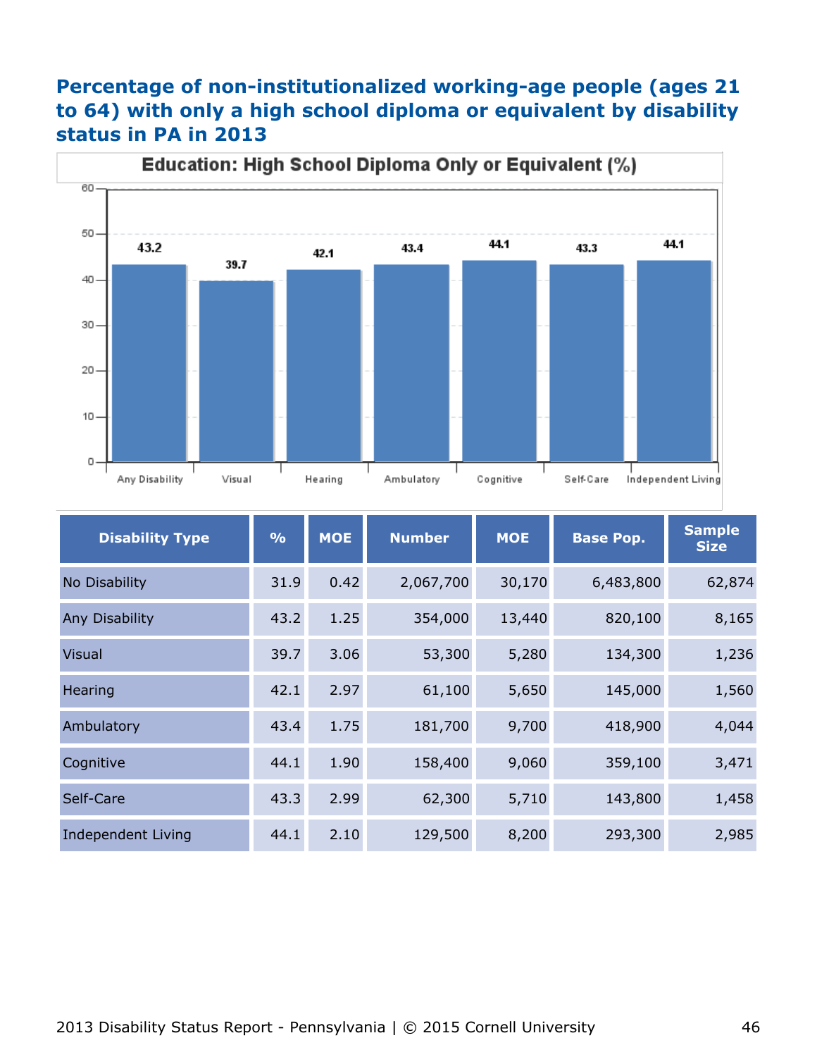## Percentage of non-institutionalized working-age people (ages 21 to 64) with only a high school diploma or equivalent by disability status in PA in 2013

**Education: High School Diploma Only or Equivalent (%)**

| Any Disability | Visual | Hearing | Ambulatory | Cognitive | Self-Care | Independent Living |
|---|---|---|---|---|---|---|
| 43.2 | 39.7 | 42.1 | 43.4 | 44.1 | 43.3 | 44.1 |

| Disability Type | % | MOE | Number | MOE | Base Pop. | Sample Size |
|---|---|---|---|---|---|---|
| No Disability | 31.9 | 0.42 | 2,067,700 | 30,170 | 6,483,800 | 62,874 |
| Any Disability | 43.2 | 1.25 | 354,000 | 13,440 | 820,100 | 8,165 |
| Visual | 39.7 | 3.06 | 53,300 | 5,280 | 134,300 | 1,236 |
| Hearing | 42.1 | 2.97 | 61,100 | 5,650 | 145,000 | 1,560 |
| Ambulatory | 43.4 | 1.75 | 181,700 | 9,700 | 418,900 | 4,044 |
| Cognitive | 44.1 | 1.90 | 158,400 | 9,060 | 359,100 | 3,471 |
| Self-Care | 43.3 | 2.99 | 62,300 | 5,710 | 143,800 | 1,458 |
| Independent Living | 44.1 | 2.10 | 129,500 | 8,200 | 293,300 | 2,985 |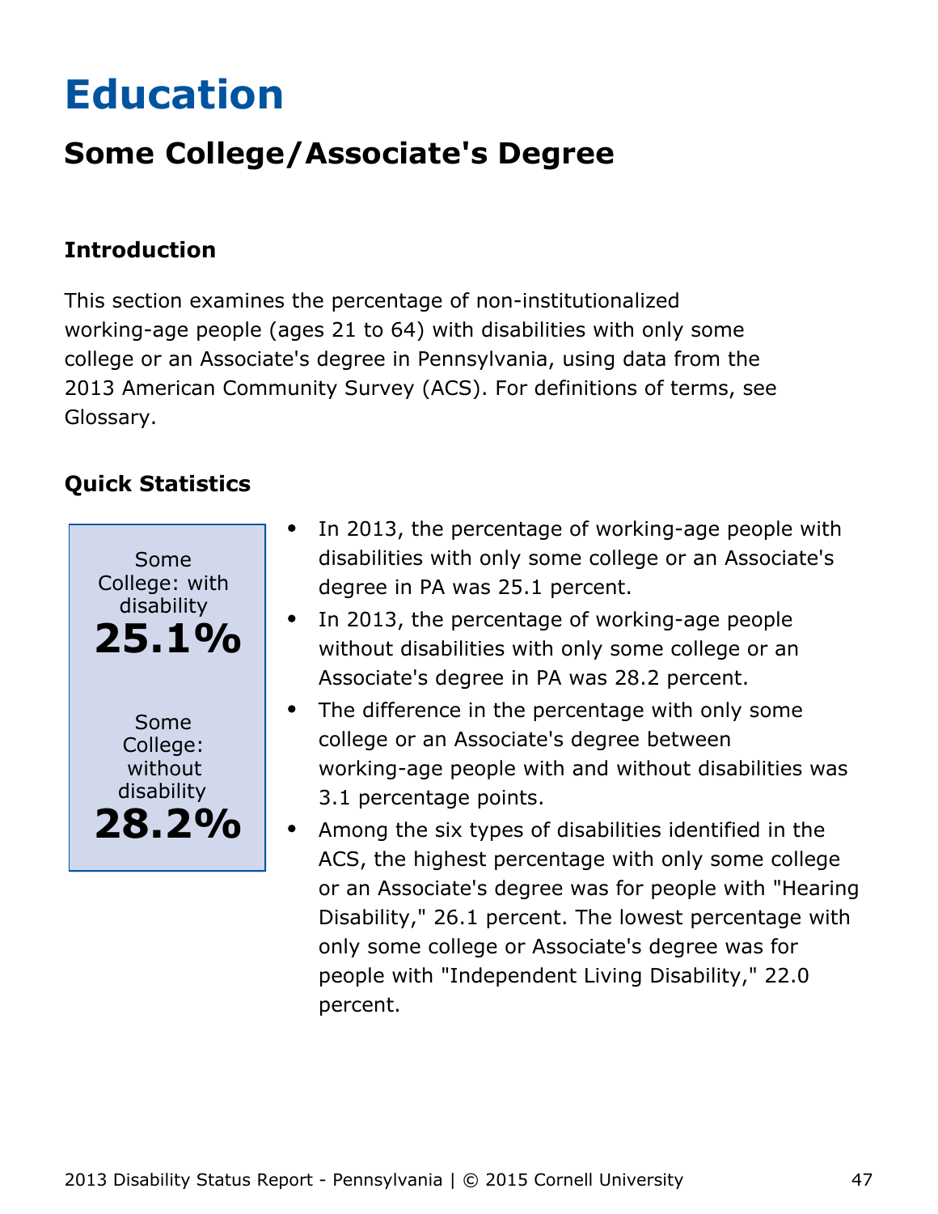# Education

## Some College/Associate's Degree

### Introduction

This section examines the percentage of non-institutionalized working-age people (ages 21 to 64) with disabilities with only some college or an Associate's degree in Pennsylvania, using data from the 2013 American Community Survey (ACS). For definitions of terms, see Glossary.

### Quick Statistics

Some College: with disability
**25.1%**

Some College: without disability
**28.2%**

- In 2013, the percentage of working-age people with disabilities with only some college or an Associate's degree in PA was 25.1 percent.
- In 2013, the percentage of working-age people without disabilities with only some college or an Associate's degree in PA was 28.2 percent.
- The difference in the percentage with only some college or an Associate's degree between working-age people with and without disabilities was 3.1 percentage points.
- Among the six types of disabilities identified in the ACS, the highest percentage with only some college or an Associate's degree was for people with "Hearing Disability," 26.1 percent. The lowest percentage with only some college or Associate's degree was for people with "Independent Living Disability," 22.0 percent.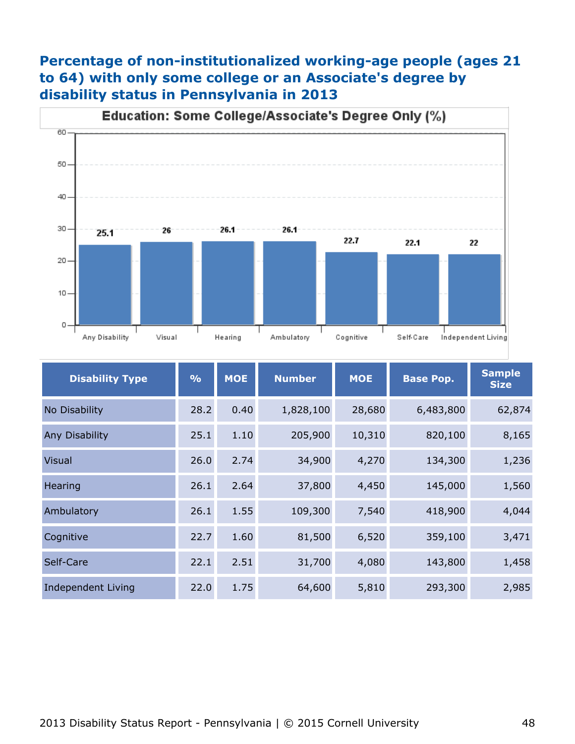## Percentage of non-institutionalized working-age people (ages 21 to 64) with only some college or an Associate's degree by disability status in Pennsylvania in 2013

**Education: Some College/Associate's Degree Only (%)**

| Disability Type | % | MOE | Number | MOE | Base Pop. | Sample Size |
|---|---|---|---|---|---|---|
| No Disability | 28.2 | 0.40 | 1,828,100 | 28,680 | 6,483,800 | 62,874 |
| Any Disability | 25.1 | 1.10 | 205,900 | 10,310 | 820,100 | 8,165 |
| Visual | 26.0 | 2.74 | 34,900 | 4,270 | 134,300 | 1,236 |
| Hearing | 26.1 | 2.64 | 37,800 | 4,450 | 145,000 | 1,560 |
| Ambulatory | 26.1 | 1.55 | 109,300 | 7,540 | 418,900 | 4,044 |
| Cognitive | 22.7 | 1.60 | 81,500 | 6,520 | 359,100 | 3,471 |
| Self-Care | 22.1 | 2.51 | 31,700 | 4,080 | 143,800 | 1,458 |
| Independent Living | 22.0 | 1.75 | 64,600 | 5,810 | 293,300 | 2,985 |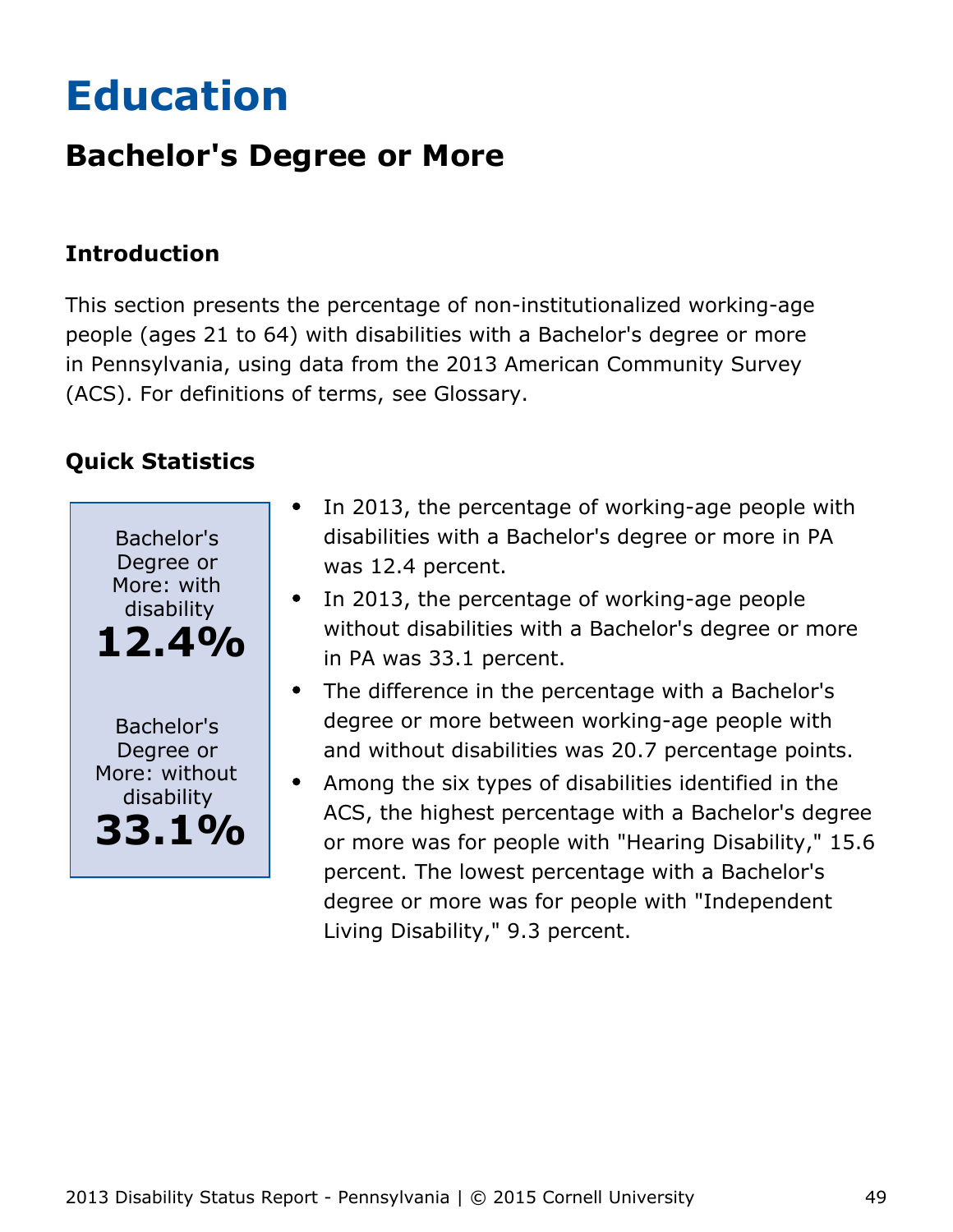# Education

## Bachelor's Degree or More

### Introduction

This section presents the percentage of non-institutionalized working-age people (ages 21 to 64) with disabilities with a Bachelor's degree or more in Pennsylvania, using data from the 2013 American Community Survey (ACS). For definitions of terms, see Glossary.

### Quick Statistics

Bachelor's Degree or More: with disability
**12.4%**

Bachelor's Degree or More: without disability
**33.1%**

- In 2013, the percentage of working-age people with disabilities with a Bachelor's degree or more in PA was 12.4 percent.
- In 2013, the percentage of working-age people without disabilities with a Bachelor's degree or more in PA was 33.1 percent.
- The difference in the percentage with a Bachelor's degree or more between working-age people with and without disabilities was 20.7 percentage points.
- Among the six types of disabilities identified in the ACS, the highest percentage with a Bachelor's degree or more was for people with "Hearing Disability," 15.6 percent. The lowest percentage with a Bachelor's degree or more was for people with "Independent Living Disability," 9.3 percent.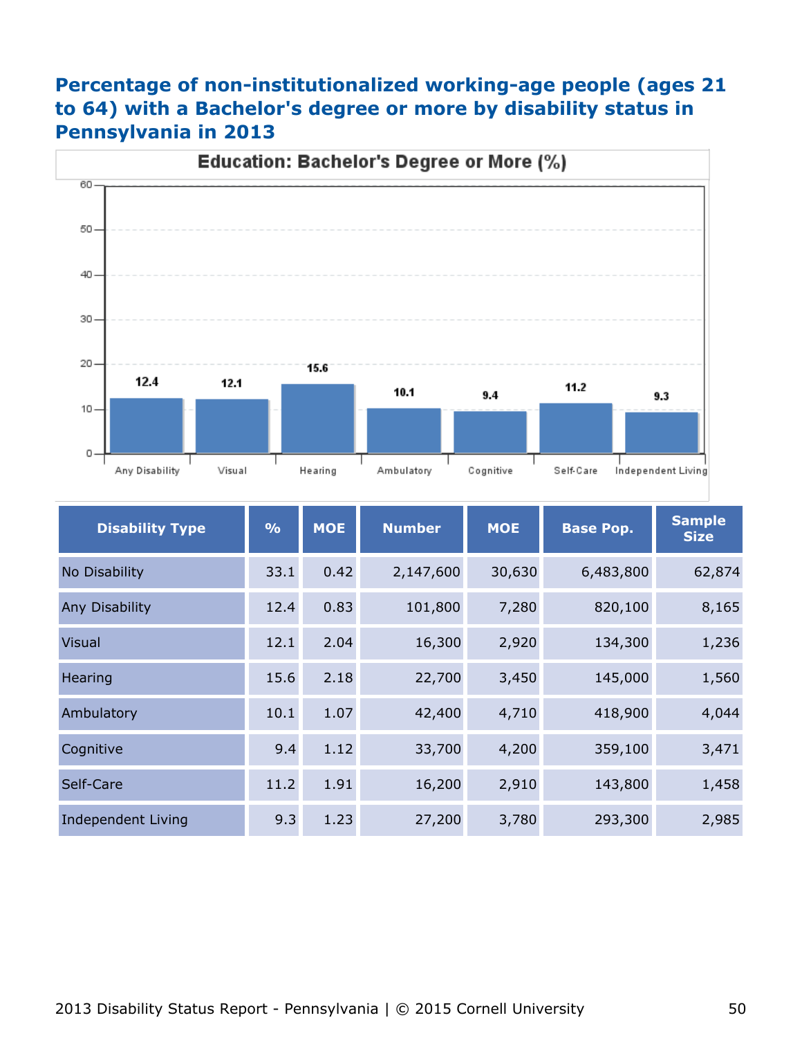# Percentage of non-institutionalized working-age people (ages 21 to 64) with a Bachelor's degree or more by disability status in Pennsylvania in 2013

**Education: Bachelor's Degree or More (%)**

| Any Disability | Visual | Hearing | Ambulatory | Cognitive | Self-Care | Independent Living |
|---|---|---|---|---|---|---|
| 12.4 | 12.1 | 15.6 | 10.1 | 9.4 | 11.2 | 9.3 |

| Disability Type | % | MOE | Number | MOE | Base Pop. | Sample Size |
|---|---|---|---|---|---|---|
| No Disability | 33.1 | 0.42 | 2,147,600 | 30,630 | 6,483,800 | 62,874 |
| Any Disability | 12.4 | 0.83 | 101,800 | 7,280 | 820,100 | 8,165 |
| Visual | 12.1 | 2.04 | 16,300 | 2,920 | 134,300 | 1,236 |
| Hearing | 15.6 | 2.18 | 22,700 | 3,450 | 145,000 | 1,560 |
| Ambulatory | 10.1 | 1.07 | 42,400 | 4,710 | 418,900 | 4,044 |
| Cognitive | 9.4 | 1.12 | 33,700 | 4,200 | 359,100 | 3,471 |
| Self-Care | 11.2 | 1.91 | 16,200 | 2,910 | 143,800 | 1,458 |
| Independent Living | 9.3 | 1.23 | 27,200 | 3,780 | 293,300 | 2,985 |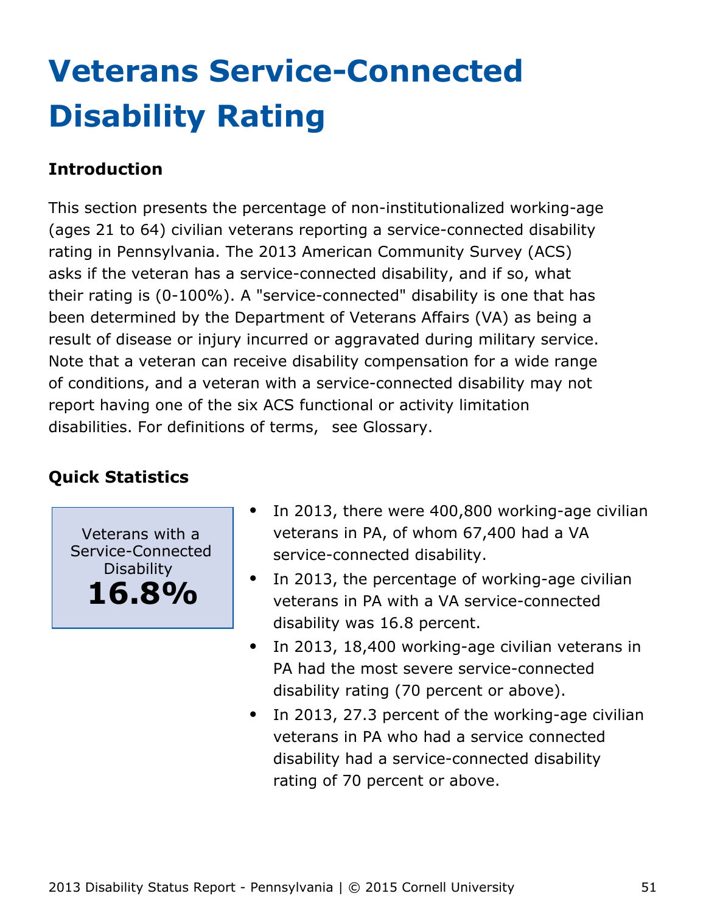# Veterans Service-Connected Disability Rating

## Introduction

This section presents the percentage of non-institutionalized working-age (ages 21 to 64) civilian veterans reporting a service-connected disability rating in Pennsylvania. The 2013 American Community Survey (ACS) asks if the veteran has a service-connected disability, and if so, what their rating is (0-100%). A "service-connected" disability is one that has been determined by the Department of Veterans Affairs (VA) as being a result of disease or injury incurred or aggravated during military service. Note that a veteran can receive disability compensation for a wide range of conditions, and a veteran with a service-connected disability may not report having one of the six ACS functional or activity limitation disabilities. For definitions of terms, see Glossary.

## Quick Statistics

Veterans with a Service-Connected Disability

**16.8%**

- In 2013, there were 400,800 working-age civilian veterans in PA, of whom 67,400 had a VA service-connected disability.
- In 2013, the percentage of working-age civilian veterans in PA with a VA service-connected disability was 16.8 percent.
- In 2013, 18,400 working-age civilian veterans in PA had the most severe service-connected disability rating (70 percent or above).
- In 2013, 27.3 percent of the working-age civilian veterans in PA who had a service connected disability had a service-connected disability rating of 70 percent or above.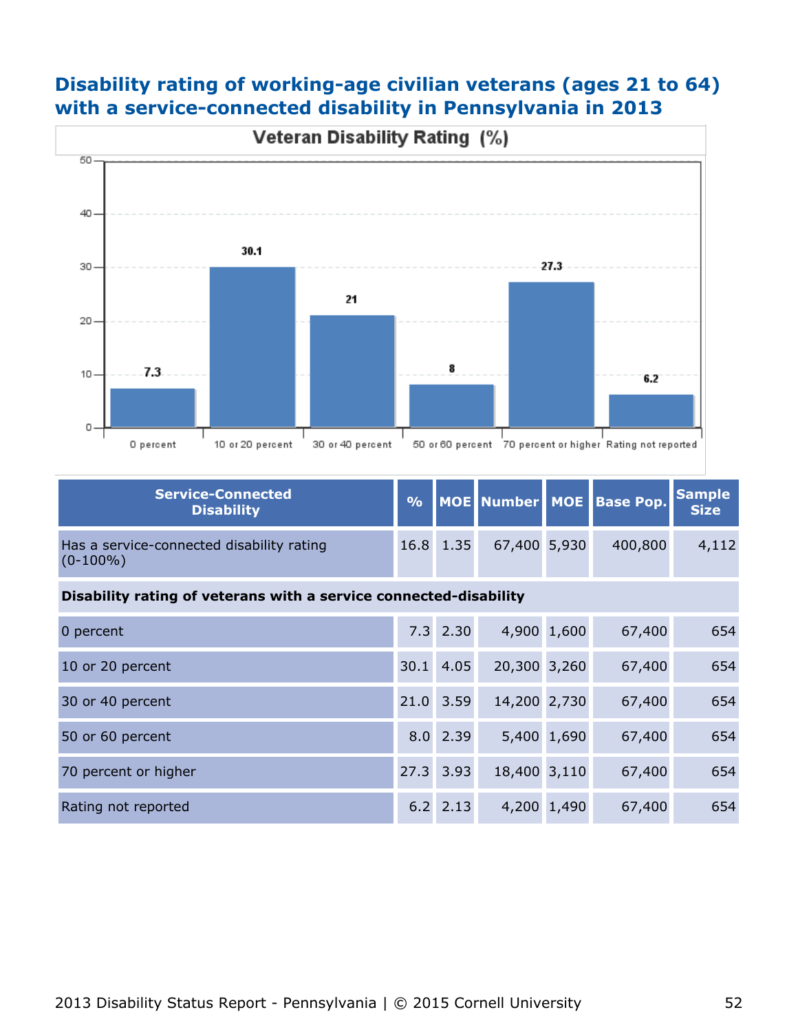## Disability rating of working-age civilian veterans (ages 21 to 64) with a service-connected disability in Pennsylvania in 2013

| Service-Connected Disability | % | MOE | Number | MOE | Base Pop. | Sample Size |
|---|---|---|---|---|---|---|
| Has a service-connected disability rating (0-100%) | 16.8 | 1.35 | 67,400 | 5,930 | 400,800 | 4,112 |
| **Disability rating of veterans with a service connected-disability** | | | | | | |
| 0 percent | 7.3 | 2.30 | 4,900 | 1,600 | 67,400 | 654 |
| 10 or 20 percent | 30.1 | 4.05 | 20,300 | 3,260 | 67,400 | 654 |
| 30 or 40 percent | 21.0 | 3.59 | 14,200 | 2,730 | 67,400 | 654 |
| 50 or 60 percent | 8.0 | 2.39 | 5,400 | 1,690 | 67,400 | 654 |
| 70 percent or higher | 27.3 | 3.93 | 18,400 | 3,110 | 67,400 | 654 |
| Rating not reported | 6.2 | 2.13 | 4,200 | 1,490 | 67,400 | 654 |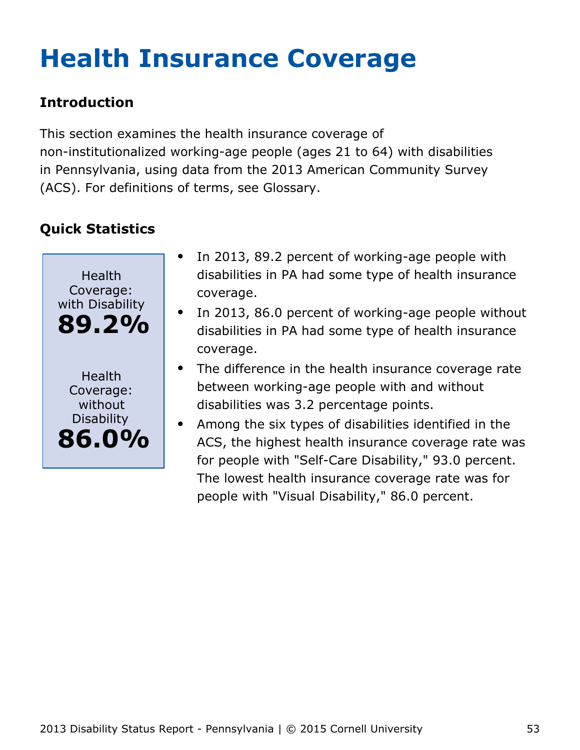# Health Insurance Coverage

## Introduction

This section examines the health insurance coverage of non-institutionalized working-age people (ages 21 to 64) with disabilities in Pennsylvania, using data from the 2013 American Community Survey (ACS). For definitions of terms, see Glossary.

## Quick Statistics

Health Coverage: with Disability
**89.2%**

Health Coverage: without Disability
**86.0%**

- In 2013, 89.2 percent of working-age people with disabilities in PA had some type of health insurance coverage.
- In 2013, 86.0 percent of working-age people without disabilities in PA had some type of health insurance coverage.
- The difference in the health insurance coverage rate between working-age people with and without disabilities was 3.2 percentage points.
- Among the six types of disabilities identified in the ACS, the highest health insurance coverage rate was for people with "Self-Care Disability," 93.0 percent. The lowest health insurance coverage rate was for people with "Visual Disability," 86.0 percent.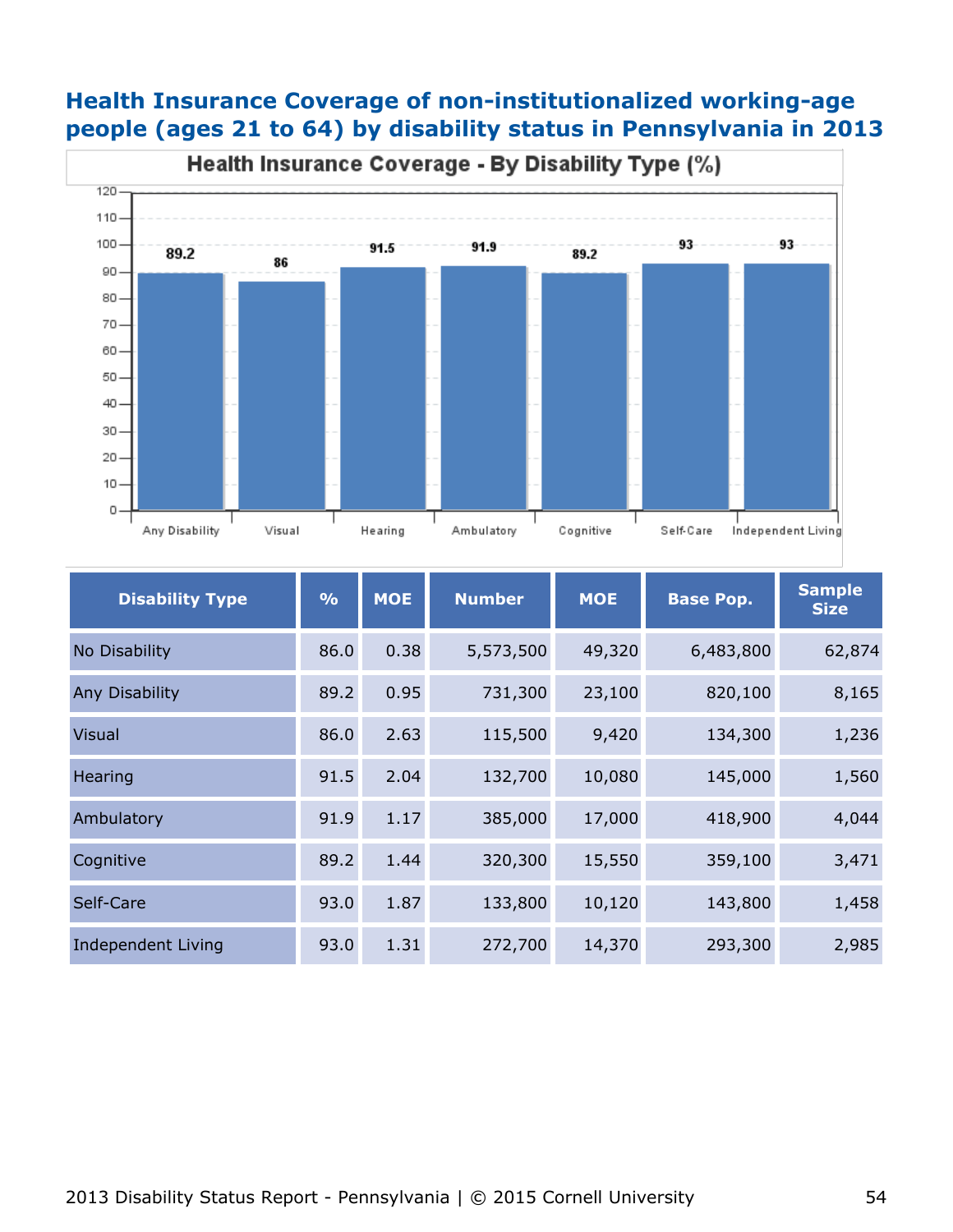## Health Insurance Coverage of non-institutionalized working-age people (ages 21 to 64) by disability status in Pennsylvania in 2013

Health Insurance Coverage - By Disability Type (%)

| Disability Type | % | MOE | Number | MOE | Base Pop. | Sample Size |
|---|---|---|---|---|---|---|
| No Disability | 86.0 | 0.38 | 5,573,500 | 49,320 | 6,483,800 | 62,874 |
| Any Disability | 89.2 | 0.95 | 731,300 | 23,100 | 820,100 | 8,165 |
| Visual | 86.0 | 2.63 | 115,500 | 9,420 | 134,300 | 1,236 |
| Hearing | 91.5 | 2.04 | 132,700 | 10,080 | 145,000 | 1,560 |
| Ambulatory | 91.9 | 1.17 | 385,000 | 17,000 | 418,900 | 4,044 |
| Cognitive | 89.2 | 1.44 | 320,300 | 15,550 | 359,100 | 3,471 |
| Self-Care | 93.0 | 1.87 | 133,800 | 10,120 | 143,800 | 1,458 |
| Independent Living | 93.0 | 1.31 | 272,700 | 14,370 | 293,300 | 2,985 |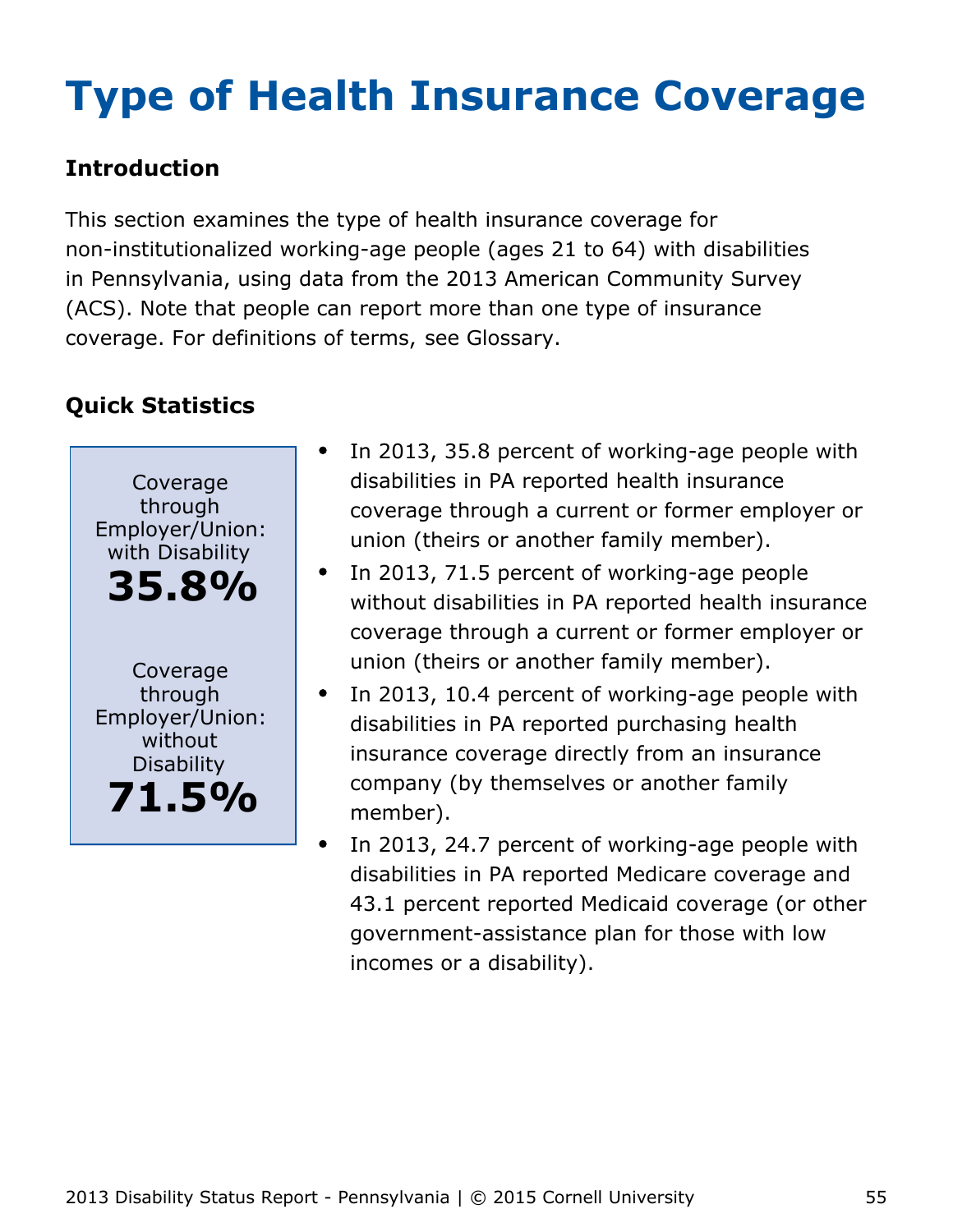# Type of Health Insurance Coverage

## Introduction

This section examines the type of health insurance coverage for non-institutionalized working-age people (ages 21 to 64) with disabilities in Pennsylvania, using data from the 2013 American Community Survey (ACS). Note that people can report more than one type of insurance coverage. For definitions of terms, see Glossary.

## Quick Statistics

Coverage through Employer/Union: with Disability
**35.8%**

Coverage through Employer/Union: without Disability
**71.5%**

- In 2013, 35.8 percent of working-age people with disabilities in PA reported health insurance coverage through a current or former employer or union (theirs or another family member).
- In 2013, 71.5 percent of working-age people without disabilities in PA reported health insurance coverage through a current or former employer or union (theirs or another family member).
- In 2013, 10.4 percent of working-age people with disabilities in PA reported purchasing health insurance coverage directly from an insurance company (by themselves or another family member).
- In 2013, 24.7 percent of working-age people with disabilities in PA reported Medicare coverage and 43.1 percent reported Medicaid coverage (or other government-assistance plan for those with low incomes or a disability).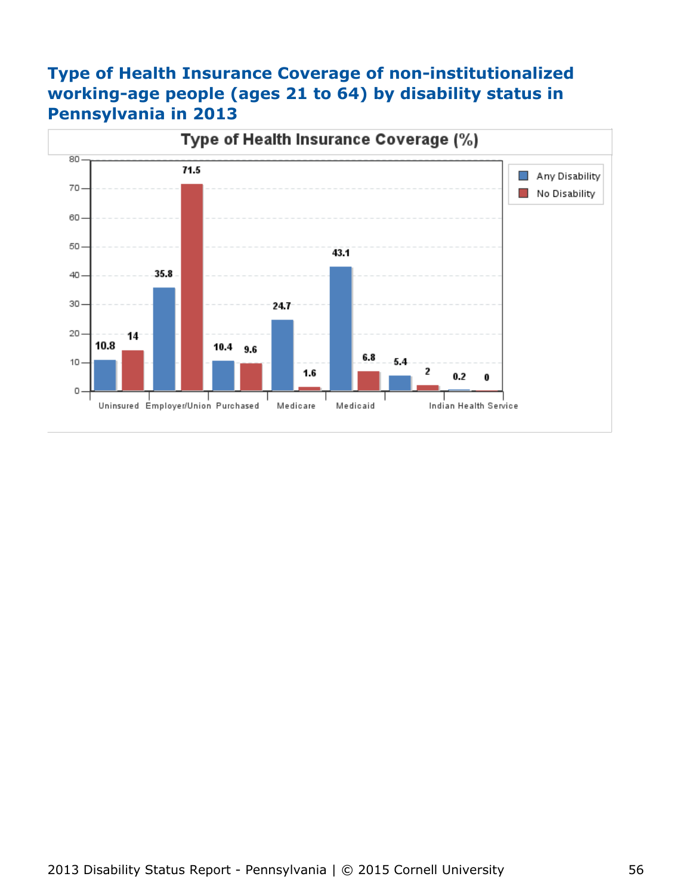## Type of Health Insurance Coverage of non-institutionalized working-age people (ages 21 to 64) by disability status in Pennsylvania in 2013

**Type of Health Insurance Coverage (%)**

| Type of Coverage | Any Disability | No Disability |
|---|---|---|
| Uninsured | 10.8 | 14 |
| Employer/Union | 35.8 | 71.5 |
| Purchased | 10.4 | 9.6 |
| Medicare | 24.7 | 1.6 |
| Medicaid | 43.1 | 6.8 |
| | 5.4 | 2 |
| Indian Health Service | 0.2 | 0 |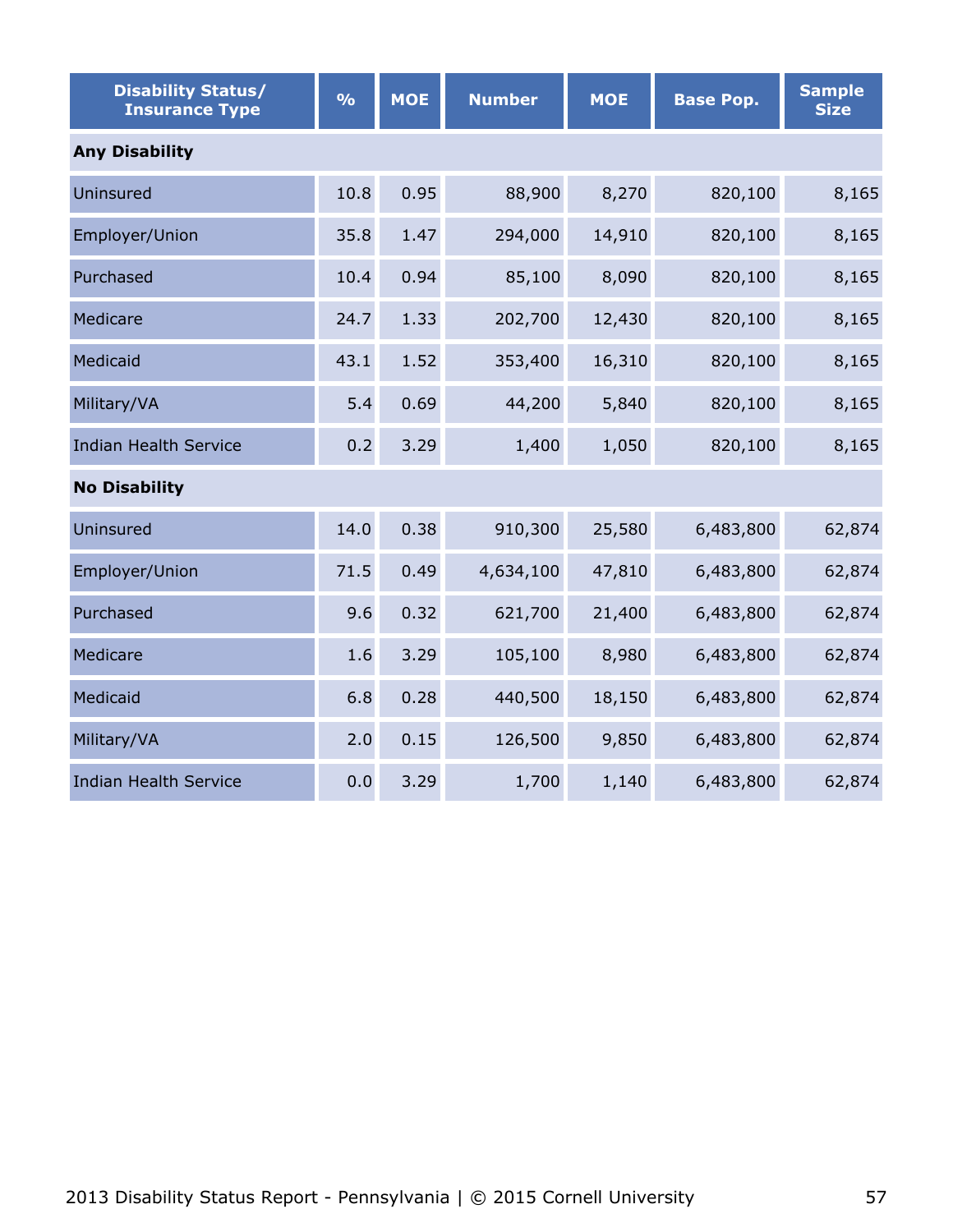| Disability Status/ Insurance Type | % | MOE | Number | MOE | Base Pop. | Sample Size |
|---|---|---|---|---|---|---|
| **Any Disability** | | | | | | |
| Uninsured | 10.8 | 0.95 | 88,900 | 8,270 | 820,100 | 8,165 |
| Employer/Union | 35.8 | 1.47 | 294,000 | 14,910 | 820,100 | 8,165 |
| Purchased | 10.4 | 0.94 | 85,100 | 8,090 | 820,100 | 8,165 |
| Medicare | 24.7 | 1.33 | 202,700 | 12,430 | 820,100 | 8,165 |
| Medicaid | 43.1 | 1.52 | 353,400 | 16,310 | 820,100 | 8,165 |
| Military/VA | 5.4 | 0.69 | 44,200 | 5,840 | 820,100 | 8,165 |
| Indian Health Service | 0.2 | 3.29 | 1,400 | 1,050 | 820,100 | 8,165 |
| **No Disability** | | | | | | |
| Uninsured | 14.0 | 0.38 | 910,300 | 25,580 | 6,483,800 | 62,874 |
| Employer/Union | 71.5 | 0.49 | 4,634,100 | 47,810 | 6,483,800 | 62,874 |
| Purchased | 9.6 | 0.32 | 621,700 | 21,400 | 6,483,800 | 62,874 |
| Medicare | 1.6 | 3.29 | 105,100 | 8,980 | 6,483,800 | 62,874 |
| Medicaid | 6.8 | 0.28 | 440,500 | 18,150 | 6,483,800 | 62,874 |
| Military/VA | 2.0 | 0.15 | 126,500 | 9,850 | 6,483,800 | 62,874 |
| Indian Health Service | 0.0 | 3.29 | 1,700 | 1,140 | 6,483,800 | 62,874 |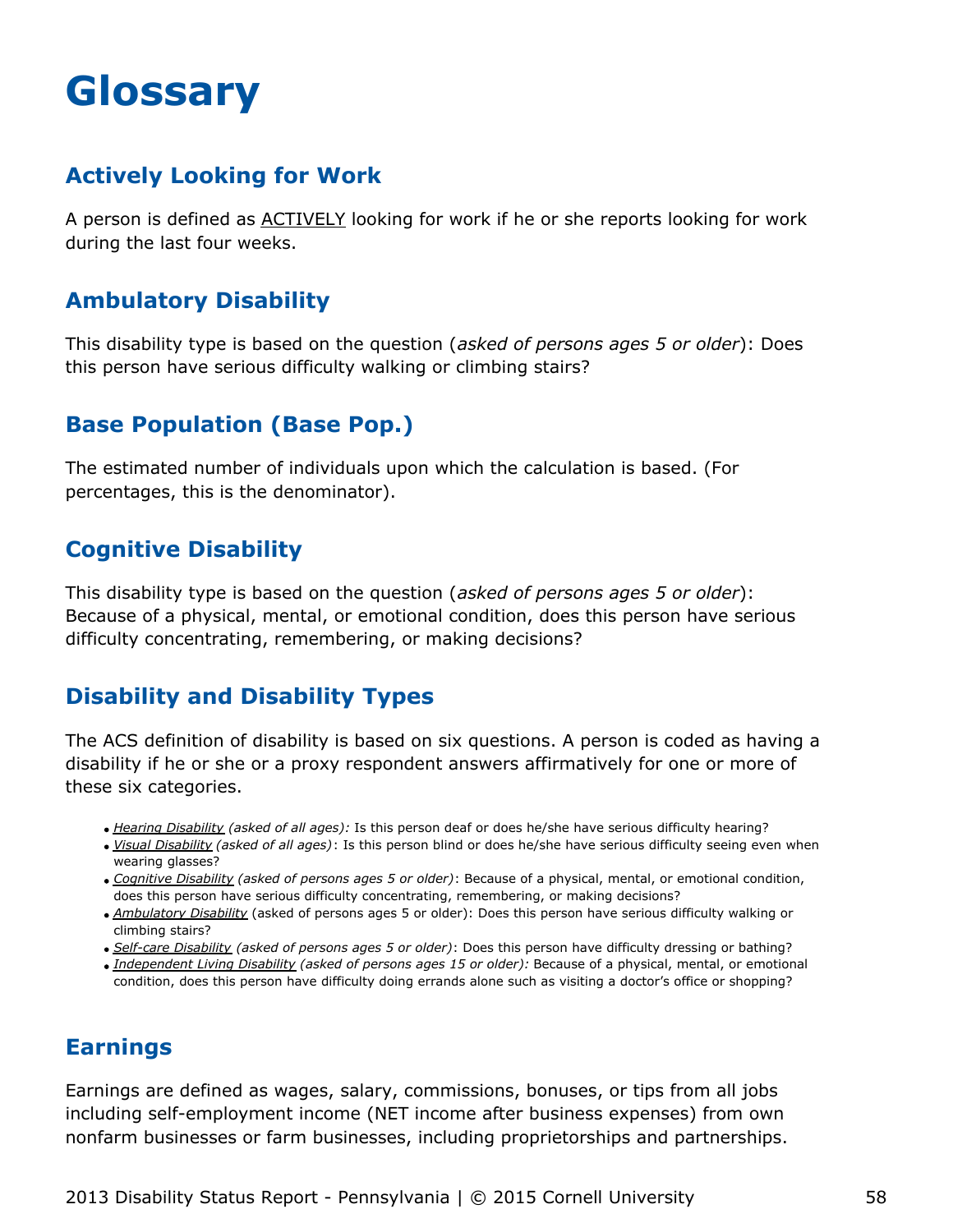# Glossary

## Actively Looking for Work

A person is defined as <u>ACTIVELY</u> looking for work if he or she reports looking for work during the last four weeks.

## Ambulatory Disability

This disability type is based on the question (*asked of persons ages 5 or older*): Does this person have serious difficulty walking or climbing stairs?

## Base Population (Base Pop.)

The estimated number of individuals upon which the calculation is based. (For percentages, this is the denominator).

## Cognitive Disability

This disability type is based on the question (*asked of persons ages 5 or older*): Because of a physical, mental, or emotional condition, does this person have serious difficulty concentrating, remembering, or making decisions?

## Disability and Disability Types

The ACS definition of disability is based on six questions. A person is coded as having a disability if he or she or a proxy respondent answers affirmatively for one or more of these six categories.

- *<u>Hearing Disability</u> (asked of all ages):* Is this person deaf or does he/she have serious difficulty hearing?
- *<u>Visual Disability</u> (asked of all ages)*: Is this person blind or does he/she have serious difficulty seeing even when wearing glasses?
- *<u>Cognitive Disability</u> (asked of persons ages 5 or older)*: Because of a physical, mental, or emotional condition, does this person have serious difficulty concentrating, remembering, or making decisions?
- *<u>Ambulatory Disability</u>* (asked of persons ages 5 or older): Does this person have serious difficulty walking or climbing stairs?
- *<u>Self-care Disability</u> (asked of persons ages 5 or older)*: Does this person have difficulty dressing or bathing?
- *<u>Independent Living Disability</u> (asked of persons ages 15 or older):* Because of a physical, mental, or emotional condition, does this person have difficulty doing errands alone such as visiting a doctor's office or shopping?

## Earnings

Earnings are defined as wages, salary, commissions, bonuses, or tips from all jobs including self-employment income (NET income after business expenses) from own nonfarm businesses or farm businesses, including proprietorships and partnerships.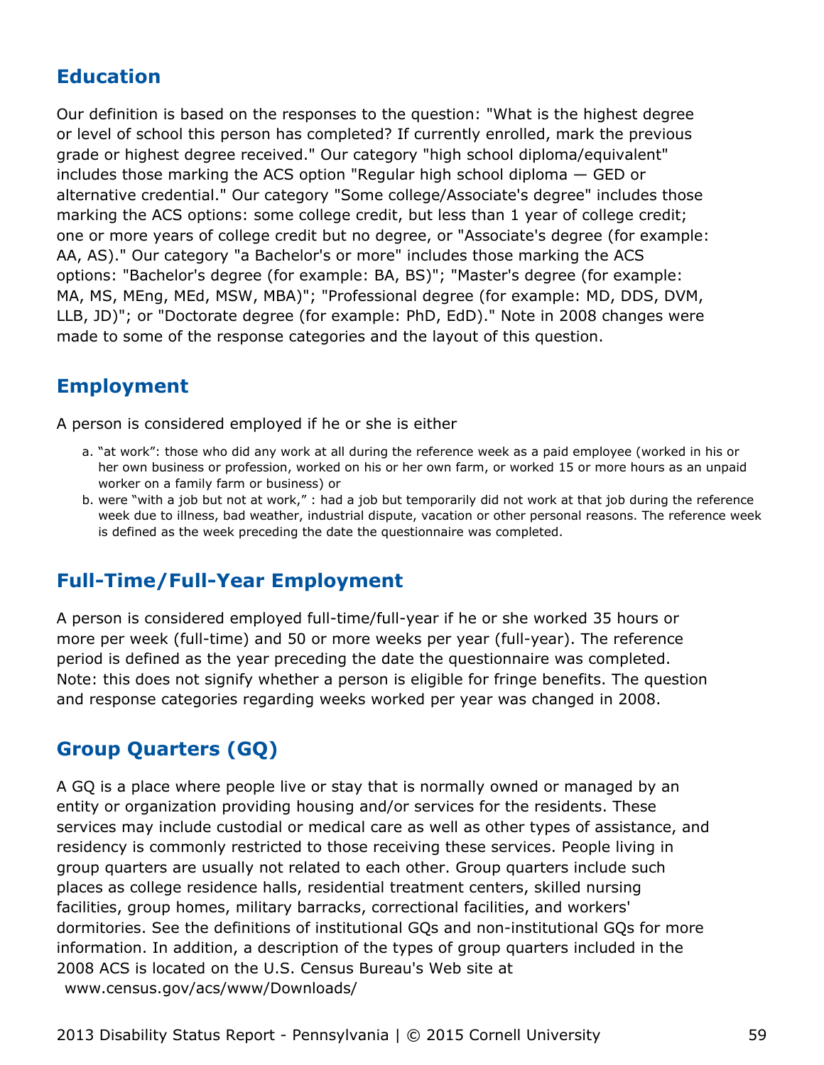## Education

Our definition is based on the responses to the question: "What is the highest degree or level of school this person has completed? If currently enrolled, mark the previous grade or highest degree received." Our category "high school diploma/equivalent" includes those marking the ACS option "Regular high school diploma — GED or alternative credential." Our category "Some college/Associate's degree" includes those marking the ACS options: some college credit, but less than 1 year of college credit; one or more years of college credit but no degree, or "Associate's degree (for example: AA, AS)." Our category "a Bachelor's or more" includes those marking the ACS options: "Bachelor's degree (for example: BA, BS)"; "Master's degree (for example: MA, MS, MEng, MEd, MSW, MBA)"; "Professional degree (for example: MD, DDS, DVM, LLB, JD)"; or "Doctorate degree (for example: PhD, EdD)." Note in 2008 changes were made to some of the response categories and the layout of this question.

## Employment

A person is considered employed if he or she is either

a. "at work": those who did any work at all during the reference week as a paid employee (worked in his or her own business or profession, worked on his or her own farm, or worked 15 or more hours as an unpaid worker on a family farm or business) or
b. were "with a job but not at work," : had a job but temporarily did not work at that job during the reference week due to illness, bad weather, industrial dispute, vacation or other personal reasons. The reference week is defined as the week preceding the date the questionnaire was completed.

## Full-Time/Full-Year Employment

A person is considered employed full-time/full-year if he or she worked 35 hours or more per week (full-time) and 50 or more weeks per year (full-year). The reference period is defined as the year preceding the date the questionnaire was completed. Note: this does not signify whether a person is eligible for fringe benefits. The question and response categories regarding weeks worked per year was changed in 2008.

## Group Quarters (GQ)

A GQ is a place where people live or stay that is normally owned or managed by an entity or organization providing housing and/or services for the residents. These services may include custodial or medical care as well as other types of assistance, and residency is commonly restricted to those receiving these services. People living in group quarters are usually not related to each other. Group quarters include such places as college residence halls, residential treatment centers, skilled nursing facilities, group homes, military barracks, correctional facilities, and workers' dormitories. See the definitions of institutional GQs and non-institutional GQs for more information. In addition, a description of the types of group quarters included in the 2008 ACS is located on the U.S. Census Bureau's Web site at www.census.gov/acs/www/Downloads/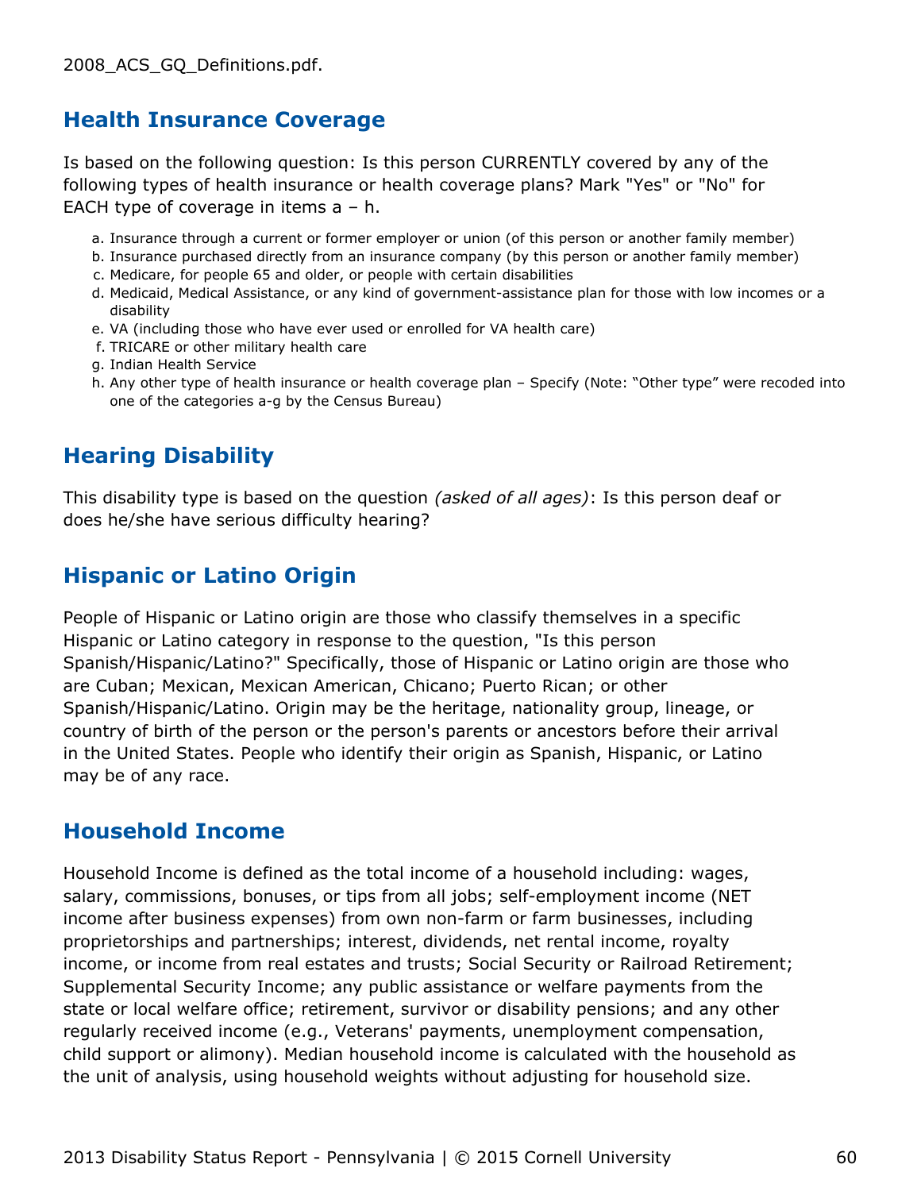2008_ACS_GQ_Definitions.pdf.

## Health Insurance Coverage

Is based on the following question: Is this person CURRENTLY covered by any of the following types of health insurance or health coverage plans? Mark "Yes" or "No" for EACH type of coverage in items a – h.

a. Insurance through a current or former employer or union (of this person or another family member)
b. Insurance purchased directly from an insurance company (by this person or another family member)
c. Medicare, for people 65 and older, or people with certain disabilities
d. Medicaid, Medical Assistance, or any kind of government-assistance plan for those with low incomes or a disability
e. VA (including those who have ever used or enrolled for VA health care)
f. TRICARE or other military health care
g. Indian Health Service
h. Any other type of health insurance or health coverage plan – Specify (Note: "Other type" were recoded into one of the categories a-g by the Census Bureau)

## Hearing Disability

This disability type is based on the question *(asked of all ages)*: Is this person deaf or does he/she have serious difficulty hearing?

## Hispanic or Latino Origin

People of Hispanic or Latino origin are those who classify themselves in a specific Hispanic or Latino category in response to the question, "Is this person Spanish/Hispanic/Latino?" Specifically, those of Hispanic or Latino origin are those who are Cuban; Mexican, Mexican American, Chicano; Puerto Rican; or other Spanish/Hispanic/Latino. Origin may be the heritage, nationality group, lineage, or country of birth of the person or the person's parents or ancestors before their arrival in the United States. People who identify their origin as Spanish, Hispanic, or Latino may be of any race.

## Household Income

Household Income is defined as the total income of a household including: wages, salary, commissions, bonuses, or tips from all jobs; self-employment income (NET income after business expenses) from own non-farm or farm businesses, including proprietorships and partnerships; interest, dividends, net rental income, royalty income, or income from real estates and trusts; Social Security or Railroad Retirement; Supplemental Security Income; any public assistance or welfare payments from the state or local welfare office; retirement, survivor or disability pensions; and any other regularly received income (e.g., Veterans' payments, unemployment compensation, child support or alimony). Median household income is calculated with the household as the unit of analysis, using household weights without adjusting for household size.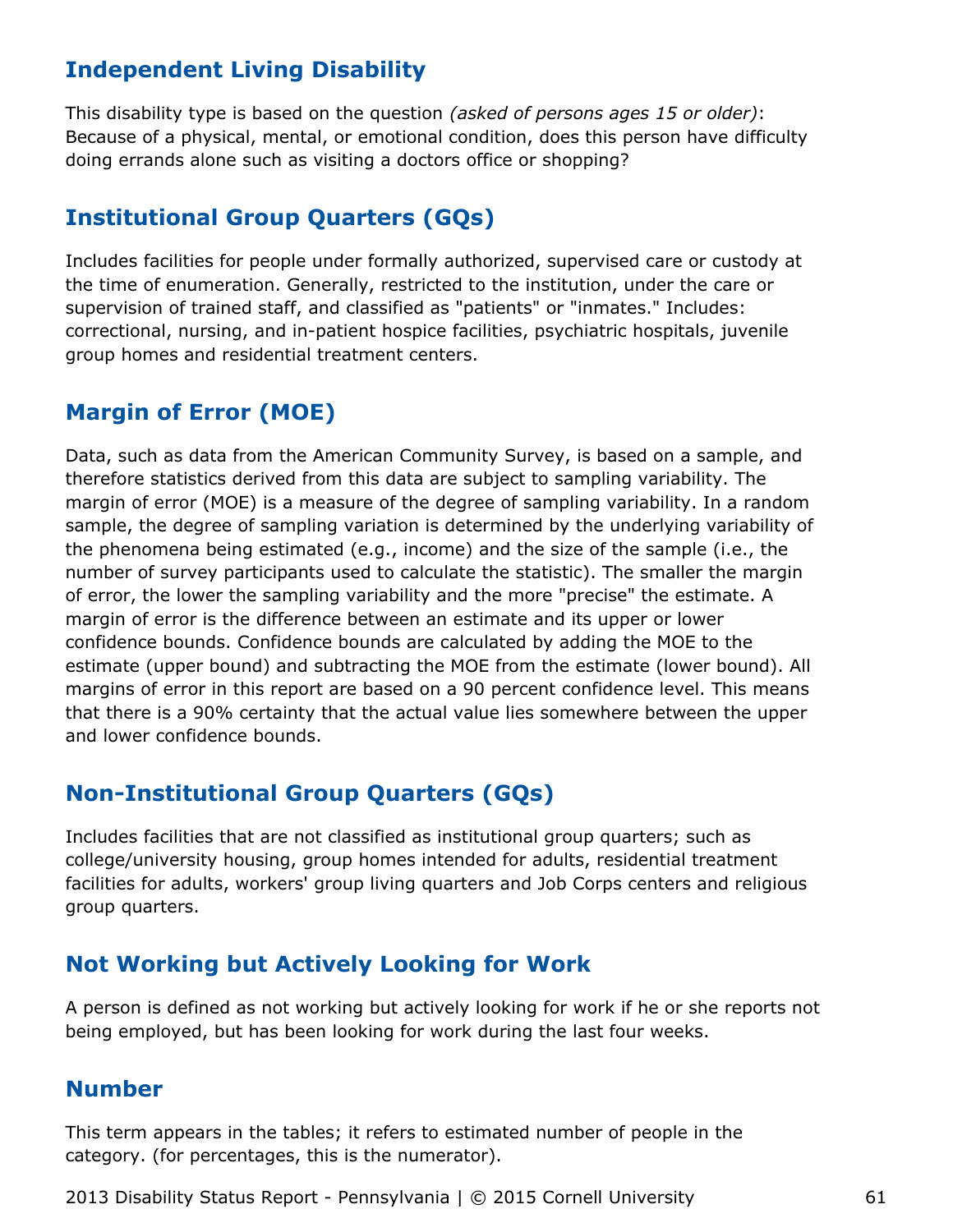## Independent Living Disability

This disability type is based on the question *(asked of persons ages 15 or older)*: Because of a physical, mental, or emotional condition, does this person have difficulty doing errands alone such as visiting a doctors office or shopping?

## Institutional Group Quarters (GQs)

Includes facilities for people under formally authorized, supervised care or custody at the time of enumeration. Generally, restricted to the institution, under the care or supervision of trained staff, and classified as "patients" or "inmates." Includes: correctional, nursing, and in-patient hospice facilities, psychiatric hospitals, juvenile group homes and residential treatment centers.

## Margin of Error (MOE)

Data, such as data from the American Community Survey, is based on a sample, and therefore statistics derived from this data are subject to sampling variability. The margin of error (MOE) is a measure of the degree of sampling variability. In a random sample, the degree of sampling variation is determined by the underlying variability of the phenomena being estimated (e.g., income) and the size of the sample (i.e., the number of survey participants used to calculate the statistic). The smaller the margin of error, the lower the sampling variability and the more "precise" the estimate. A margin of error is the difference between an estimate and its upper or lower confidence bounds. Confidence bounds are calculated by adding the MOE to the estimate (upper bound) and subtracting the MOE from the estimate (lower bound). All margins of error in this report are based on a 90 percent confidence level. This means that there is a 90% certainty that the actual value lies somewhere between the upper and lower confidence bounds.

## Non-Institutional Group Quarters (GQs)

Includes facilities that are not classified as institutional group quarters; such as college/university housing, group homes intended for adults, residential treatment facilities for adults, workers' group living quarters and Job Corps centers and religious group quarters.

## Not Working but Actively Looking for Work

A person is defined as not working but actively looking for work if he or she reports not being employed, but has been looking for work during the last four weeks.

## Number

This term appears in the tables; it refers to estimated number of people in the category. (for percentages, this is the numerator).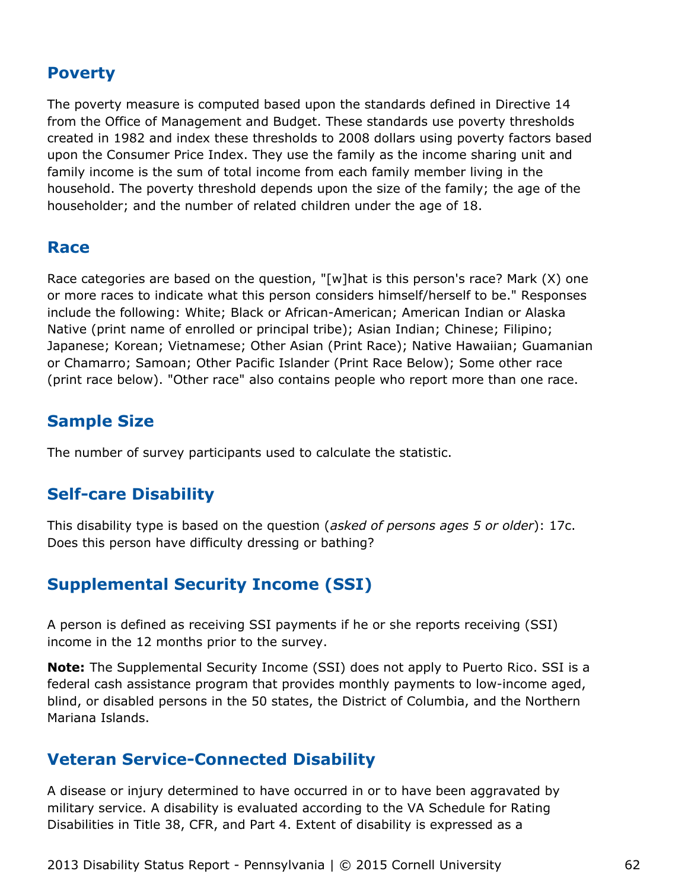## Poverty

The poverty measure is computed based upon the standards defined in Directive 14 from the Office of Management and Budget. These standards use poverty thresholds created in 1982 and index these thresholds to 2008 dollars using poverty factors based upon the Consumer Price Index. They use the family as the income sharing unit and family income is the sum of total income from each family member living in the household. The poverty threshold depends upon the size of the family; the age of the householder; and the number of related children under the age of 18.

## Race

Race categories are based on the question, "[w]hat is this person's race? Mark (X) one or more races to indicate what this person considers himself/herself to be." Responses include the following: White; Black or African-American; American Indian or Alaska Native (print name of enrolled or principal tribe); Asian Indian; Chinese; Filipino; Japanese; Korean; Vietnamese; Other Asian (Print Race); Native Hawaiian; Guamanian or Chamarro; Samoan; Other Pacific Islander (Print Race Below); Some other race (print race below). "Other race" also contains people who report more than one race.

## Sample Size

The number of survey participants used to calculate the statistic.

## Self-care Disability

This disability type is based on the question (*asked of persons ages 5 or older*): 17c. Does this person have difficulty dressing or bathing?

## Supplemental Security Income (SSI)

A person is defined as receiving SSI payments if he or she reports receiving (SSI) income in the 12 months prior to the survey.

**Note:** The Supplemental Security Income (SSI) does not apply to Puerto Rico. SSI is a federal cash assistance program that provides monthly payments to low-income aged, blind, or disabled persons in the 50 states, the District of Columbia, and the Northern Mariana Islands.

## Veteran Service-Connected Disability

A disease or injury determined to have occurred in or to have been aggravated by military service. A disability is evaluated according to the VA Schedule for Rating Disabilities in Title 38, CFR, and Part 4. Extent of disability is expressed as a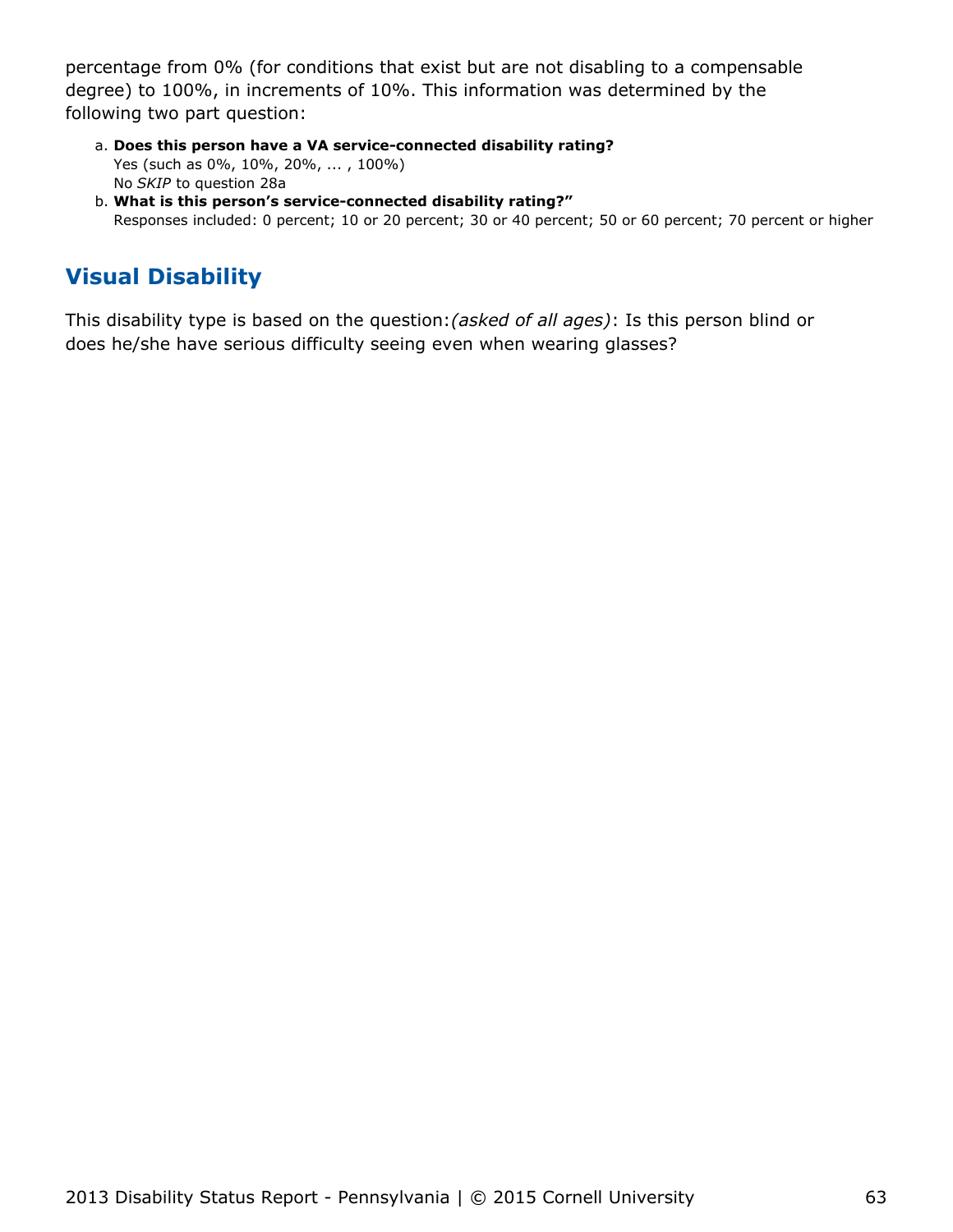percentage from 0% (for conditions that exist but are not disabling to a compensable degree) to 100%, in increments of 10%. This information was determined by the following two part question:

a. **Does this person have a VA service-connected disability rating?**
   Yes (such as 0%, 10%, 20%, ... , 100%)
   No *SKIP* to question 28a
b. **What is this person's service-connected disability rating?"**
   Responses included: 0 percent; 10 or 20 percent; 30 or 40 percent; 50 or 60 percent; 70 percent or higher

## Visual Disability

This disability type is based on the question:*(asked of all ages)*: Is this person blind or does he/she have serious difficulty seeing even when wearing glasses?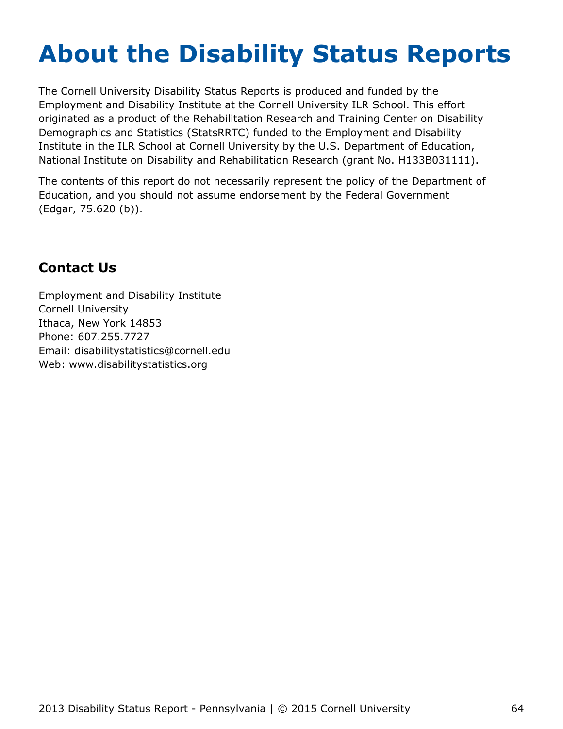# About the Disability Status Reports

The Cornell University Disability Status Reports is produced and funded by the Employment and Disability Institute at the Cornell University ILR School. This effort originated as a product of the Rehabilitation Research and Training Center on Disability Demographics and Statistics (StatsRRTC) funded to the Employment and Disability Institute in the ILR School at Cornell University by the U.S. Department of Education, National Institute on Disability and Rehabilitation Research (grant No. H133B031111).

The contents of this report do not necessarily represent the policy of the Department of Education, and you should not assume endorsement by the Federal Government (Edgar, 75.620 (b)).

## Contact Us

Employment and Disability Institute
Cornell University
Ithaca, New York 14853
Phone: 607.255.7727
Email: disabilitystatistics@cornell.edu
Web: www.disabilitystatistics.org